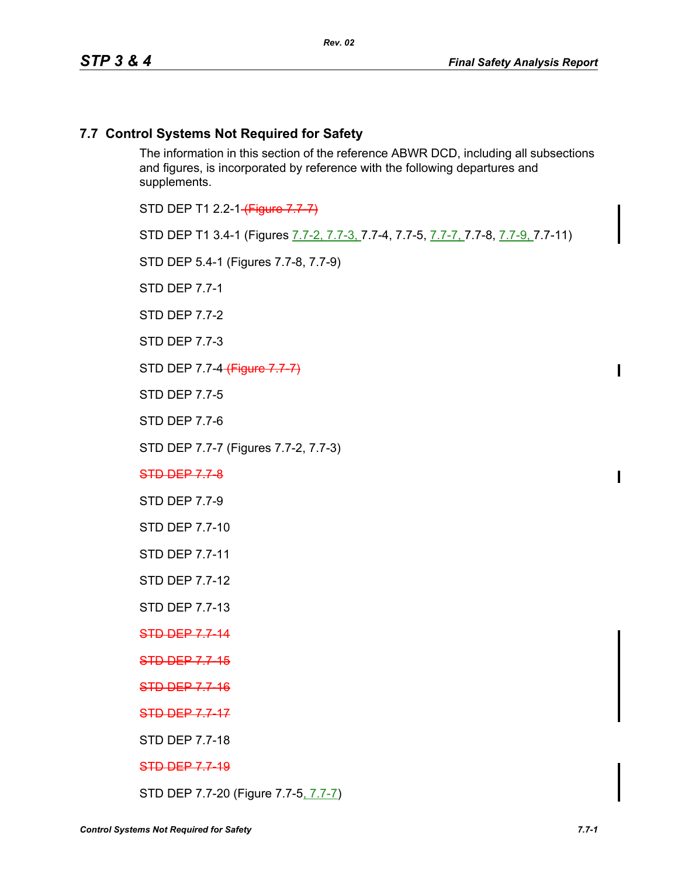## 7.7 Control Systems Not Required for Safety

The information in this section of the reference ABWR DCD, including all subsections and figures, is incorporated by reference with the following departures and supplements.

STD DEP T1 2.2-1 ~~(Figure 7.7-7)~~

STD DEP T1 3.4-1 (Figures 7.7-2, 7.7-3, 7.7-4, 7.7-5, 7.7-7, 7.7-8, 7.7-9, 7.7-11)

STD DEP 5.4-1 (Figures 7.7-8, 7.7-9)

STD DEP 7.7-1

STD DEP 7.7-2

STD DEP 7.7-3

STD DEP 7.7-4 ~~(Figure 7.7-7)~~

STD DEP 7.7-5

STD DEP 7.7-6

STD DEP 7.7-7 (Figures 7.7-2, 7.7-3)

~~STD DEP 7.7-8~~

STD DEP 7.7-9

STD DEP 7.7-10

STD DEP 7.7-11

STD DEP 7.7-12

STD DEP 7.7-13

~~STD DEP 7.7-14~~

~~STD DEP 7.7-15~~

~~STD DEP 7.7-16~~

~~STD DEP 7.7-17~~

STD DEP 7.7-18

~~STD DEP 7.7-19~~

STD DEP 7.7-20 (Figure 7.7-5, 7.7-7)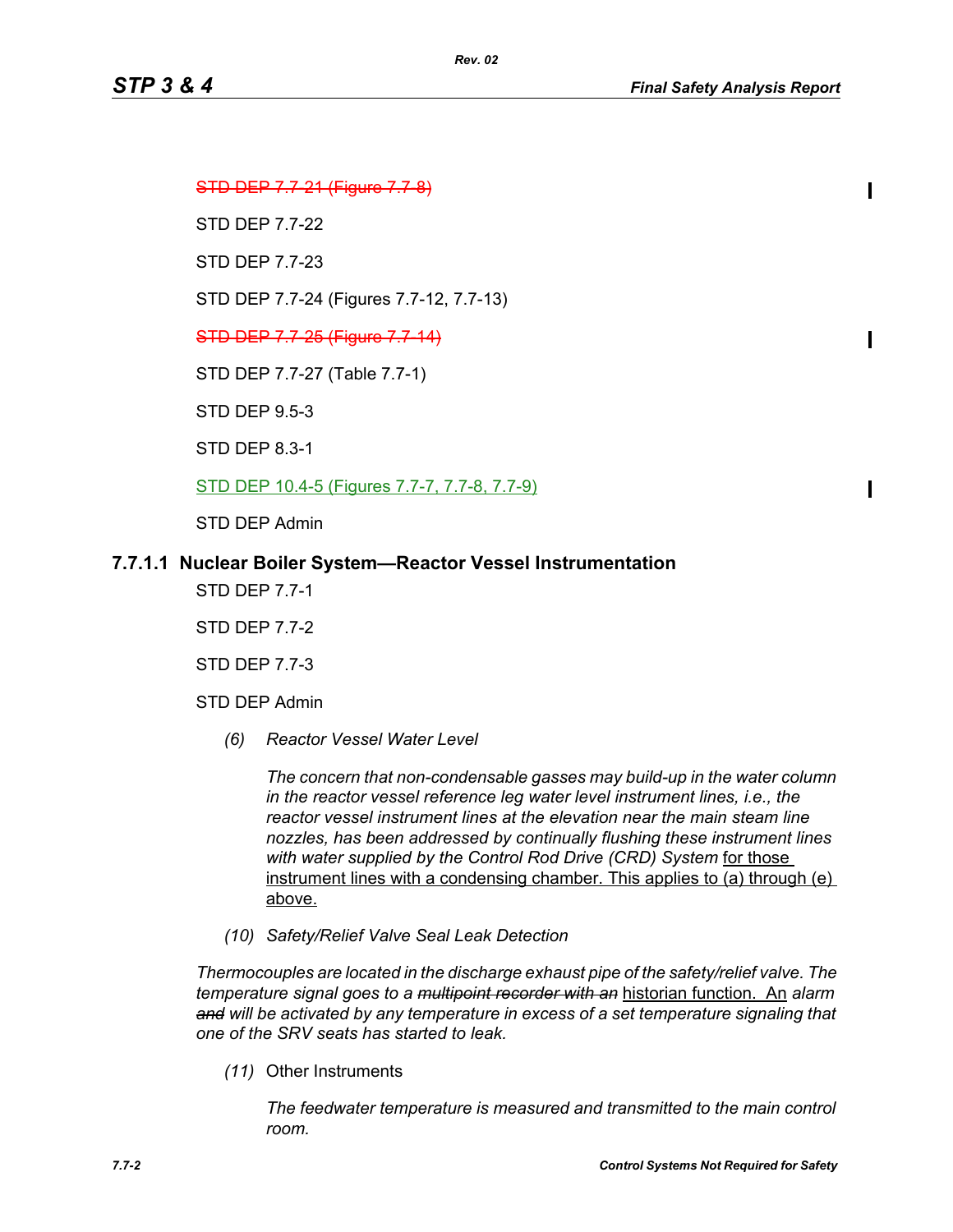~~STD DEP 7.7-21 (Figure 7.7-8)~~

STD DEP 7.7-22

STD DEP 7.7-23

STD DEP 7.7-24 (Figures 7.7-12, 7.7-13)

~~STD DEP 7.7-25 (Figure 7.7-14)~~

STD DEP 7.7-27 (Table 7.7-1)

STD DEP 9.5-3

STD DEP 8.3-1

<u>STD DEP 10.4-5 (Figures 7.7-7, 7.7-8, 7.7-9)</u>

STD DEP Admin

### 7.7.1.1 Nuclear Boiler System—Reactor Vessel Instrumentation

STD DEP 7.7-1

STD DEP 7.7-2

STD DEP 7.7-3

STD DEP Admin

*(6) Reactor Vessel Water Level*

*The concern that non-condensable gasses may build-up in the water column in the reactor vessel reference leg water level instrument lines, i.e., the reactor vessel instrument lines at the elevation near the main steam line nozzles, has been addressed by continually flushing these instrument lines with water supplied by the Control Rod Drive (CRD) System* <u>for those instrument lines with a condensing chamber. This applies to (a) through (e) above.</u>

*(10) Safety/Relief Valve Seal Leak Detection*

*Thermocouples are located in the discharge exhaust pipe of the safety/relief valve. The temperature signal goes to a ~~multipoint recorder with an~~* <u>historian function. An</u> *alarm ~~and~~ will be activated by any temperature in excess of a set temperature signaling that one of the SRV seats has started to leak.*

*(11)* Other Instruments

*The feedwater temperature is measured and transmitted to the main control room.*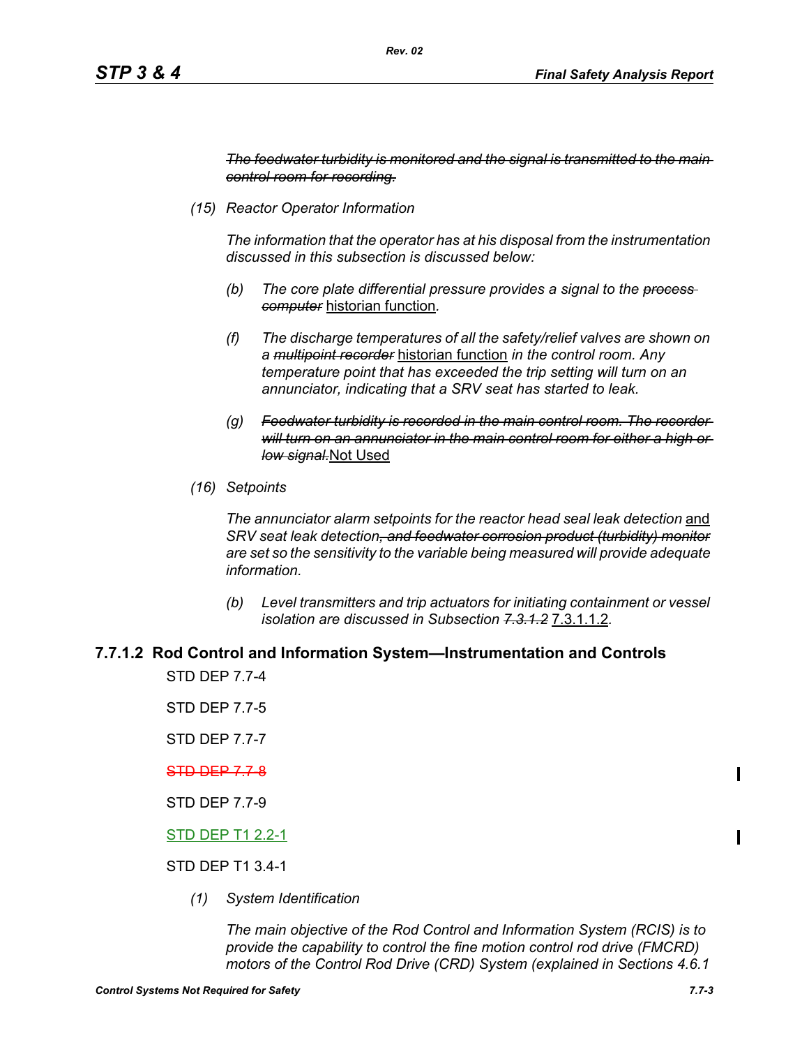~~*The feedwater turbidity is monitored and the signal is transmitted to the main control room for recording.*~~

*(15) Reactor Operator Information*

*The information that the operator has at his disposal from the instrumentation discussed in this subsection is discussed below:*

*(b) The core plate differential pressure provides a signal to the* ~~*process computer*~~ historian function*.*

*(f) The discharge temperatures of all the safety/relief valves are shown on a* ~~*multipoint recorder*~~ historian function *in the control room. Any temperature point that has exceeded the trip setting will turn on an annunciator, indicating that a SRV seat has started to leak.*

*(g)* ~~*Feedwater turbidity is recorded in the main control room. The recorder will turn on an annunciator in the main control room for either a high or low signal.*~~Not Used

*(16) Setpoints*

*The annunciator alarm setpoints for the reactor head seal leak detection* and *SRV seat leak detection*~~*, and feedwater corrosion product (turbidity) monitor*~~ *are set so the sensitivity to the variable being measured will provide adequate information.*

*(b) Level transmitters and trip actuators for initiating containment or vessel isolation are discussed in Subsection* ~~*7.3.1.2*~~ 7.3.1.1.2*.*

### 7.7.1.2 Rod Control and Information System—Instrumentation and Controls

STD DEP 7.7-4

STD DEP 7.7-5

STD DEP 7.7-7

~~STD DEP 7.7-8~~

STD DEP 7.7-9

STD DEP T1 2.2-1

STD DEP T1 3.4-1

*(1) System Identification*

*The main objective of the Rod Control and Information System (RCIS) is to provide the capability to control the fine motion control rod drive (FMCRD) motors of the Control Rod Drive (CRD) System (explained in Sections 4.6.1*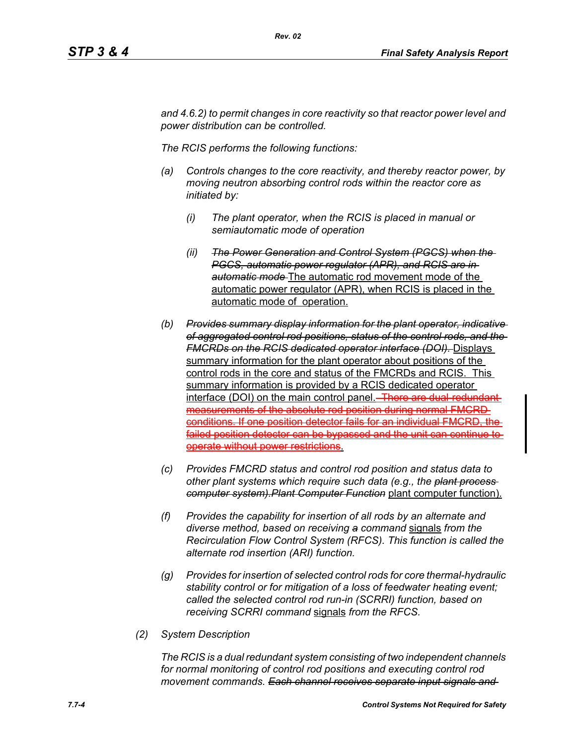*and 4.6.2) to permit changes in core reactivity so that reactor power level and power distribution can be controlled.*

*The RCIS performs the following functions:*

*(a) Controls changes to the core reactivity, and thereby reactor power, by moving neutron absorbing control rods within the reactor core as initiated by:*

   *(i) The plant operator, when the RCIS is placed in manual or semiautomatic mode of operation*

   *(ii) ~~The Power Generation and Control System (PGCS) when the PGCS, automatic power regulator (APR), and RCIS are in automatic mode~~* <u>The automatic rod movement mode of the automatic power regulator (APR), when RCIS is placed in the automatic mode of operation.</u>

*(b) ~~Provides summary display information for the plant operator, indicative of aggregated control rod positions, status of the control rods, and the FMCRDs on the RCIS dedicated operator interface (DOI).~~* <u>Displays summary information for the plant operator about positions of the control rods in the core and status of the FMCRDs and RCIS. This summary information is provided by a RCIS dedicated operator interface (DOI) on the main control panel.</u> ~~There are dual redundant measurements of the absolute rod position during normal FMCRD conditions. If one position detector fails for an individual FMCRD, the failed position detector can be bypassed and the unit can continue to operate without power restrictions~~.

*(c) Provides FMCRD status and control rod position and status data to other plant systems which require such data (e.g., the ~~plant process computer system).Plant Computer Function~~* <u>plant computer function).</u>

*(f) Provides the capability for insertion of all rods by an alternate and diverse method, based on receiving ~~a~~ command* <u>signals</u> *from the Recirculation Flow Control System (RFCS). This function is called the alternate rod insertion (ARI) function.*

*(g) Provides for insertion of selected control rods for core thermal-hydraulic stability control or for mitigation of a loss of feedwater heating event; called the selected control rod run-in (SCRRI) function, based on receiving SCRRI command* <u>signals</u> *from the RFCS.*

*(2) System Description*

*The RCIS is a dual redundant system consisting of two independent channels for normal monitoring of control rod positions and executing control rod movement commands. ~~Each channel receives separate input signals and~~*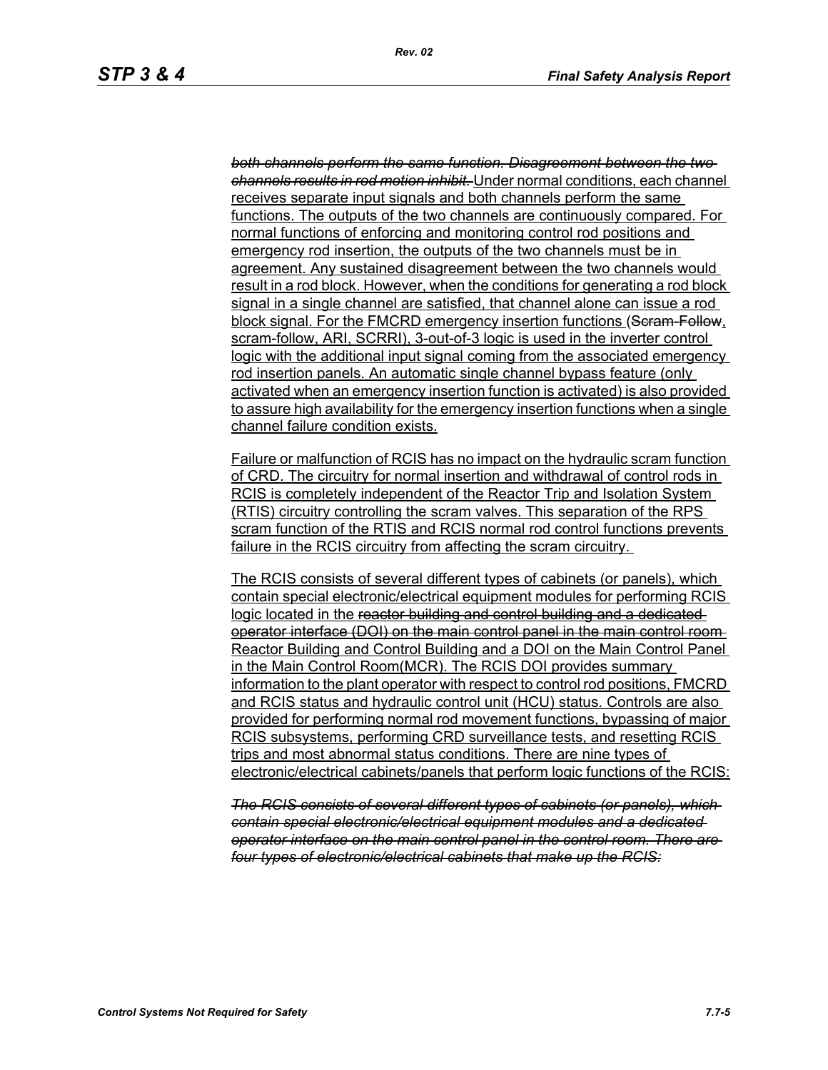~~*both channels perform the same function. Disagreement between the two channels results in rod motion inhibit.*~~ <u>Under normal conditions, each channel receives separate input signals and both channels perform the same functions. The outputs of the two channels are continuously compared. For normal functions of enforcing and monitoring control rod positions and emergency rod insertion, the outputs of the two channels must be in agreement. Any sustained disagreement between the two channels would result in a rod block. However, when the conditions for generating a rod block signal in a single channel are satisfied, that channel alone can issue a rod block signal. For the FMCRD emergency insertion functions (</u>~~Scram-Follow~~<u>, scram-follow, ARI, SCRRI), 3-out-of-3 logic is used in the inverter control logic with the additional input signal coming from the associated emergency rod insertion panels. An automatic single channel bypass feature (only activated when an emergency insertion function is activated) is also provided to assure high availability for the emergency insertion functions when a single channel failure condition exists.</u>

<u>Failure or malfunction of RCIS has no impact on the hydraulic scram function of CRD. The circuitry for normal insertion and withdrawal of control rods in RCIS is completely independent of the Reactor Trip and Isolation System (RTIS) circuitry controlling the scram valves. This separation of the RPS scram function of the RTIS and RCIS normal rod control functions prevents failure in the RCIS circuitry from affecting the scram circuitry.</u>

<u>The RCIS consists of several different types of cabinets (or panels), which contain special electronic/electrical equipment modules for performing RCIS logic located in the</u> ~~reactor building and control building and a dedicated operator interface (DOI) on the main control panel in the main control room~~ <u>Reactor Building and Control Building and a DOI on the Main Control Panel in the Main Control Room(MCR). The RCIS DOI provides summary information to the plant operator with respect to control rod positions, FMCRD and RCIS status and hydraulic control unit (HCU) status. Controls are also provided for performing normal rod movement functions, bypassing of major RCIS subsystems, performing CRD surveillance tests, and resetting RCIS trips and most abnormal status conditions. There are nine types of electronic/electrical cabinets/panels that perform logic functions of the RCIS:</u>

~~*The RCIS consists of several different types of cabinets (or panels), which contain special electronic/electrical equipment modules and a dedicated operator interface on the main control panel in the control room. There are four types of electronic/electrical cabinets that make up the RCIS:*~~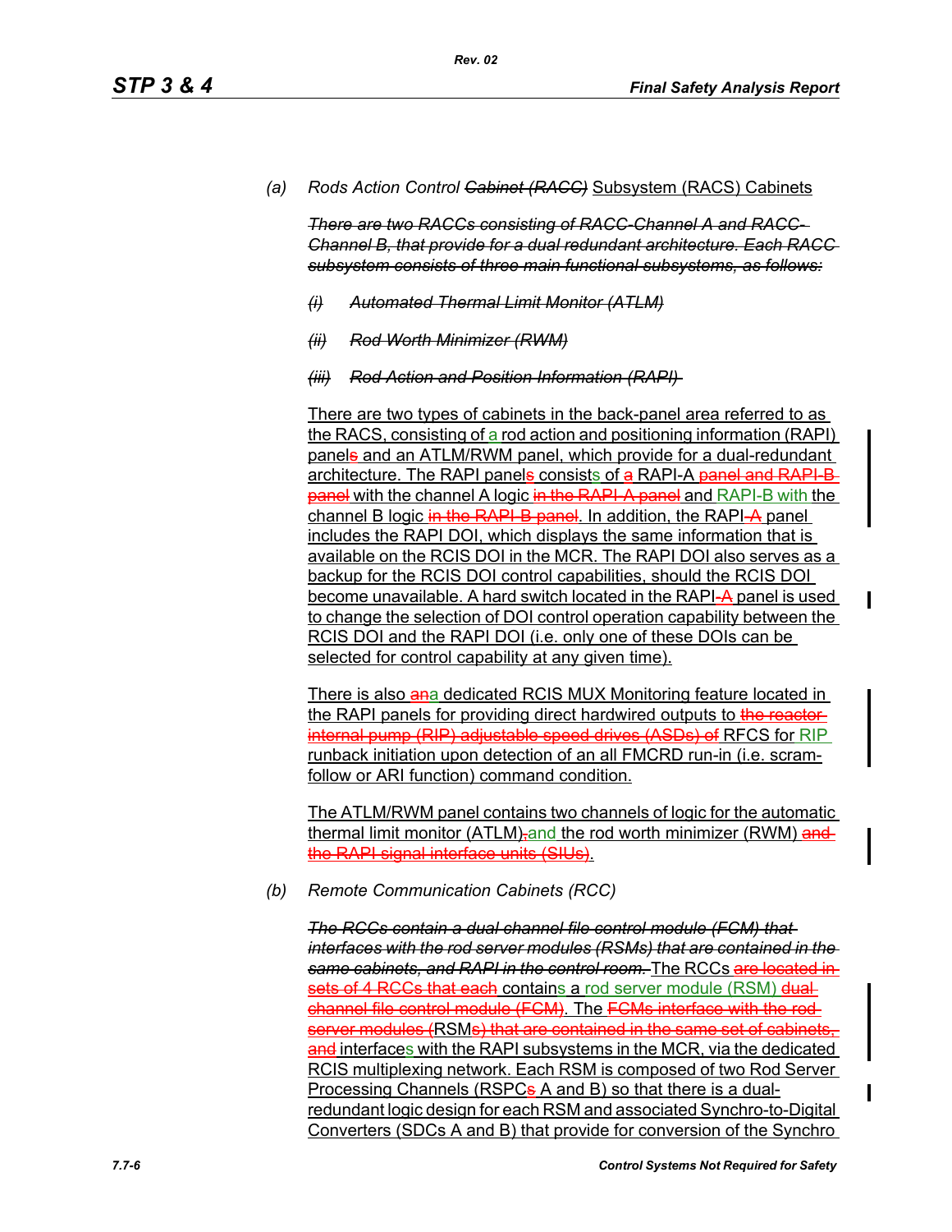(a) *Rods Action Control ~~Cabinet (RACC)~~* Subsystem (RACS) Cabinets

~~*There are two RACCs consisting of RACC-Channel A and RACC-Channel B, that provide for a dual redundant architecture. Each RACC subsystem consists of three main functional subsystems, as follows:*~~

~~*(i) Automated Thermal Limit Monitor (ATLM)*~~

~~*(ii) Rod Worth Minimizer (RWM)*~~

~~*(iii) Rod Action and Position Information (RAPI)*~~

There are two types of cabinets in the back-panel area referred to as the RACS, consisting of a rod action and positioning information (RAPI) panel~~s~~ and an ATLM/RWM panel, which provide for a dual-redundant architecture. The RAPI panel~~s~~ consists of ~~a~~ RAPI-A ~~panel and RAPI-B panel~~ with the channel A logic ~~in the RAPI-A panel~~ and RAPI-B with the channel B logic ~~in the RAPI-B panel~~. In addition, the RAPI~~-A~~ panel includes the RAPI DOI, which displays the same information that is available on the RCIS DOI in the MCR. The RAPI DOI also serves as a backup for the RCIS DOI control capabilities, should the RCIS DOI become unavailable. A hard switch located in the RAPI~~-A~~ panel is used to change the selection of DOI control operation capability between the RCIS DOI and the RAPI DOI (i.e. only one of these DOIs can be selected for control capability at any given time).

There is also ~~an~~a dedicated RCIS MUX Monitoring feature located in the RAPI panels for providing direct hardwired outputs to ~~the reactor internal pump (RIP) adjustable speed drives (ASDs) of~~ RFCS for RIP runback initiation upon detection of an all FMCRD run-in (i.e. scram-follow or ARI function) command condition.

The ATLM/RWM panel contains two channels of logic for the automatic thermal limit monitor (ATLM)~~,~~and the rod worth minimizer (RWM) ~~and the RAPI signal interface units (SIUs)~~.

(b) *Remote Communication Cabinets (RCC)*

~~*The RCCs contain a dual channel file control module (FCM) that interfaces with the rod server modules (RSMs) that are contained in the same cabinets, and RAPI in the control room.*~~ The RCCs ~~are located in sets of 4 RCCs that each~~ contains a rod server module (RSM) ~~dual-channel file control module (FCM)~~. The ~~FCMs interface with the rod server modules (~~RSM~~s) that are contained in the same set of cabinets, and~~ interfaces with the RAPI subsystems in the MCR, via the dedicated RCIS multiplexing network. Each RSM is composed of two Rod Server Processing Channels (RSPC~~s~~ A and B) so that there is a dual-redundant logic design for each RSM and associated Synchro-to-Digital Converters (SDCs A and B) that provide for conversion of the Synchro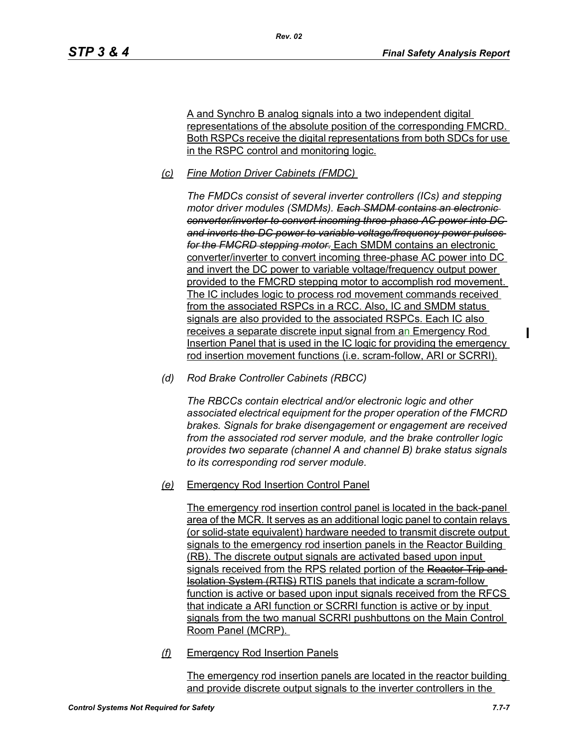A and Synchro B analog signals into a two independent digital representations of the absolute position of the corresponding FMCRD. Both RSPCs receive the digital representations from both SDCs for use in the RSPC control and monitoring logic.

*(c)* *Fine Motion Driver Cabinets (FMDC)*

*The FMDCs consist of several inverter controllers (ICs) and stepping motor driver modules (SMDMs).* ~~*Each SMDM contains an electronic converter/inverter to convert incoming three-phase AC power into DC and inverts the DC power to variable voltage/frequency power pulses for the FMCRD stepping motor.*~~ Each SMDM contains an electronic converter/inverter to convert incoming three-phase AC power into DC and invert the DC power to variable voltage/frequency output power provided to the FMCRD stepping motor to accomplish rod movement. The IC includes logic to process rod movement commands received from the associated RSPCs in a RCC. Also, IC and SMDM status signals are also provided to the associated RSPCs. Each IC also receives a separate discrete input signal from an Emergency Rod Insertion Panel that is used in the IC logic for providing the emergency rod insertion movement functions (i.e. scram-follow, ARI or SCRRI).

*(d)* *Rod Brake Controller Cabinets (RBCC)*

*The RBCCs contain electrical and/or electronic logic and other associated electrical equipment for the proper operation of the FMCRD brakes. Signals for brake disengagement or engagement are received from the associated rod server module, and the brake controller logic provides two separate (channel A and channel B) brake status signals to its corresponding rod server module.*

*(e)* Emergency Rod Insertion Control Panel

The emergency rod insertion control panel is located in the back-panel area of the MCR. It serves as an additional logic panel to contain relays (or solid-state equivalent) hardware needed to transmit discrete output signals to the emergency rod insertion panels in the Reactor Building (RB). The discrete output signals are activated based upon input signals received from the RPS related portion of the ~~Reactor Trip and Isolation System (RTIS)~~ RTIS panels that indicate a scram-follow function is active or based upon input signals received from the RFCS that indicate a ARI function or SCRRI function is active or by input signals from the two manual SCRRI pushbuttons on the Main Control Room Panel (MCRP).

*(f)* Emergency Rod Insertion Panels

The emergency rod insertion panels are located in the reactor building and provide discrete output signals to the inverter controllers in the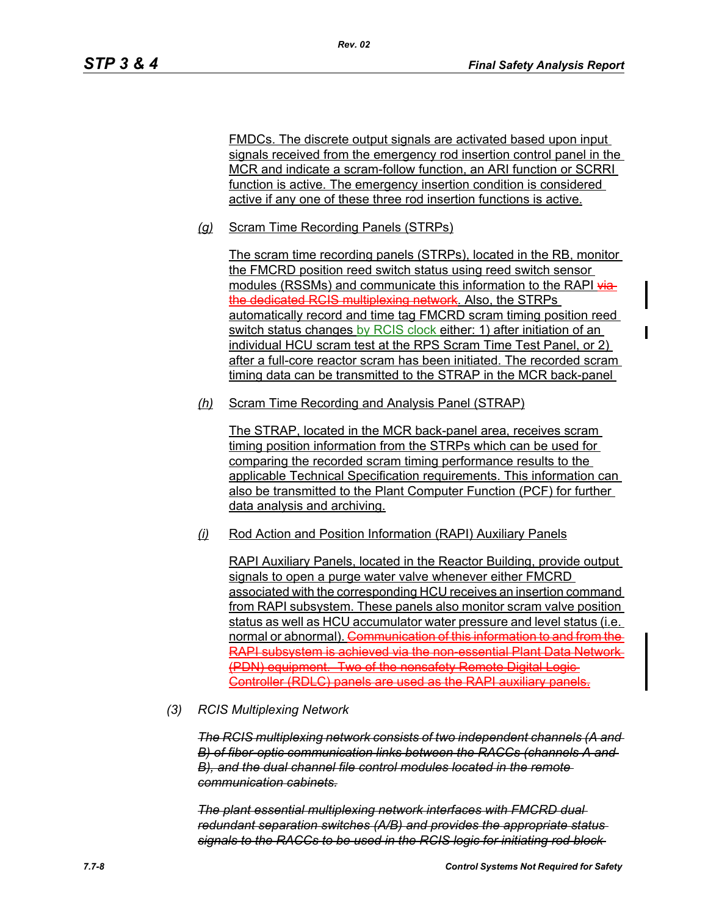FMDCs. The discrete output signals are activated based upon input signals received from the emergency rod insertion control panel in the MCR and indicate a scram-follow function, an ARI function or SCRRI function is active. The emergency insertion condition is considered active if any one of these three rod insertion functions is active.

*(g)* Scram Time Recording Panels (STRPs)

The scram time recording panels (STRPs), located in the RB, monitor the FMCRD position reed switch status using reed switch sensor modules (RSSMs) and communicate this information to the RAPI ~~via the dedicated RCIS multiplexing network~~. Also, the STRPs automatically record and time tag FMCRD scram timing position reed switch status changes by RCIS clock either: 1) after initiation of an individual HCU scram test at the RPS Scram Time Test Panel, or 2) after a full-core reactor scram has been initiated. The recorded scram timing data can be transmitted to the STRAP in the MCR back-panel

*(h)* Scram Time Recording and Analysis Panel (STRAP)

The STRAP, located in the MCR back-panel area, receives scram timing position information from the STRPs which can be used for comparing the recorded scram timing performance results to the applicable Technical Specification requirements. This information can also be transmitted to the Plant Computer Function (PCF) for further data analysis and archiving.

*(i)* Rod Action and Position Information (RAPI) Auxiliary Panels

RAPI Auxiliary Panels, located in the Reactor Building, provide output signals to open a purge water valve whenever either FMCRD associated with the corresponding HCU receives an insertion command from RAPI subsystem. These panels also monitor scram valve position status as well as HCU accumulator water pressure and level status (i.e. normal or abnormal). ~~Communication of this information to and from the RAPI subsystem is achieved via the non-essential Plant Data Network (PDN) equipment. Two of the nonsafety Remote Digital Logic Controller (RDLC) panels are used as the RAPI auxiliary panels.~~

*(3) RCIS Multiplexing Network*

~~*The RCIS multiplexing network consists of two independent channels (A and B) of fiber-optic communication links between the RACCs (channels A and B), and the dual channel file control modules located in the remote communication cabinets.*~~

~~*The plant essential multiplexing network interfaces with FMCRD dual redundant separation switches (A/B) and provides the appropriate status signals to the RACCs to be used in the RCIS logic for initiating rod block*~~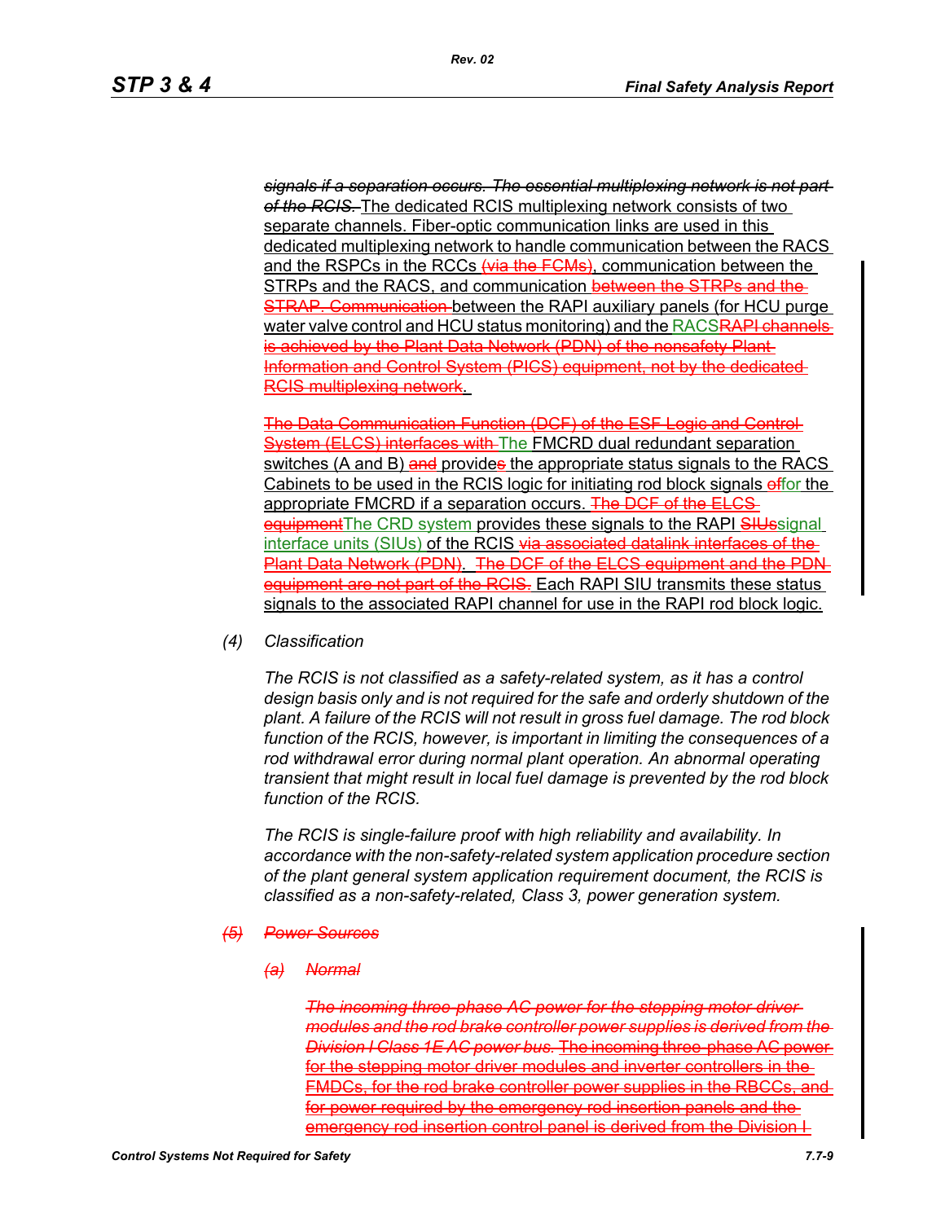*~~signals if a separation occurs. The essential multiplexing network is not part of the RCIS.~~* The dedicated RCIS multiplexing network consists of two separate channels. Fiber-optic communication links are used in this dedicated multiplexing network to handle communication between the RACS and the RSPCs in the RCCs ~~(via the FCMs)~~, communication between the STRPs and the RACS, and communication ~~between the STRPs and the STRAP. Communication~~ between the RAPI auxiliary panels (for HCU purge water valve control and HCU status monitoring) and the RACS~~RAPI channels is achieved by the Plant Data Network (PDN) of the nonsafety Plant Information and Control System (PICS) equipment, not by the dedicated RCIS multiplexing network~~.

~~The Data Communication Function (DCF) of the ESF Logic and Control System (ELCS) interfaces with~~ The FMCRD dual redundant separation switches (A and B) ~~and~~ provide~~s~~ the appropriate status signals to the RACS Cabinets to be used in the RCIS logic for initiating rod block signals ~~of~~for the appropriate FMCRD if a separation occurs. ~~The DCF of the ELCS equipment~~The CRD system provides these signals to the RAPI ~~SIUs~~signal interface units (SIUs) of the RCIS ~~via associated datalink interfaces of the Plant Data Network (PDN). The DCF of the ELCS equipment and the PDN equipment are not part of the RCIS.~~ Each RAPI SIU transmits these status signals to the associated RAPI channel for use in the RAPI rod block logic.

*(4) Classification*

*The RCIS is not classified as a safety-related system, as it has a control design basis only and is not required for the safe and orderly shutdown of the plant. A failure of the RCIS will not result in gross fuel damage. The rod block function of the RCIS, however, is important in limiting the consequences of a rod withdrawal error during normal plant operation. An abnormal operating transient that might result in local fuel damage is prevented by the rod block function of the RCIS.*

*The RCIS is single-failure proof with high reliability and availability. In accordance with the non-safety-related system application procedure section of the plant general system application requirement document, the RCIS is classified as a non-safety-related, Class 3, power generation system.*

*~~(5) Power Sources~~*

*~~(a) Normal~~*

*~~The incoming three-phase AC power for the stepping motor driver modules and the rod brake controller power supplies is derived from the Division I Class 1E AC power bus.~~* ~~The incoming three-phase AC power for the stepping motor driver modules and inverter controllers in the FMDCs, for the rod brake controller power supplies in the RBCCs, and for power required by the emergency rod insertion panels and the emergency rod insertion control panel is derived from the Division I~~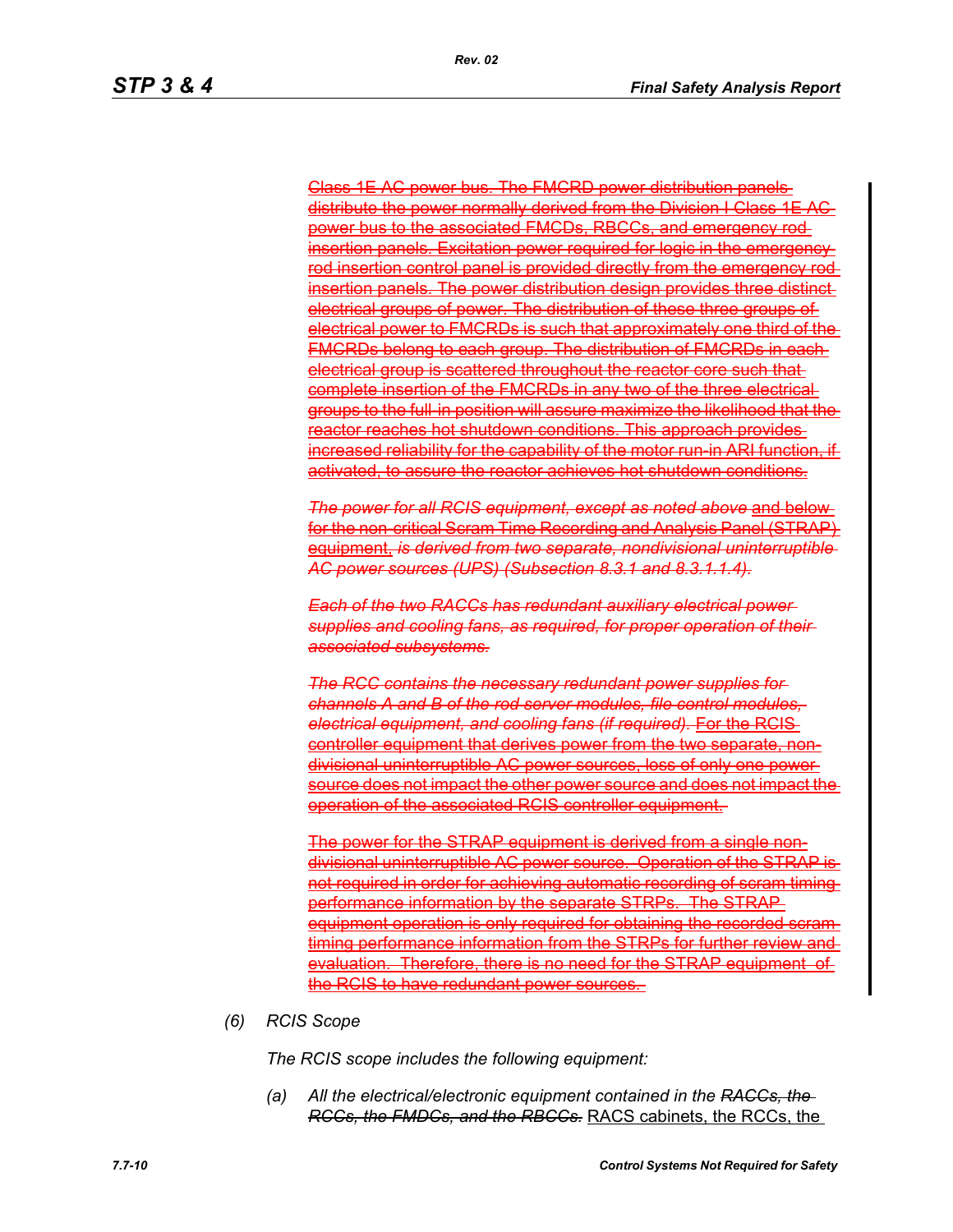~~Class 1E AC power bus. The FMCRD power distribution panels distribute the power normally derived from the Division I Class 1E AC power bus to the associated FMCDs, RBCCs, and emergency rod insertion panels. Excitation power required for logic in the emergency rod insertion control panel is provided directly from the emergency rod insertion panels. The power distribution design provides three distinct electrical groups of power. The distribution of these three groups of electrical power to FMCRDs is such that approximately one third of the FMCRDs belong to each group. The distribution of FMCRDs in each electrical group is scattered throughout the reactor core such that complete insertion of the FMCRDs in any two of the three electrical groups to the full-in position will assure maximize the likelihood that the reactor reaches hot shutdown conditions. This approach provides increased reliability for the capability of the motor run-in ARI function, if activated, to assure the reactor achieves hot shutdown conditions.~~

~~*The power for all RCIS equipment, except as noted above* and below for the non-critical Scram Time Recording and Analysis Panel (STRAP) equipment, *is derived from two separate, nondivisional uninterruptible AC power sources (UPS) (Subsection 8.3.1 and 8.3.1.1.4).*~~

~~***Each of the two RACCs has redundant auxiliary electrical power supplies and cooling fans, as required, for proper operation of their associated subsystems.***~~

~~*The RCC contains the necessary redundant power supplies for channels A and B of the rod server modules, file control modules, electrical equipment, and cooling fans (if required).* For the RCIS controller equipment that derives power from the two separate, non-divisional uninterruptible AC power sources, loss of only one power source does not impact the other power source and does not impact the operation of the associated RCIS controller equipment.~~

~~The power for the STRAP equipment is derived from a single non-divisional uninterruptible AC power source. Operation of the STRAP is not required in order for achieving automatic recording of scram timing performance information by the separate STRPs. The STRAP equipment operation is only required for obtaining the recorded scram timing performance information from the STRPs for further review and evaluation. Therefore, there is no need for the STRAP equipment of the RCIS to have redundant power sources.~~

*(6) RCIS Scope*

*The RCIS scope includes the following equipment:*

*(a) All the electrical/electronic equipment contained in the ~~RACCs, the RCCs, the FMDCs, and the RBCCs.~~* <u>RACS cabinets, the RCCs, the</u>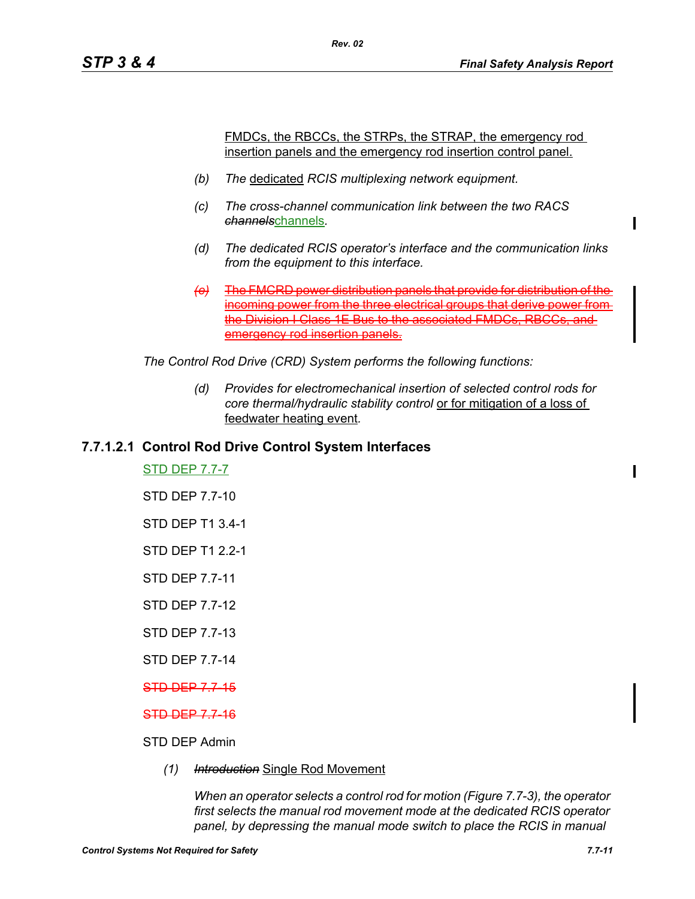FMDCs, the RBCCs, the STRPs, the STRAP, the emergency rod insertion panels and the emergency rod insertion control panel.

(b) *The* dedicated *RCIS multiplexing network equipment.*

(c) *The cross-channel communication link between the two RACS ~~channels~~*channels*.*

(d) *The dedicated RCIS operator's interface and the communication links from the equipment to this interface.*

~~(e) The FMCRD power distribution panels that provide for distribution of the incoming power from the three electrical groups that derive power from the Division I Class 1E Bus to the associated FMDCs, RBCCs, and emergency rod insertion panels.~~

*The Control Rod Drive (CRD) System performs the following functions:*

(d) *Provides for electromechanical insertion of selected control rods for core thermal/hydraulic stability control* or for mitigation of a loss of feedwater heating event*.*

### 7.7.1.2.1 Control Rod Drive Control System Interfaces

STD DEP 7.7-7

STD DEP 7.7-10

STD DEP T1 3.4-1

STD DEP T1 2.2-1

STD DEP 7.7-11

STD DEP 7.7-12

STD DEP 7.7-13

STD DEP 7.7-14

~~STD DEP 7.7-15~~

~~STD DEP 7.7-16~~

STD DEP Admin

(1) ~~*Introduction*~~ Single Rod Movement

*When an operator selects a control rod for motion (Figure 7.7-3), the operator first selects the manual rod movement mode at the dedicated RCIS operator panel, by depressing the manual mode switch to place the RCIS in manual*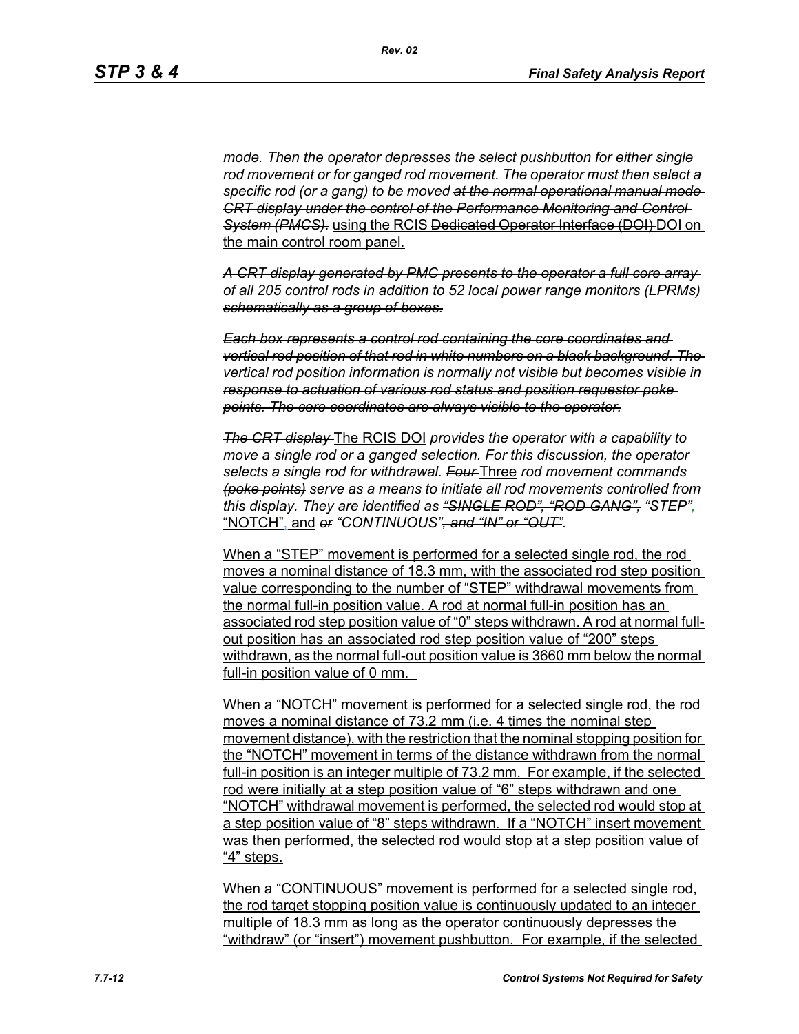*mode. Then the operator depresses the select pushbutton for either single rod movement or for ganged rod movement. The operator must then select a specific rod (or a gang) to be moved ~~at the normal operational manual mode CRT display under the control of the Performance Monitoring and Control System (PMCS).~~* using the RCIS ~~Dedicated Operator Interface (DOI)~~ DOI on the main control room panel.

~~*A CRT display generated by PMC presents to the operator a full core array of all 205 control rods in addition to 52 local power range monitors (LPRMs) schematically as a group of boxes.*~~

~~*Each box represents a control rod containing the core coordinates and vertical rod position of that rod in white numbers on a black background. The vertical rod position information is normally not visible but becomes visible in response to actuation of various rod status and position requestor poke points. The core coordinates are always visible to the operator.*~~

~~*The CRT display*~~ The RCIS DOI *provides the operator with a capability to move a single rod or a ganged selection. For this discussion, the operator selects a single rod for withdrawal.* ~~*Four*~~ Three *rod movement commands* ~~*(poke points)*~~ *serve as a means to initiate all rod movements controlled from this display. They are identified as* ~~*"SINGLE ROD", "ROD GANG",*~~ *"STEP",* "NOTCH", and ~~*or*~~ *"CONTINUOUS"*~~*, and "IN" or "OUT"*~~*.*

When a "STEP" movement is performed for a selected single rod, the rod moves a nominal distance of 18.3 mm, with the associated rod step position value corresponding to the number of "STEP" withdrawal movements from the normal full-in position value. A rod at normal full-in position has an associated rod step position value of "0" steps withdrawn. A rod at normal full-out position has an associated rod step position value of "200" steps withdrawn, as the normal full-out position value is 3660 mm below the normal full-in position value of 0 mm.

When a "NOTCH" movement is performed for a selected single rod, the rod moves a nominal distance of 73.2 mm (i.e. 4 times the nominal step movement distance), with the restriction that the nominal stopping position for the "NOTCH" movement in terms of the distance withdrawn from the normal full-in position is an integer multiple of 73.2 mm. For example, if the selected rod were initially at a step position value of "6" steps withdrawn and one "NOTCH" withdrawal movement is performed, the selected rod would stop at a step position value of "8" steps withdrawn. If a "NOTCH" insert movement was then performed, the selected rod would stop at a step position value of "4" steps.

When a "CONTINUOUS" movement is performed for a selected single rod, the rod target stopping position value is continuously updated to an integer multiple of 18.3 mm as long as the operator continuously depresses the "withdraw" (or "insert") movement pushbutton. For example, if the selected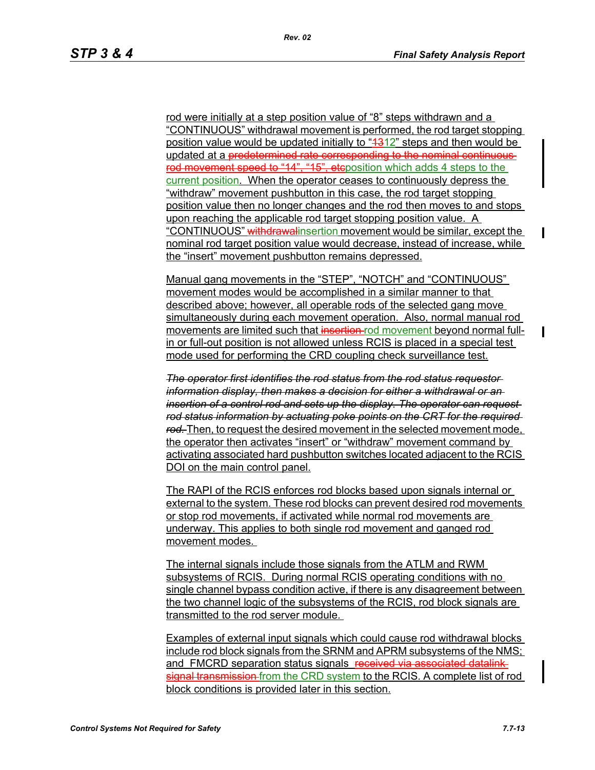rod were initially at a step position value of "8" steps withdrawn and a "CONTINUOUS" withdrawal movement is performed, the rod target stopping position value would be updated initially to "~~13~~12" steps and then would be updated at a ~~predetermined rate corresponding to the nominal continuous rod movement speed to "14", "15", etc~~position which adds 4 steps to the current position. When the operator ceases to continuously depress the "withdraw" movement pushbutton in this case, the rod target stopping position value then no longer changes and the rod then moves to and stops upon reaching the applicable rod target stopping position value. A "CONTINUOUS" ~~withdrawal~~insertion movement would be similar, except the nominal rod target position value would decrease, instead of increase, while the "insert" movement pushbutton remains depressed.

Manual gang movements in the "STEP", "NOTCH" and "CONTINUOUS" movement modes would be accomplished in a similar manner to that described above; however, all operable rods of the selected gang move simultaneously during each movement operation. Also, normal manual rod movements are limited such that ~~insertion~~ rod movement beyond normal full-in or full-out position is not allowed unless RCIS is placed in a special test mode used for performing the CRD coupling check surveillance test.

~~*The operator first identifies the rod status from the rod status requestor information display, then makes a decision for either a withdrawal or an insertion of a control rod and sets up the display. The operator can request rod status information by actuating poke points on the CRT for the required rod.*~~ Then, to request the desired movement in the selected movement mode, the operator then activates "insert" or "withdraw" movement command by activating associated hard pushbutton switches located adjacent to the RCIS DOI on the main control panel.

The RAPI of the RCIS enforces rod blocks based upon signals internal or external to the system. These rod blocks can prevent desired rod movements or stop rod movements, if activated while normal rod movements are underway. This applies to both single rod movement and ganged rod movement modes.

The internal signals include those signals from the ATLM and RWM subsystems of RCIS. During normal RCIS operating conditions with no single channel bypass condition active, if there is any disagreement between the two channel logic of the subsystems of the RCIS, rod block signals are transmitted to the rod server module.

Examples of external input signals which could cause rod withdrawal blocks include rod block signals from the SRNM and APRM subsystems of the NMS; and FMCRD separation status signals ~~received via associated datalink signal transmission~~ from the CRD system to the RCIS. A complete list of rod block conditions is provided later in this section.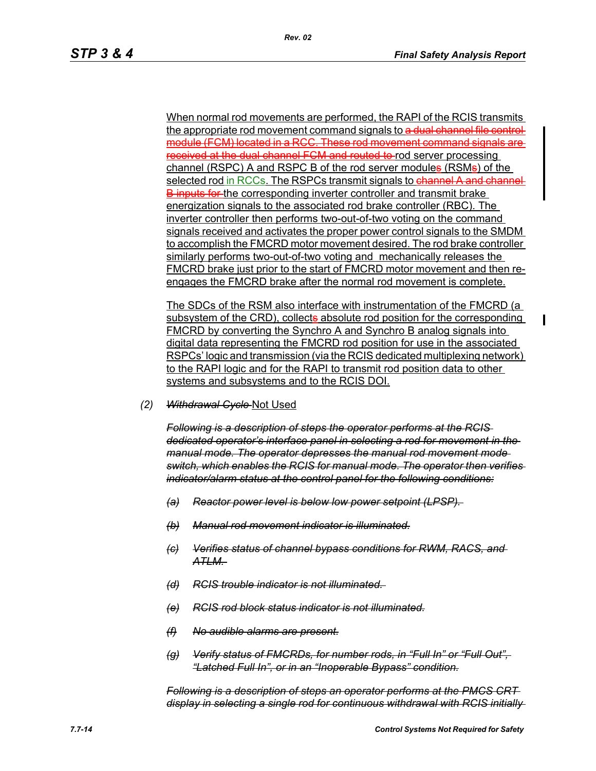When normal rod movements are performed, the RAPI of the RCIS transmits the appropriate rod movement command signals to ~~a dual channel file control module (FCM) located in a RCC. These rod movement command signals are received at the dual channel FCM and routed to~~ rod server processing channel (RSPC) A and RSPC B of the rod server module~~s~~ (RSM~~s~~) of the selected rod in RCCs. The RSPCs transmit signals to ~~channel A and channel B inputs for~~ the corresponding inverter controller and transmit brake energization signals to the associated rod brake controller (RBC). The inverter controller then performs two-out-of-two voting on the command signals received and activates the proper power control signals to the SMDM to accomplish the FMCRD motor movement desired. The rod brake controller similarly performs two-out-of-two voting and mechanically releases the FMCRD brake just prior to the start of FMCRD motor movement and then re-engages the FMCRD brake after the normal rod movement is complete.

The SDCs of the RSM also interface with instrumentation of the FMCRD (a subsystem of the CRD), collect~~s~~ absolute rod position for the corresponding FMCRD by converting the Synchro A and Synchro B analog signals into digital data representing the FMCRD rod position for use in the associated RSPCs' logic and transmission (via the RCIS dedicated multiplexing network) to the RAPI logic and for the RAPI to transmit rod position data to other systems and subsystems and to the RCIS DOI.

(2) ~~*Withdrawal Cycle*~~ Not Used

~~*Following is a description of steps the operator performs at the RCIS dedicated operator's interface panel in selecting a rod for movement in the manual mode. The operator depresses the manual rod movement mode switch, which enables the RCIS for manual mode. The operator then verifies indicator/alarm status at the control panel for the following conditions:*~~

~~*(a) Reactor power level is below low power setpoint (LPSP).*~~

~~*(b) Manual rod movement indicator is illuminated.*~~

~~*(c) Verifies status of channel bypass conditions for RWM, RACS, and ATLM.*~~

~~*(d) RCIS trouble indicator is not illuminated.*~~

~~*(e) RCIS rod block status indicator is not illuminated.*~~

~~*(f) No audible alarms are present.*~~

~~*(g) Verify status of FMCRDs, for number rods, in "Full In" or "Full Out", "Latched Full In", or in an "Inoperable Bypass" condition.*~~

~~*Following is a description of steps an operator performs at the PMCS CRT display in selecting a single rod for continuous withdrawal with RCIS initially*~~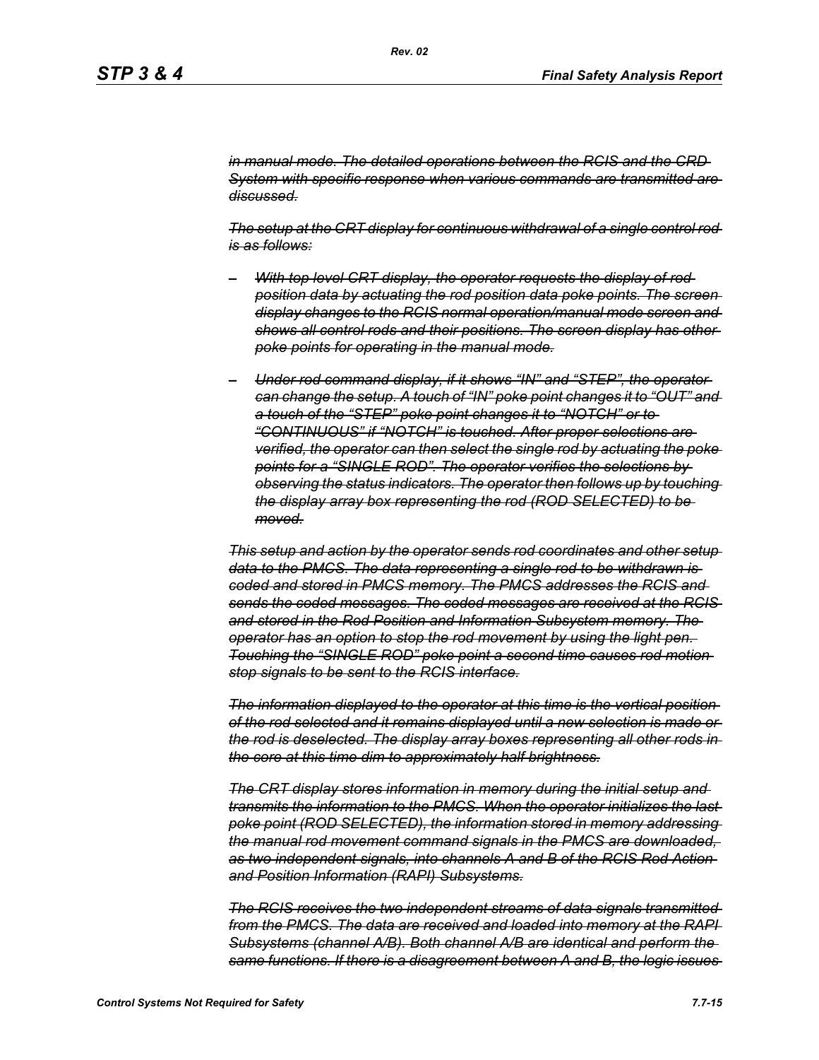*~~in manual mode. The detailed operations between the RCIS and the CRD System with specific response when various commands are transmitted are discussed.~~*

*~~The setup at the CRT display for continuous withdrawal of a single control rod is as follows:~~*

- *~~With top level CRT display, the operator requests the display of rod position data by actuating the rod position data poke points. The screen display changes to the RCIS normal operation/manual mode screen and shows all control rods and their positions. The screen display has other poke points for operating in the manual mode.~~*
- *~~Under rod command display, if it shows "IN" and "STEP", the operator can change the setup. A touch of "IN" poke point changes it to "OUT" and a touch of the "STEP" poke point changes it to "NOTCH" or to "CONTINUOUS" if "NOTCH" is touched. After proper selections are verified, the operator can then select the single rod by actuating the poke points for a "SINGLE ROD". The operator verifies the selections by observing the status indicators. The operator then follows up by touching the display array box representing the rod (ROD SELECTED) to be moved.~~*

*~~This setup and action by the operator sends rod coordinates and other setup data to the PMCS. The data representing a single rod to be withdrawn is coded and stored in PMCS memory. The PMCS addresses the RCIS and sends the coded messages. The coded messages are received at the RCIS and stored in the Rod Position and Information Subsystem memory. The operator has an option to stop the rod movement by using the light pen. Touching the "SINGLE ROD" poke point a second time causes rod motion stop signals to be sent to the RCIS interface.~~*

*~~The information displayed to the operator at this time is the vertical position of the rod selected and it remains displayed until a new selection is made or the rod is deselected. The display array boxes representing all other rods in the core at this time dim to approximately half brightness.~~*

*~~The CRT display stores information in memory during the initial setup and transmits the information to the PMCS. When the operator initializes the last poke point (ROD SELECTED), the information stored in memory addressing the manual rod movement command signals in the PMCS are downloaded, as two independent signals, into channels A and B of the RCIS Rod Action and Position Information (RAPI) Subsystems.~~*

*~~The RCIS receives the two independent streams of data signals transmitted from the PMCS. The data are received and loaded into memory at the RAPI Subsystems (channel A/B). Both channel A/B are identical and perform the same functions. If there is a disagreement between A and B, the logic issues~~*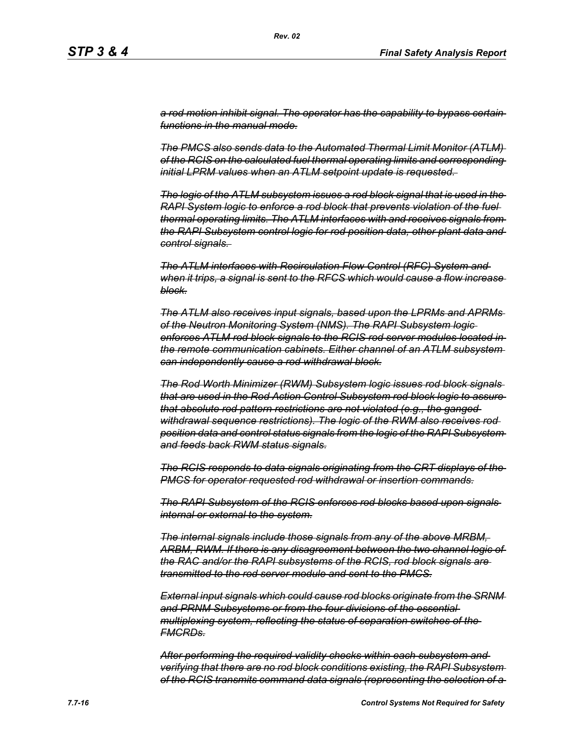~~*a rod motion inhibit signal. The operator has the capability to bypass certain functions in the manual mode.*~~

~~*The PMCS also sends data to the Automated Thermal Limit Monitor (ATLM) of the RCIS on the calculated fuel thermal operating limits and corresponding initial LPRM values when an ATLM setpoint update is requested.*~~

~~*The logic of the ATLM subsystem issues a rod block signal that is used in the RAPI System logic to enforce a rod block that prevents violation of the fuel thermal operating limits. The ATLM interfaces with and receives signals from the RAPI Subsystem control logic for rod position data, other plant data and control signals.*~~

~~*The ATLM interfaces with Recirculation Flow Control (RFC) System and when it trips, a signal is sent to the RFCS which would cause a flow increase block.*~~

~~*The ATLM also receives input signals, based upon the LPRMs and APRMs of the Neutron Monitoring System (NMS). The RAPI Subsystem logic enforces ATLM rod block signals to the RCIS rod server modules located in the remote communication cabinets. Either channel of an ATLM subsystem can independently cause a rod withdrawal block.*~~

~~*The Rod Worth Minimizer (RWM) Subsystem logic issues rod block signals that are used in the Rod Action Control Subsystem rod block logic to assure that absolute rod pattern restrictions are not violated (e.g., the ganged withdrawal sequence restrictions). The logic of the RWM also receives rod position data and control status signals from the logic of the RAPI Subsystem and feeds back RWM status signals.*~~

~~*The RCIS responds to data signals originating from the CRT displays of the PMCS for operator requested rod withdrawal or insertion commands.*~~

~~*The RAPI Subsystem of the RCIS enforces rod blocks based upon signals internal or external to the system.*~~

~~*The internal signals include those signals from any of the above MRBM, ARBM, RWM. If there is any disagreement between the two channel logic of the RAC and/or the RAPI subsystems of the RCIS, rod block signals are transmitted to the rod server module and sent to the PMCS.*~~

~~*External input signals which could cause rod blocks originate from the SRNM and PRNM Subsystems or from the four divisions of the essential multiplexing system, reflecting the status of separation switches of the FMCRDs.*~~

~~*After performing the required validity checks within each subsystem and verifying that there are no rod block conditions existing, the RAPI Subsystem of the RCIS transmits command data signals (representing the selection of a*~~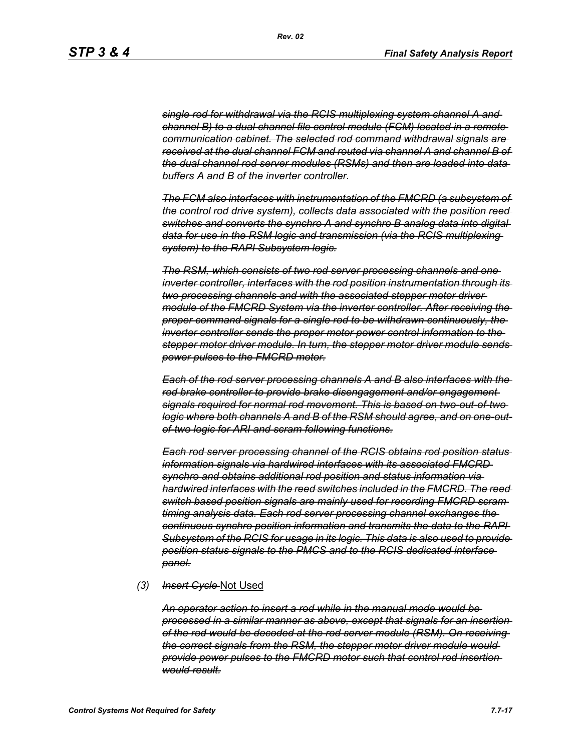~~*single rod for withdrawal via the RCIS multiplexing system channel A and channel B) to a dual channel file control module (FCM) located in a remote communication cabinet. The selected rod command withdrawal signals are received at the dual channel FCM and routed via channel A and channel B of the dual channel rod server modules (RSMs) and then are loaded into data buffers A and B of the inverter controller.*~~

~~*The FCM also interfaces with instrumentation of the FMCRD (a subsystem of the control rod drive system), collects data associated with the position reed switches and converts the synchro A and synchro B analog data into digital data for use in the RSM logic and transmission (via the RCIS multiplexing system) to the RAPI Subsystem logic.*~~

~~*The RSM, which consists of two rod server processing channels and one inverter controller, interfaces with the rod position instrumentation through its two processing channels and with the associated stepper motor driver module of the FMCRD System via the inverter controller. After receiving the proper command signals for a single rod to be withdrawn continuously, the inverter controller sends the proper motor power control information to the stepper motor driver module. In turn, the stepper motor driver module sends power pulses to the FMCRD motor.*~~

~~*Each of the rod server processing channels A and B also interfaces with the rod brake controller to provide brake disengagement and/or engagement signals required for normal rod movement. This is based on two-out-of-two logic where both channels A and B of the RSM should agree, and on one-out-of-two logic for ARI and scram following functions.*~~

~~*Each rod server processing channel of the RCIS obtains rod position status information signals via hardwired interfaces with its associated FMCRD synchro and obtains additional rod position and status information via hardwired interfaces with the reed switches included in the FMCRD. The reed switch based position signals are mainly used for recording FMCRD scram timing analysis data. Each rod server processing channel exchanges the continuous synchro position information and transmits the data to the RAPI Subsystem of the RCIS for usage in its logic. This data is also used to provide position status signals to the PMCS and to the RCIS dedicated interface panel.*~~

*(3)* ~~*Insert Cycle*~~ <u>Not Used</u>

~~*An operator action to insert a rod while in the manual mode would be processed in a similar manner as above, except that signals for an insertion of the rod would be decoded at the rod server module (RSM). On receiving the correct signals from the RSM, the stepper motor driver module would provide power pulses to the FMCRD motor such that control rod insertion would result.*~~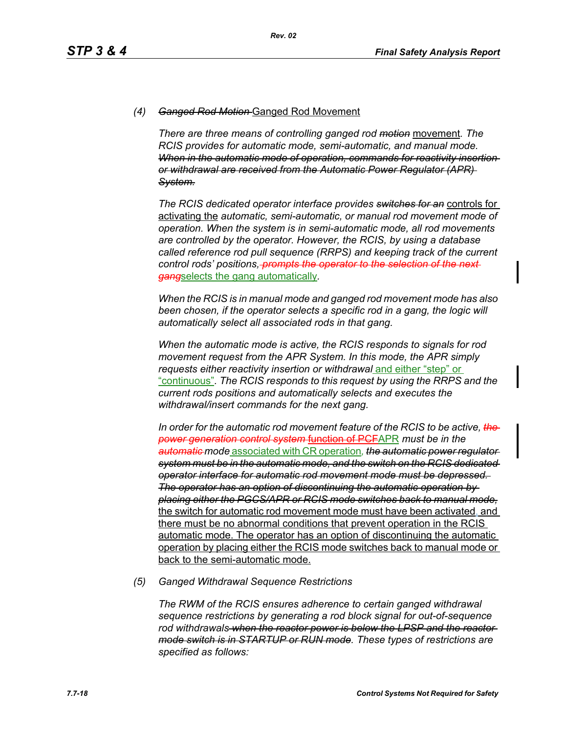(4) ~~Ganged Rod Motion~~ Ganged Rod Movement

*There are three means of controlling ganged rod ~~motion~~* movement. *The RCIS provides for automatic mode, semi-automatic, and manual mode. ~~When in the automatic mode of operation, commands for reactivity insertion or withdrawal are received from the Automatic Power Regulator (APR) System.~~*

*The RCIS dedicated operator interface provides ~~switches for an~~* controls for activating the *automatic, semi-automatic, or manual rod movement mode of operation. When the system is in semi-automatic mode, all rod movements are controlled by the operator. However, the RCIS, by using a database called reference rod pull sequence (RRPS) and keeping track of the current control rods' positions, ~~prompts the operator to the selection of the next gang~~*selects the gang automatically.

*When the RCIS is in manual mode and ganged rod movement mode has also been chosen, if the operator selects a specific rod in a gang, the logic will automatically select all associated rods in that gang.*

*When the automatic mode is active, the RCIS responds to signals for rod movement request from the APR System. In this mode, the APR simply requests either reactivity insertion or withdrawal* and either "step" or "continuous". *The RCIS responds to this request by using the RRPS and the current rods positions and automatically selects and executes the withdrawal/insert commands for the next gang.*

*In order for the automatic rod movement feature of the RCIS to be active, ~~the power generation control system~~* ~~function of PCF~~APR *must be in the ~~automatic~~ mode* associated with CR operation, *~~the automatic power regulator system must be in the automatic mode, and the switch on the RCIS dedicated operator interface for automatic rod movement mode must be depressed. The operator has an option of discontinuing the automatic operation by placing either the PGCS/APR or RCIS mode switches back to manual mode,~~* the switch for automatic rod movement mode must have been activated, and there must be no abnormal conditions that prevent operation in the RCIS automatic mode. The operator has an option of discontinuing the automatic operation by placing either the RCIS mode switches back to manual mode or back to the semi-automatic mode.

(5) *Ganged Withdrawal Sequence Restrictions*

*The RWM of the RCIS ensures adherence to certain ganged withdrawal sequence restrictions by generating a rod block signal for out-of-sequence rod withdrawals ~~when the reactor power is below the LPSP and the reactor mode switch is in STARTUP or RUN mode~~. These types of restrictions are specified as follows:*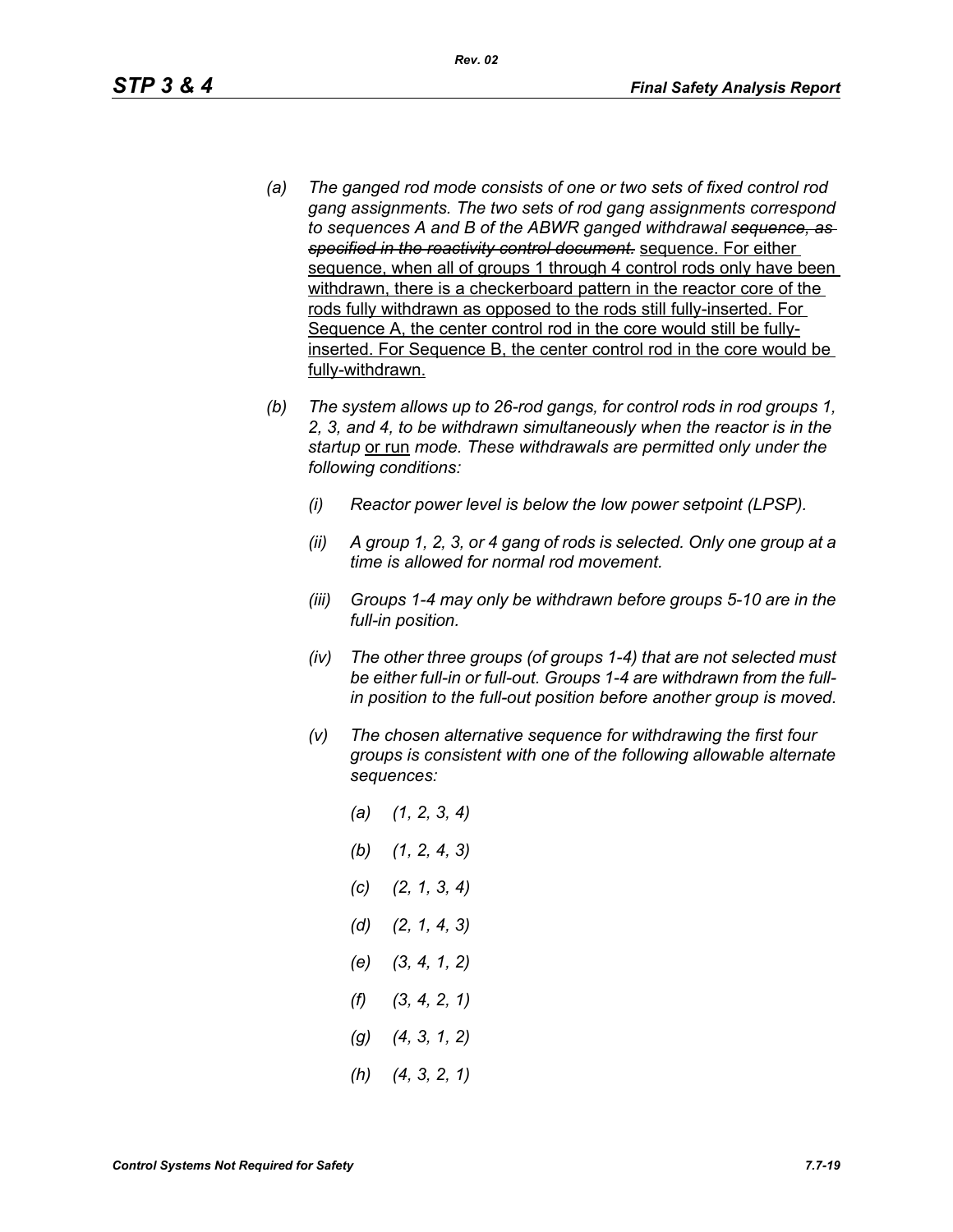*(a) The ganged rod mode consists of one or two sets of fixed control rod gang assignments. The two sets of rod gang assignments correspond to sequences A and B of the ABWR ganged withdrawal ~~sequence, as specified in the reactivity control document.~~* <u>sequence. For either sequence, when all of groups 1 through 4 control rods only have been withdrawn, there is a checkerboard pattern in the reactor core of the rods fully withdrawn as opposed to the rods still fully-inserted. For Sequence A, the center control rod in the core would still be fully-inserted. For Sequence B, the center control rod in the core would be fully-withdrawn.</u>

*(b) The system allows up to 26-rod gangs, for control rods in rod groups 1, 2, 3, and 4, to be withdrawn simultaneously when the reactor is in the startup* <u>or run</u> *mode. These withdrawals are permitted only under the following conditions:*

*(i) Reactor power level is below the low power setpoint (LPSP).*

*(ii) A group 1, 2, 3, or 4 gang of rods is selected. Only one group at a time is allowed for normal rod movement.*

*(iii) Groups 1-4 may only be withdrawn before groups 5-10 are in the full-in position.*

*(iv) The other three groups (of groups 1-4) that are not selected must be either full-in or full-out. Groups 1-4 are withdrawn from the full-in position to the full-out position before another group is moved.*

*(v) The chosen alternative sequence for withdrawing the first four groups is consistent with one of the following allowable alternate sequences:*

*(a) (1, 2, 3, 4)*

*(b) (1, 2, 4, 3)*

*(c) (2, 1, 3, 4)*

*(d) (2, 1, 4, 3)*

*(e) (3, 4, 1, 2)*

*(f) (3, 4, 2, 1)*

*(g) (4, 3, 1, 2)*

*(h) (4, 3, 2, 1)*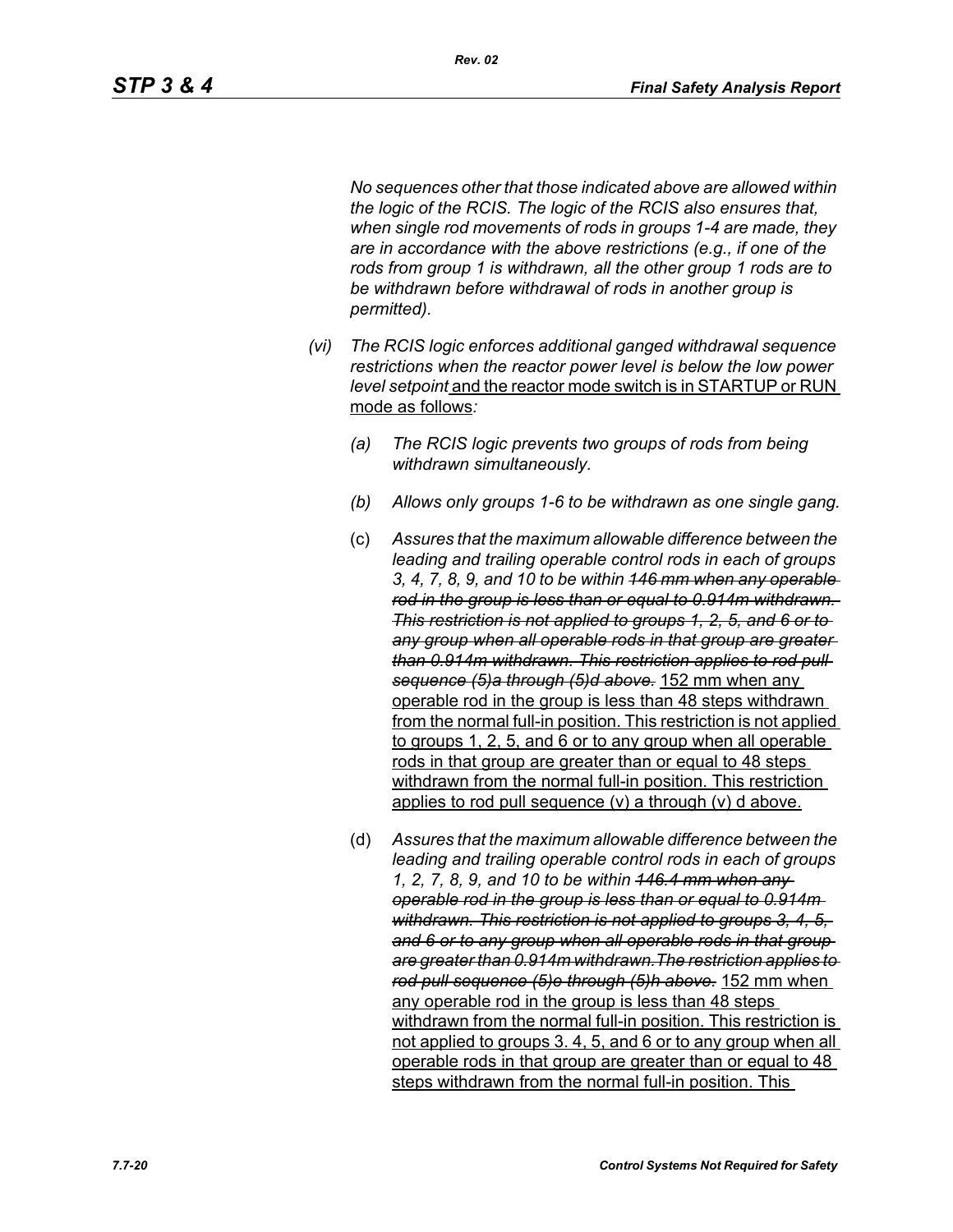*No sequences other that those indicated above are allowed within the logic of the RCIS. The logic of the RCIS also ensures that, when single rod movements of rods in groups 1-4 are made, they are in accordance with the above restrictions (e.g., if one of the rods from group 1 is withdrawn, all the other group 1 rods are to be withdrawn before withdrawal of rods in another group is permitted).*

(vi) *The RCIS logic enforces additional ganged withdrawal sequence restrictions when the reactor power level is below the low power level setpoint* <u>and the reactor mode switch is in STARTUP or RUN mode as follows</u>*:*

(a) *The RCIS logic prevents two groups of rods from being withdrawn simultaneously.*

(b) *Allows only groups 1-6 to be withdrawn as one single gang.*

(c) *Assures that the maximum allowable difference between the leading and trailing operable control rods in each of groups 3, 4, 7, 8, 9, and 10 to be within* ~~*146 mm when any operable rod in the group is less than or equal to 0.914m withdrawn. This restriction is not applied to groups 1, 2, 5, and 6 or to any group when all operable rods in that group are greater than 0.914m withdrawn. This restriction applies to rod pull sequence (5)a through (5)d above.*~~ <u>152 mm when any operable rod in the group is less than 48 steps withdrawn from the normal full-in position. This restriction is not applied to groups 1, 2, 5, and 6 or to any group when all operable rods in that group are greater than or equal to 48 steps withdrawn from the normal full-in position. This restriction applies to rod pull sequence (v) a through (v) d above.</u>

(d) *Assures that the maximum allowable difference between the leading and trailing operable control rods in each of groups 1, 2, 7, 8, 9, and 10 to be within* ~~*146.4 mm when any operable rod in the group is less than or equal to 0.914m withdrawn. This restriction is not applied to groups 3, 4, 5, and 6 or to any group when all operable rods in that group are greater than 0.914m withdrawn.The restriction applies to rod pull sequence (5)e through (5)h above.*~~ <u>152 mm when any operable rod in the group is less than 48 steps withdrawn from the normal full-in position. This restriction is not applied to groups 3. 4, 5, and 6 or to any group when all operable rods in that group are greater than or equal to 48 steps withdrawn from the normal full-in position. This</u>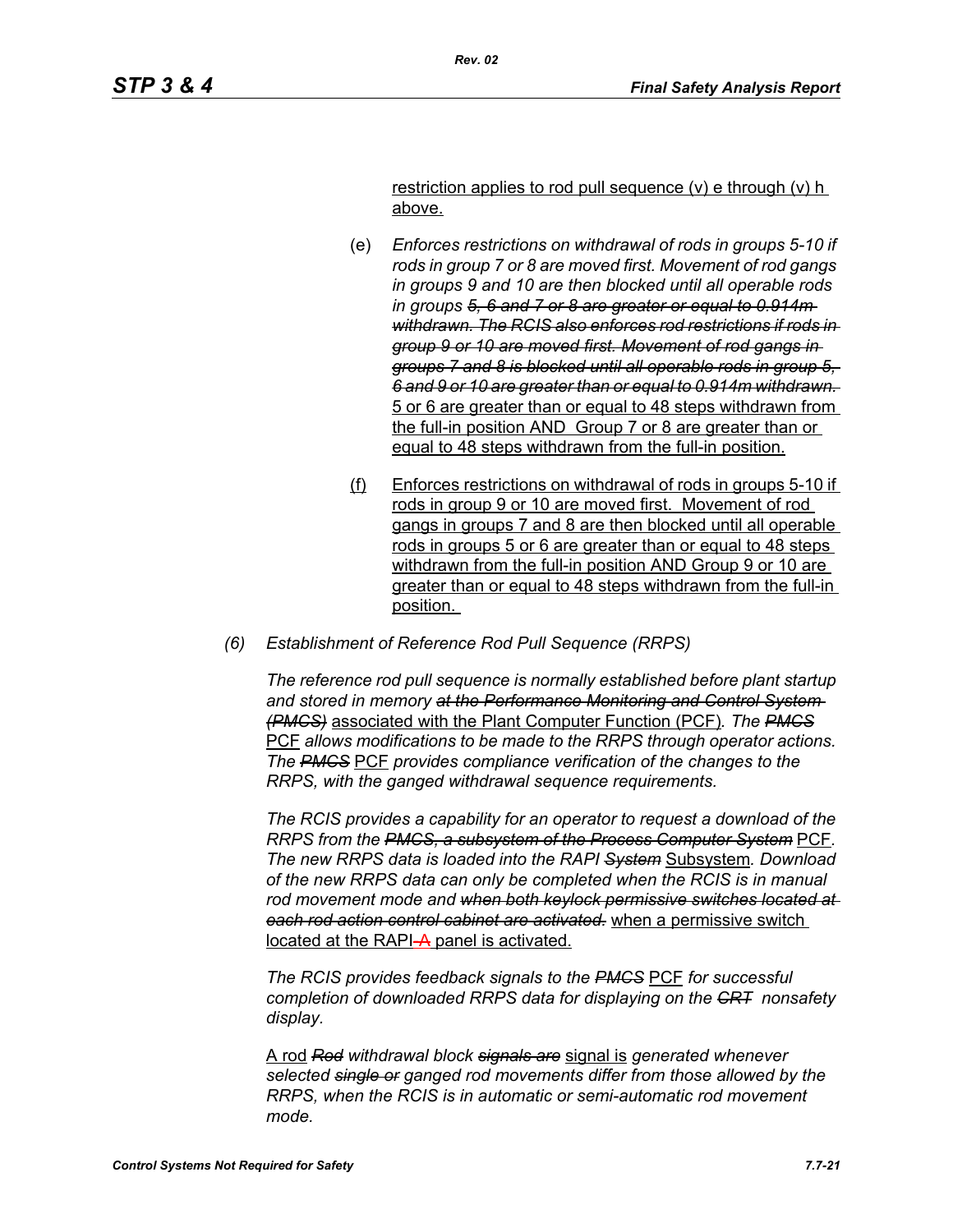restriction applies to rod pull sequence (v) e through (v) h above.

(e) *Enforces restrictions on withdrawal of rods in groups 5-10 if rods in group 7 or 8 are moved first. Movement of rod gangs in groups 9 and 10 are then blocked until all operable rods in groups ~~5, 6 and 7 or 8 are greater or equal to 0.914m withdrawn. The RCIS also enforces rod restrictions if rods in group 9 or 10 are moved first. Movement of rod gangs in groups 7 and 8 is blocked until all operable rods in group 5, 6 and 9 or 10 are greater than or equal to 0.914m withdrawn.~~* 5 or 6 are greater than or equal to 48 steps withdrawn from the full-in position AND Group 7 or 8 are greater than or equal to 48 steps withdrawn from the full-in position.

(f) Enforces restrictions on withdrawal of rods in groups 5-10 if rods in group 9 or 10 are moved first. Movement of rod gangs in groups 7 and 8 are then blocked until all operable rods in groups 5 or 6 are greater than or equal to 48 steps withdrawn from the full-in position AND Group 9 or 10 are greater than or equal to 48 steps withdrawn from the full-in position.

*(6) Establishment of Reference Rod Pull Sequence (RRPS)*

*The reference rod pull sequence is normally established before plant startup and stored in memory ~~at the Performance Monitoring and Control System (PMCS)~~* associated with the Plant Computer Function (PCF)*. The ~~PMCS~~* PCF *allows modifications to be made to the RRPS through operator actions. The ~~PMCS~~* PCF *provides compliance verification of the changes to the RRPS, with the ganged withdrawal sequence requirements.*

*The RCIS provides a capability for an operator to request a download of the RRPS from the ~~PMCS, a subsystem of the Process Computer System~~* PCF*. The new RRPS data is loaded into the RAPI ~~System~~* Subsystem*. Download of the new RRPS data can only be completed when the RCIS is in manual rod movement mode and ~~when both keylock permissive switches located at each rod action control cabinet are activated.~~* when a permissive switch located at the RAPI ~~A~~ panel is activated.

*The RCIS provides feedback signals to the ~~PMCS~~* PCF *for successful completion of downloaded RRPS data for displaying on the ~~CRT~~ nonsafety display.*

A rod *~~Rod~~ withdrawal block ~~signals are~~* signal is *generated whenever selected ~~single or~~ ganged rod movements differ from those allowed by the RRPS, when the RCIS is in automatic or semi-automatic rod movement mode.*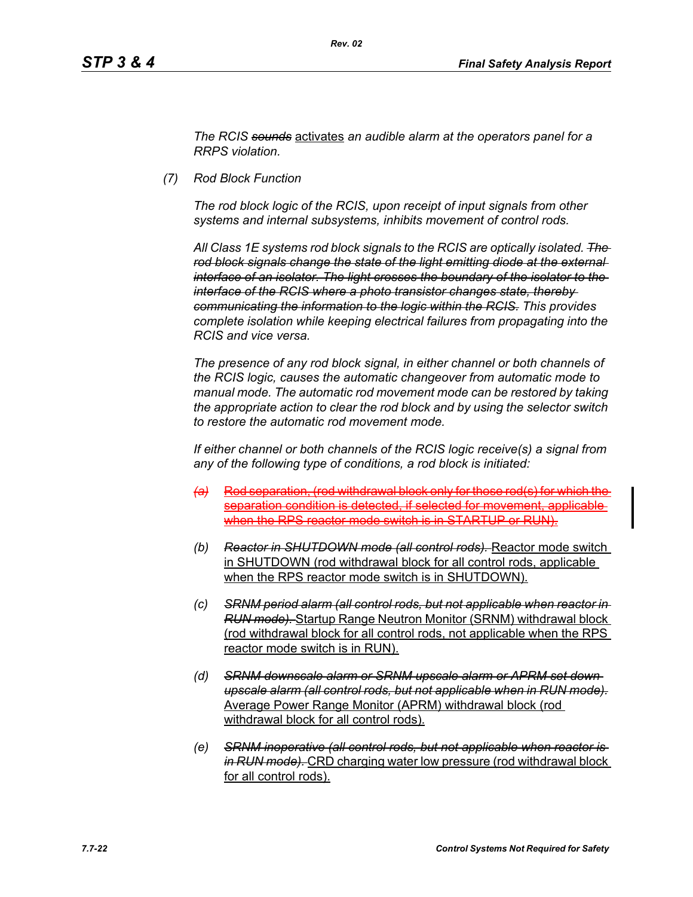*The RCIS ~~sounds~~* activates *an audible alarm at the operators panel for a RRPS violation.*

*(7) Rod Block Function*

*The rod block logic of the RCIS, upon receipt of input signals from other systems and internal subsystems, inhibits movement of control rods.*

*All Class 1E systems rod block signals to the RCIS are optically isolated. ~~The rod block signals change the state of the light emitting diode at the external interface of an isolator. The light crosses the boundary of the isolator to the interface of the RCIS where a photo transistor changes state, thereby communicating the information to the logic within the RCIS.~~ This provides complete isolation while keeping electrical failures from propagating into the RCIS and vice versa.*

*The presence of any rod block signal, in either channel or both channels of the RCIS logic, causes the automatic changeover from automatic mode to manual mode. The automatic rod movement mode can be restored by taking the appropriate action to clear the rod block and by using the selector switch to restore the automatic rod movement mode.*

*If either channel or both channels of the RCIS logic receive(s) a signal from any of the following type of conditions, a rod block is initiated:*

- ~~(a) Rod separation, (rod withdrawal block only for those rod(s) for which the separation condition is detected, if selected for movement, applicable when the RPS reactor mode switch is in STARTUP or RUN).~~

- *(b)* ~~*Reactor in SHUTDOWN mode (all control rods).*~~ Reactor mode switch in SHUTDOWN (rod withdrawal block for all control rods, applicable when the RPS reactor mode switch is in SHUTDOWN).

- *(c)* ~~*SRNM period alarm (all control rods, but not applicable when reactor in RUN mode).*~~ Startup Range Neutron Monitor (SRNM) withdrawal block (rod withdrawal block for all control rods, not applicable when the RPS reactor mode switch is in RUN).

- *(d)* ~~*SRNM downscale alarm or SRNM upscale alarm or APRM set down upscale alarm (all control rods, but not applicable when in RUN mode).*~~ Average Power Range Monitor (APRM) withdrawal block (rod withdrawal block for all control rods).

- *(e)* ~~*SRNM inoperative (all control rods, but not applicable when reactor is in RUN mode).*~~ CRD charging water low pressure (rod withdrawal block for all control rods).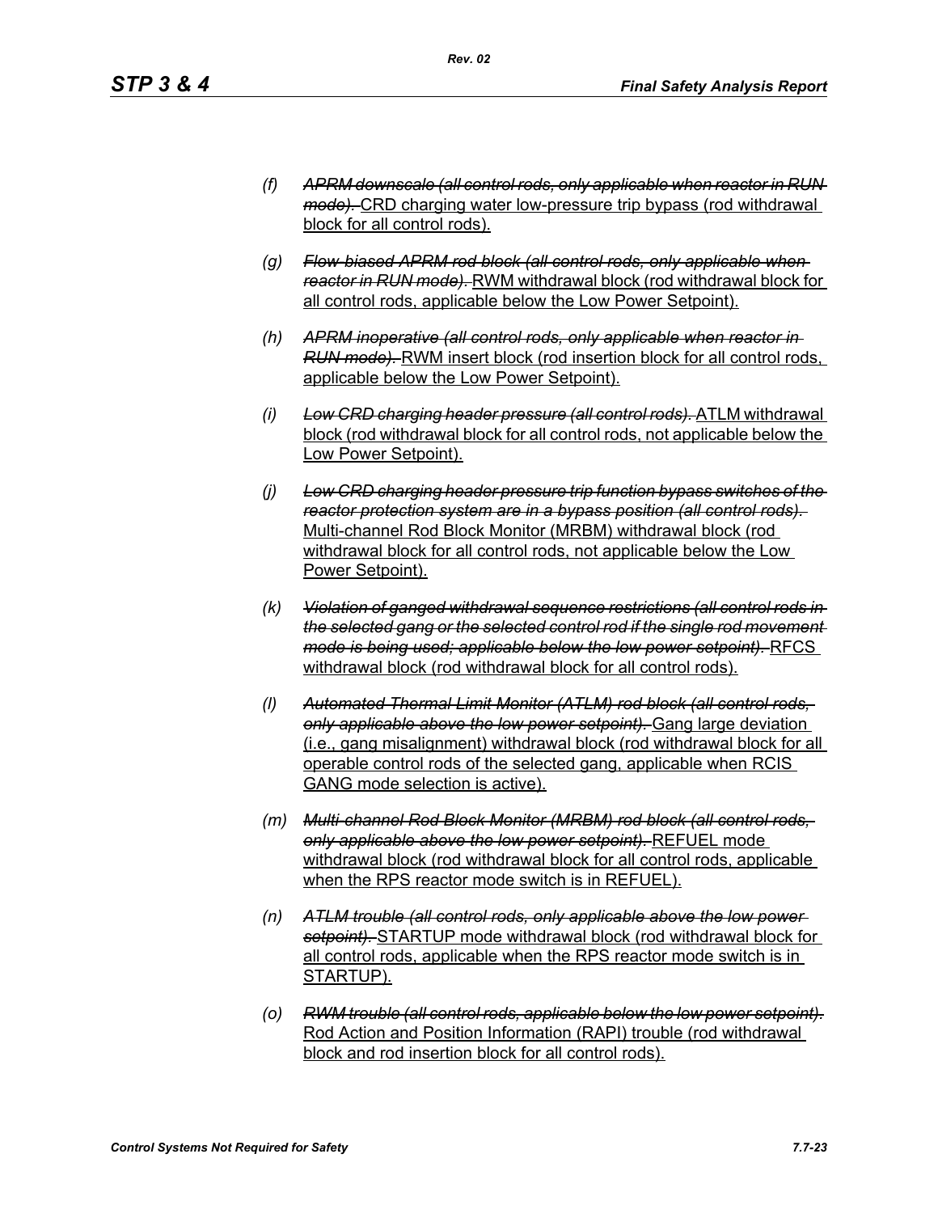(f) ~~*APRM downscale (all control rods, only applicable when reactor in RUN mode).*~~ <u>CRD charging water low-pressure trip bypass (rod withdrawal block for all control rods).</u>

(g) ~~*Flow-biased APRM rod block (all control rods, only applicable when reactor in RUN mode).*~~ <u>RWM withdrawal block (rod withdrawal block for all control rods, applicable below the Low Power Setpoint).</u>

(h) ~~*APRM inoperative (all control rods, only applicable when reactor in RUN mode).*~~ <u>RWM insert block (rod insertion block for all control rods, applicable below the Low Power Setpoint).</u>

(i) ~~*Low CRD charging header pressure (all control rods).*~~ <u>ATLM withdrawal block (rod withdrawal block for all control rods, not applicable below the Low Power Setpoint).</u>

(j) ~~*Low CRD charging header pressure trip function bypass switches of the reactor protection system are in a bypass position (all control rods).*~~ <u>Multi-channel Rod Block Monitor (MRBM) withdrawal block (rod withdrawal block for all control rods, not applicable below the Low Power Setpoint).</u>

(k) ~~*Violation of ganged withdrawal sequence restrictions (all control rods in the selected gang or the selected control rod if the single rod movement mode is being used; applicable below the low power setpoint).*~~ <u>RFCS withdrawal block (rod withdrawal block for all control rods).</u>

(l) ~~*Automated Thermal Limit Monitor (ATLM) rod block (all control rods, only applicable above the low power setpoint).*~~ <u>Gang large deviation (i.e., gang misalignment) withdrawal block (rod withdrawal block for all operable control rods of the selected gang, applicable when RCIS GANG mode selection is active).</u>

(m) ~~*Multi-channel Rod Block Monitor (MRBM) rod block (all control rods, only applicable above the low power setpoint).*~~ <u>REFUEL mode withdrawal block (rod withdrawal block for all control rods, applicable when the RPS reactor mode switch is in REFUEL).</u>

(n) ~~*ATLM trouble (all control rods, only applicable above the low power setpoint).*~~ <u>STARTUP mode withdrawal block (rod withdrawal block for all control rods, applicable when the RPS reactor mode switch is in STARTUP).</u>

(o) ~~*RWM trouble (all control rods, applicable below the low power setpoint).*~~ <u>Rod Action and Position Information (RAPI) trouble (rod withdrawal block and rod insertion block for all control rods).</u>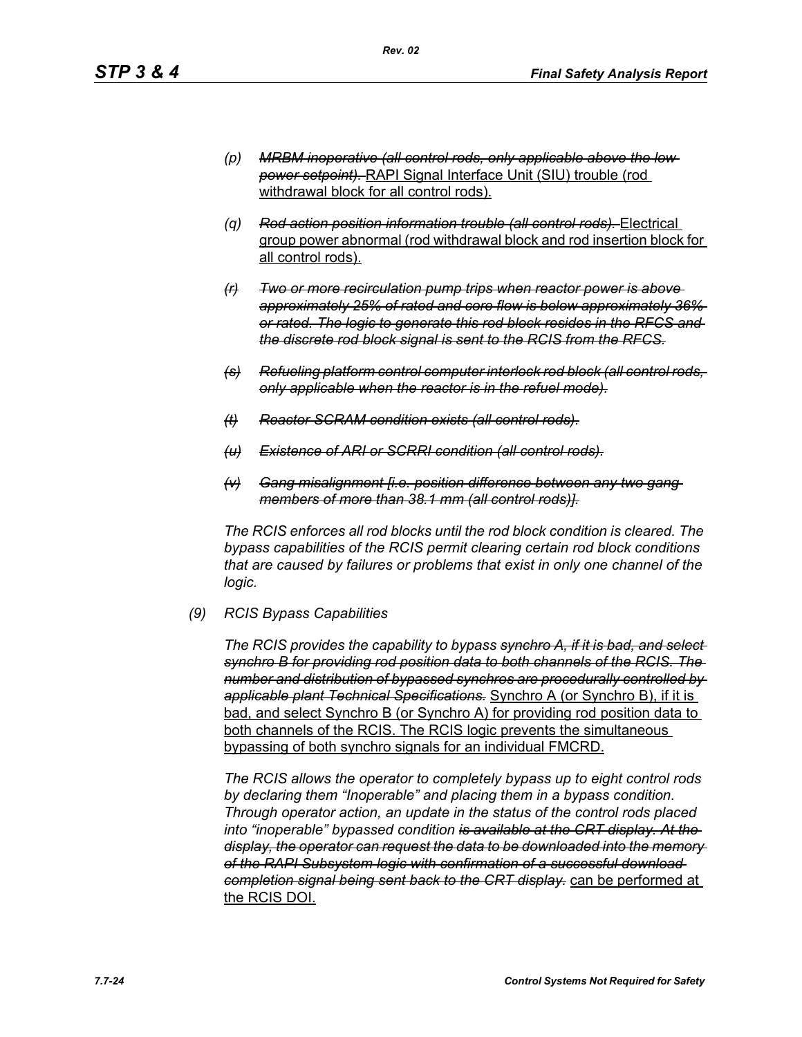(p) ~~*MRBM inoperative (all control rods, only applicable above the low power setpoint).*~~ <u>RAPI Signal Interface Unit (SIU) trouble (rod withdrawal block for all control rods).</u>

(q) ~~*Rod action position information trouble (all control rods).*~~ <u>Electrical group power abnormal (rod withdrawal block and rod insertion block for all control rods).</u>

~~*(r) Two or more recirculation pump trips when reactor power is above approximately 25% of rated and core flow is below approximately 36% or rated. The logic to generate this rod block resides in the RFCS and the discrete rod block signal is sent to the RCIS from the RFCS.*~~

~~*(s) Refueling platform control computer interlock rod block (all control rods, only applicable when the reactor is in the refuel mode).*~~

~~*(t) Reactor SCRAM condition exists (all control rods).*~~

~~*(u) Existence of ARI or SCRRI condition (all control rods).*~~

~~*(v) Gang misalignment [i.e. position difference between any two gang members of more than 38.1 mm (all control rods)].*~~

*The RCIS enforces all rod blocks until the rod block condition is cleared. The bypass capabilities of the RCIS permit clearing certain rod block conditions that are caused by failures or problems that exist in only one channel of the logic.*

(9) *RCIS Bypass Capabilities*

*The RCIS provides the capability to bypass* ~~*synchro A, if it is bad, and select synchro B for providing rod position data to both channels of the RCIS. The number and distribution of bypassed synchros are procedurally controlled by applicable plant Technical Specifications.*~~ <u>Synchro A (or Synchro B), if it is bad, and select Synchro B (or Synchro A) for providing rod position data to both channels of the RCIS. The RCIS logic prevents the simultaneous bypassing of both synchro signals for an individual FMCRD.</u>

*The RCIS allows the operator to completely bypass up to eight control rods by declaring them "Inoperable" and placing them in a bypass condition. Through operator action, an update in the status of the control rods placed into "inoperable" bypassed condition* ~~*is available at the CRT display. At the display, the operator can request the data to be downloaded into the memory of the RAPI Subsystem logic with confirmation of a successful download completion signal being sent back to the CRT display.*~~ <u>can be performed at the RCIS DOI.</u>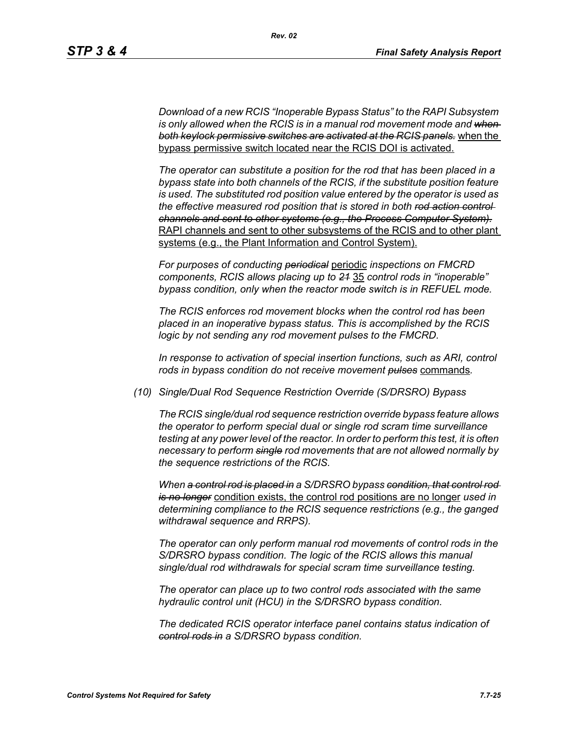*Download of a new RCIS "Inoperable Bypass Status" to the RAPI Subsystem is only allowed when the RCIS is in a manual rod movement mode and ~~when both keylock permissive switches are activated at the RCIS panels.~~* when the bypass permissive switch located near the RCIS DOI is activated.

*The operator can substitute a position for the rod that has been placed in a bypass state into both channels of the RCIS, if the substitute position feature is used. The substituted rod position value entered by the operator is used as the effective measured rod position that is stored in both ~~rod action control channels and sent to other systems (e.g., the Process Computer System).~~* RAPI channels and sent to other subsystems of the RCIS and to other plant systems (e.g., the Plant Information and Control System).

*For purposes of conducting ~~periodical~~* periodic *inspections on FMCRD components, RCIS allows placing up to ~~21~~* 35 *control rods in "inoperable" bypass condition, only when the reactor mode switch is in REFUEL mode.*

*The RCIS enforces rod movement blocks when the control rod has been placed in an inoperative bypass status. This is accomplished by the RCIS logic by not sending any rod movement pulses to the FMCRD.*

*In response to activation of special insertion functions, such as ARI, control rods in bypass condition do not receive movement ~~pulses~~* commands*.*

*(10) Single/Dual Rod Sequence Restriction Override (S/DRSRO) Bypass*

*The RCIS single/dual rod sequence restriction override bypass feature allows the operator to perform special dual or single rod scram time surveillance testing at any power level of the reactor. In order to perform this test, it is often necessary to perform ~~single~~ rod movements that are not allowed normally by the sequence restrictions of the RCIS.*

*When ~~a control rod is placed in~~ a S/DRSRO bypass ~~condition, that control rod is no longer~~* condition exists, the control rod positions are no longer *used in determining compliance to the RCIS sequence restrictions (e.g., the ganged withdrawal sequence and RRPS).*

*The operator can only perform manual rod movements of control rods in the S/DRSRO bypass condition. The logic of the RCIS allows this manual single/dual rod withdrawals for special scram time surveillance testing.*

*The operator can place up to two control rods associated with the same hydraulic control unit (HCU) in the S/DRSRO bypass condition.*

*The dedicated RCIS operator interface panel contains status indication of ~~control rods in~~ a S/DRSRO bypass condition.*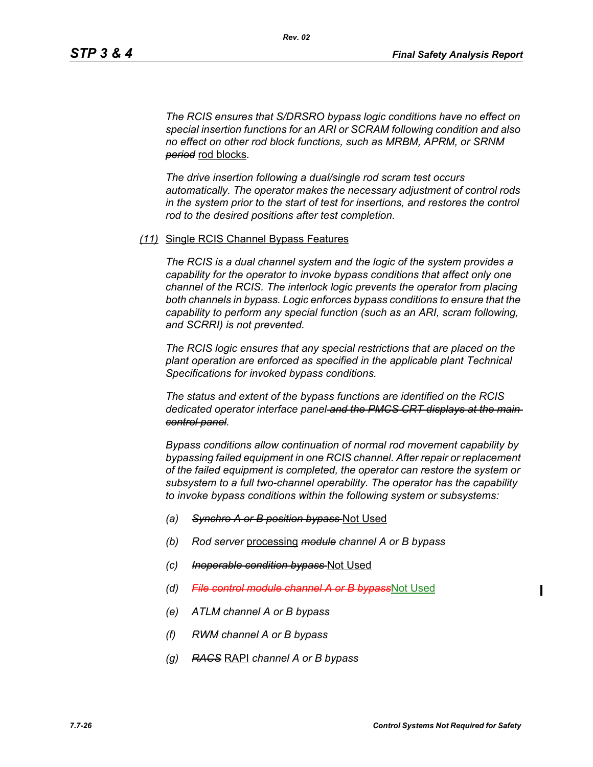*The RCIS ensures that S/DRSRO bypass logic conditions have no effect on special insertion functions for an ARI or SCRAM following condition and also no effect on other rod block functions, such as MRBM, APRM, or SRNM* ~~*period*~~ rod blocks*.*

*The drive insertion following a dual/single rod scram test occurs automatically. The operator makes the necessary adjustment of control rods in the system prior to the start of test for insertions, and restores the control rod to the desired positions after test completion.*

*(11)* Single RCIS Channel Bypass Features

*The RCIS is a dual channel system and the logic of the system provides a capability for the operator to invoke bypass conditions that affect only one channel of the RCIS. The interlock logic prevents the operator from placing both channels in bypass. Logic enforces bypass conditions to ensure that the capability to perform any special function (such as an ARI, scram following, and SCRRI) is not prevented.*

*The RCIS logic ensures that any special restrictions that are placed on the plant operation are enforced as specified in the applicable plant Technical Specifications for invoked bypass conditions.*

*The status and extent of the bypass functions are identified on the RCIS dedicated operator interface panel* ~~*and the PMCS CRT displays at the main control panel*~~*.*

*Bypass conditions allow continuation of normal rod movement capability by bypassing failed equipment in one RCIS channel. After repair or replacement of the failed equipment is completed, the operator can restore the system or subsystem to a full two-channel operability. The operator has the capability to invoke bypass conditions within the following system or subsystems:*

*(a)* ~~*Synchro A or B position bypass*~~ Not Used

*(b)* *Rod server* processing ~~*module*~~ *channel A or B bypass*

*(c)* ~~*Inoperable condition bypass*~~ Not Used

*(d)* ~~*File control module channel A or B bypass*~~Not Used

*(e)* *ATLM channel A or B bypass*

*(f)* *RWM channel A or B bypass*

*(g)* ~~*RACS*~~ RAPI *channel A or B bypass*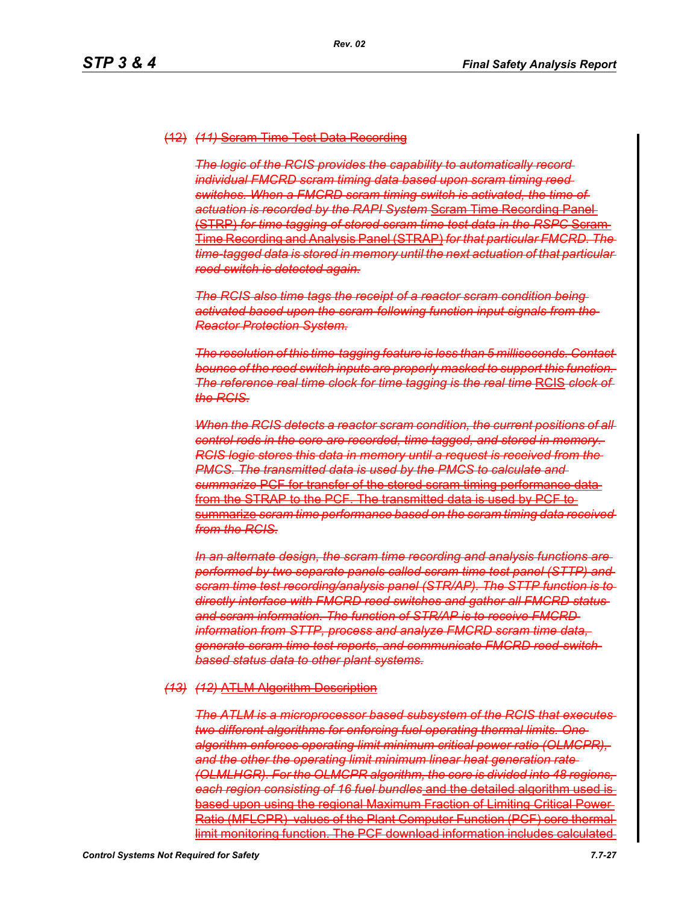(12) *(11)* Scram Time Test Data Recording

*The logic of the RCIS provides the capability to automatically record individual FMCRD scram timing data based upon scram timing reed switches. When a FMCRD scram timing switch is activated, the time of actuation is recorded by the RAPI System* Scram Time Recording Panel (STRP) *for time tagging of stored scram time test data in the RSPC* Scram Time Recording and Analysis Panel (STRAP) *for that particular FMCRD. The time-tagged data is stored in memory until the next actuation of that particular reed switch is detected again.*

*The RCIS also time tags the receipt of a reactor scram condition being activated based upon the scram-following function input signals from the Reactor Protection System.*

*The resolution of this time-tagging feature is less than 5 milliseconds. Contact bounce of the reed switch inputs are properly masked to support this function. The reference real time clock for time tagging is the real time* RCIS *clock of the RCIS.*

*When the RCIS detects a reactor scram condition, the current positions of all control rods in the core are recorded, time tagged, and stored in memory. RCIS logic stores this data in memory until a request is received from the PMCS. The transmitted data is used by the PMCS to calculate and summarize* PCF for transfer of the stored scram timing performance data from the STRAP to the PCF. The transmitted data is used by PCF to summarize *scram time performance based on the scram timing data received from the RCIS.*

*In an alternate design, the scram time recording and analysis functions are performed by two separate panels called scram time test panel (STTP) and scram time test recording/analysis panel (STR/AP). The STTP function is to directly interface with FMCRD reed switches and gather all FMCRD status and scram information. The function of STR/AP is to receive FMCRD information from STTP, process and analyze FMCRD scram time data, generate scram time test reports, and communicate FMCRD reed switch based status data to other plant systems.*

*(13)* *(12)* ATLM Algorithm Description

*The ATLM is a microprocessor based subsystem of the RCIS that executes two different algorithms for enforcing fuel operating thermal limits. One algorithm enforces operating limit minimum critical power ratio (OLMCPR), and the other the operating limit minimum linear heat generation rate (OLMLHGR). For the OLMCPR algorithm, the core is divided into 48 regions, each region consisting of 16 fuel bundles* and the detailed algorithm used is based upon using the regional Maximum Fraction of Limiting Critical Power Ratio (MFLCPR) values of the Plant Computer Function (PCF) core thermal limit monitoring function. The PCF download information includes calculated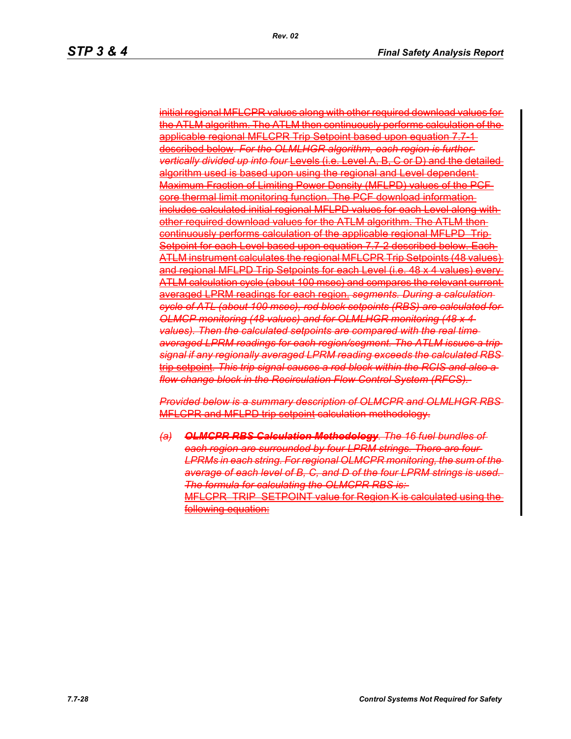initial regional MFLCPR values along with other required download values for the ATLM algorithm. The ATLM then continuously performs calculation of the applicable regional MFLCPR Trip Setpoint based upon equation 7.7-1 described below. *For the OLMLHGR algorithm, each region is further vertically divided up into four* Levels (i.e. Level A, B, C or D) and the detailed algorithm used is based upon using the regional and Level dependent Maximum Fraction of Limiting Power Density (MFLPD) values of the PCF core thermal limit monitoring function. The PCF download information includes calculated initial regional MFLPD values for each Level along with other required download values for the ATLM algorithm. The ATLM then continuously performs calculation of the applicable regional MFLPD Trip Setpoint for each Level based upon equation 7.7-2 described below. Each ATLM instrument calculates the regional MFLCPR Trip Setpoints (48 values) and regional MFLPD Trip Setpoints for each Level (i.e. 48 x 4 values) every ATLM calculation cycle (about 100 msec) and compares the relevant current averaged LPRM readings for each region. *segments. During a calculation cycle of ATL (about 100 msec), rod block setpoints (RBS) are calculated for OLMCP monitoring (48 values) and for OLMLHGR monitoring (48 x 4 values). Then the calculated setpoints are compared with the real time averaged LPRM readings for each region/segment. The ATLM issues a trip signal if any regionally averaged LPRM reading exceeds the calculated RBS* trip setpoint. *This trip signal causes a rod block within the RCIS and also a flow change block in the Recirculation Flow Control System (RFCS).*

*Provided below is a summary description of OLMCPR and OLMLHGR RBS* MFLCPR and MFLPD trip setpoint calculation methodology.

*(a)* ***OLMCPR RBS Calculation Methodology****. The 16 fuel bundles of each region are surrounded by four LPRM strings. There are four LPRMs in each string. For regional OLMCPR monitoring, the sum of the average of each level of B, C, and D of the four LPRM strings is used. The formula for calculating the OLMCPR RBS is:*
MFLCPR_TRIP_SETPOINT value for Region K is calculated using the following equation: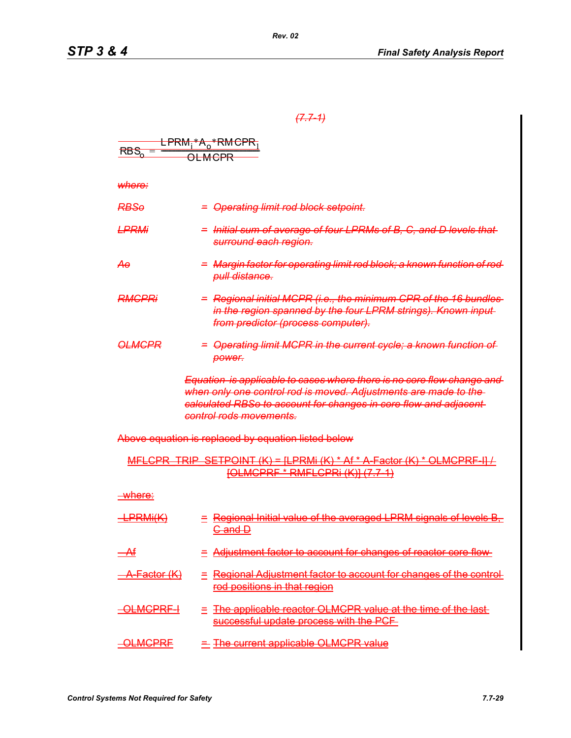*(7.7-1)*

$$RBS_o = \frac{LPRM_i * A_o * RMCPR_i}{OLMCPR}$$

*where:*

*RBSo* = *Operating limit rod block setpoint.*

*LPRMi* = *Initial sum of average of four LPRMs of B, C, and D levels that surround each region.*

*Ao* = *Margin factor for operating limit rod block; a known function of rod pull distance.*

*RMCPRi* = *Regional initial MCPR (i.e., the minimum CPR of the 16 bundles in the region spanned by the four LPRM strings). Known input from predictor (process computer).*

*OLMCPR* = *Operating limit MCPR in the current cycle; a known function of power.*

*Equation is applicable to cases where there is no core flow change and when only one control rod is moved. Adjustments are made to the calculated RBSo to account for changes in core flow and adjacent control rods movements.*

Above equation is replaced by equation listed below

MFLCPR_TRIP_SETPOINT (K) = [LPRMi (K) * Af * A-Factor (K) * OLMCPRF-I] / [OLMCPRF * RMFLCPRi (K)] (7.7-1)

where:

LPRMi(K) = Regional Initial value of the averaged LPRM signals of levels B, C and D

Af = Adjustment factor to account for changes of reactor core flow

A-Factor (K) = Regional Adjustment factor to account for changes of the control rod positions in that region

OLMCPRF-I = The applicable reactor OLMCPR value at the time of the last successful update process with the PCF

OLMCPRF = The current applicable OLMCPR value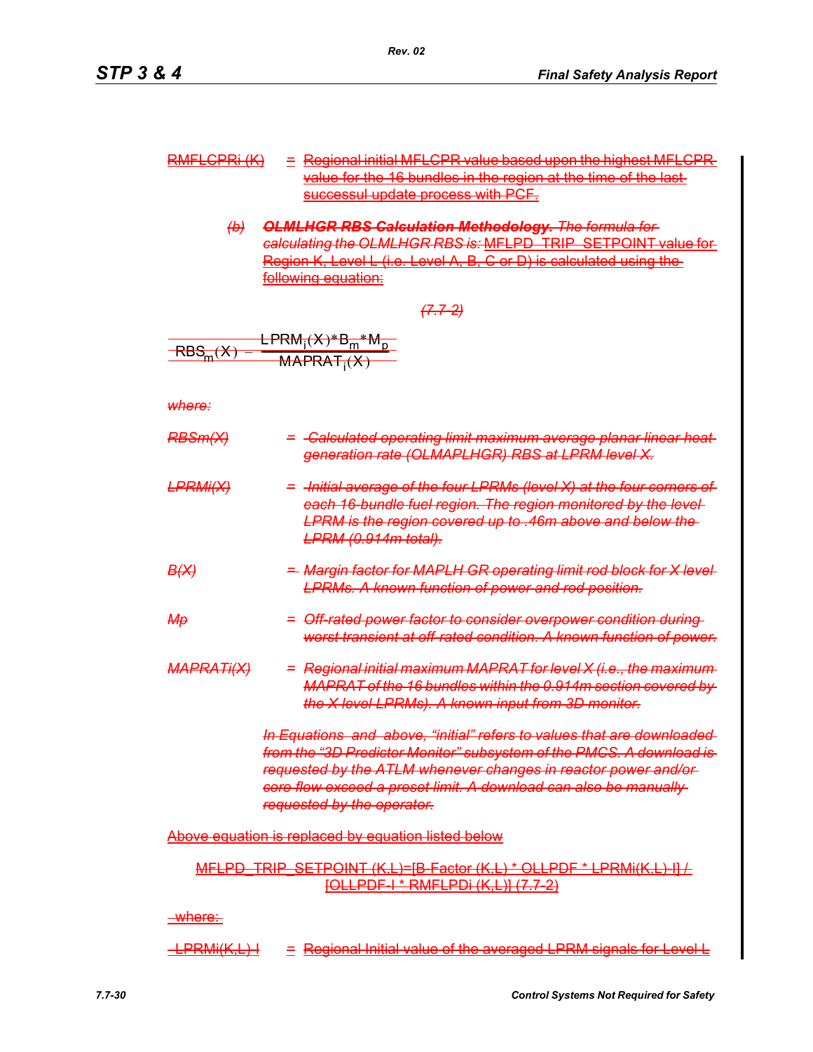RMFLCPRi (K) = Regional initial MFLCPR value based upon the highest MFLCPR value for the 16 bundles in the region at the time of the last successul update process with PCF.

*(b)* ***OLMLHGR RBS Calculation Methodology.*** *The formula for calculating the OLMLHGR RBS is:* MFLPD_TRIP_SETPOINT value for Region K, Level L (i.e. Level A, B, C or D) is calculated using the following equation:

*(7.7-2)*

$$RBS_m(X) = \frac{LPRM_i(X)*B_m*M_p}{MAPRAT_i(X)}$$

*where:*

*RBSm(X)* = *Calculated operating limit maximum average planar linear heat generation rate (OLMAPLHGR) RBS at LPRM level X.*

*LPRMi(X)* = *Initial average of the four LPRMs (level X) at the four corners of each 16-bundle fuel region. The region monitored by the level LPRM is the region covered up to .46m above and below the LPRM (0.914m total).*

*B(X)* = *Margin factor for MAPLH GR operating limit rod block for X level LPRMs. A known function of power and rod position.*

*Mp* = *Off-rated power factor to consider overpower condition during worst transient at off-rated condition. A known function of power.*

*MAPRATi(X)* = *Regional initial maximum MAPRAT for level X (i.e., the maximum MAPRAT of the 16 bundles within the 0.914m section covered by the X level LPRMs). A known input from 3D monitor.*

*In Equations and above, “initial” refers to values that are downloaded from the “3D Predictor Monitor” subsystem of the PMCS. A download is requested by the ATLM whenever changes in reactor power and/or core flow exceed a preset limit. A download can also be manually requested by the operator.*

Above equation is replaced by equation listed below

MFLPD_TRIP_SETPOINT (K,L)=[B-Factor (K,L) * OLLPDF * LPRMi(K,L)-I] / [OLLPDF-I * RMFLPDi (K,L)] (7.7-2)

where:

LPRMi(K,L)-I = Regional Initial value of the averaged LPRM signals for Level L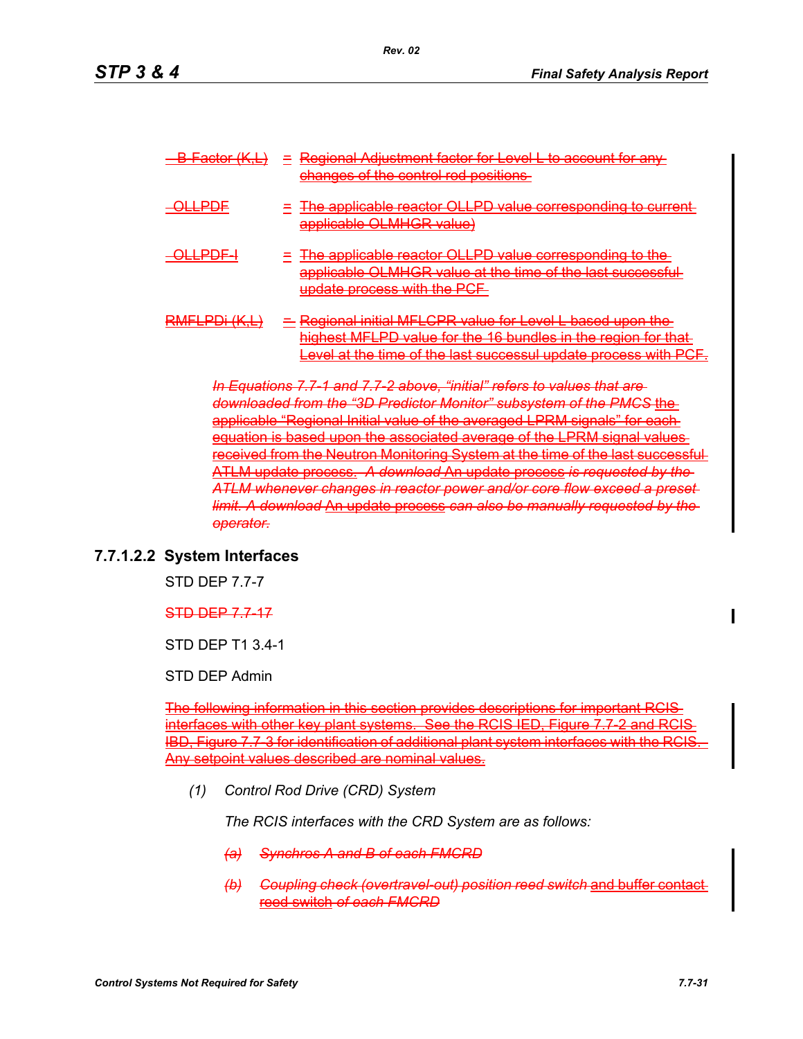~~B-Factor (K,L)~~ = ~~Regional Adjustment factor for Level L to account for any changes of the control rod positions~~

~~OLLPDF~~ = ~~The applicable reactor OLLPD value corresponding to current applicable OLMHGR value)~~

~~OLLPDF-I~~ = ~~The applicable reactor OLLPD value corresponding to the applicable OLMHGR value at the time of the last successful update process with the PCF~~

~~RMFLPDi (K,L)~~ = ~~Regional initial MFLCPR value for Level L based upon the highest MFLPD value for the 16 bundles in the region for that Level at the time of the last successul update process with PCF.~~

~~*In Equations 7.7-1 and 7.7-2 above, "initial" refers to values that are downloaded from the "3D Predictor Monitor" subsystem of the PMCS*~~ ~~the applicable "Regional Initial value of the averaged LPRM signals" for each equation is based upon the associated average of the LPRM signal values received from the Neutron Monitoring System at the time of the last successful ATLM update process.~~ ~~*A download*~~ ~~An update process~~ ~~*is requested by the ATLM whenever changes in reactor power and/or core flow exceed a preset limit. A download*~~ ~~An update process~~ ~~*can also be manually requested by the operator.*~~

### 7.7.1.2.2 System Interfaces

STD DEP 7.7-7

~~STD DEP 7.7-17~~

STD DEP T1 3.4-1

STD DEP Admin

~~The following information in this section provides descriptions for important RCIS interfaces with other key plant systems. See the RCIS IED, Figure 7.7-2 and RCIS IBD, Figure 7.7-3 for identification of additional plant system interfaces with the RCIS. Any setpoint values described are nominal values.~~

*(1) Control Rod Drive (CRD) System*

*The RCIS interfaces with the CRD System are as follows:*

~~*(a) Synchros A and B of each FMCRD*~~

~~*(b) Coupling check (overtravel-out) position reed switch*~~ ~~and buffer contact reed switch~~ ~~*of each FMCRD*~~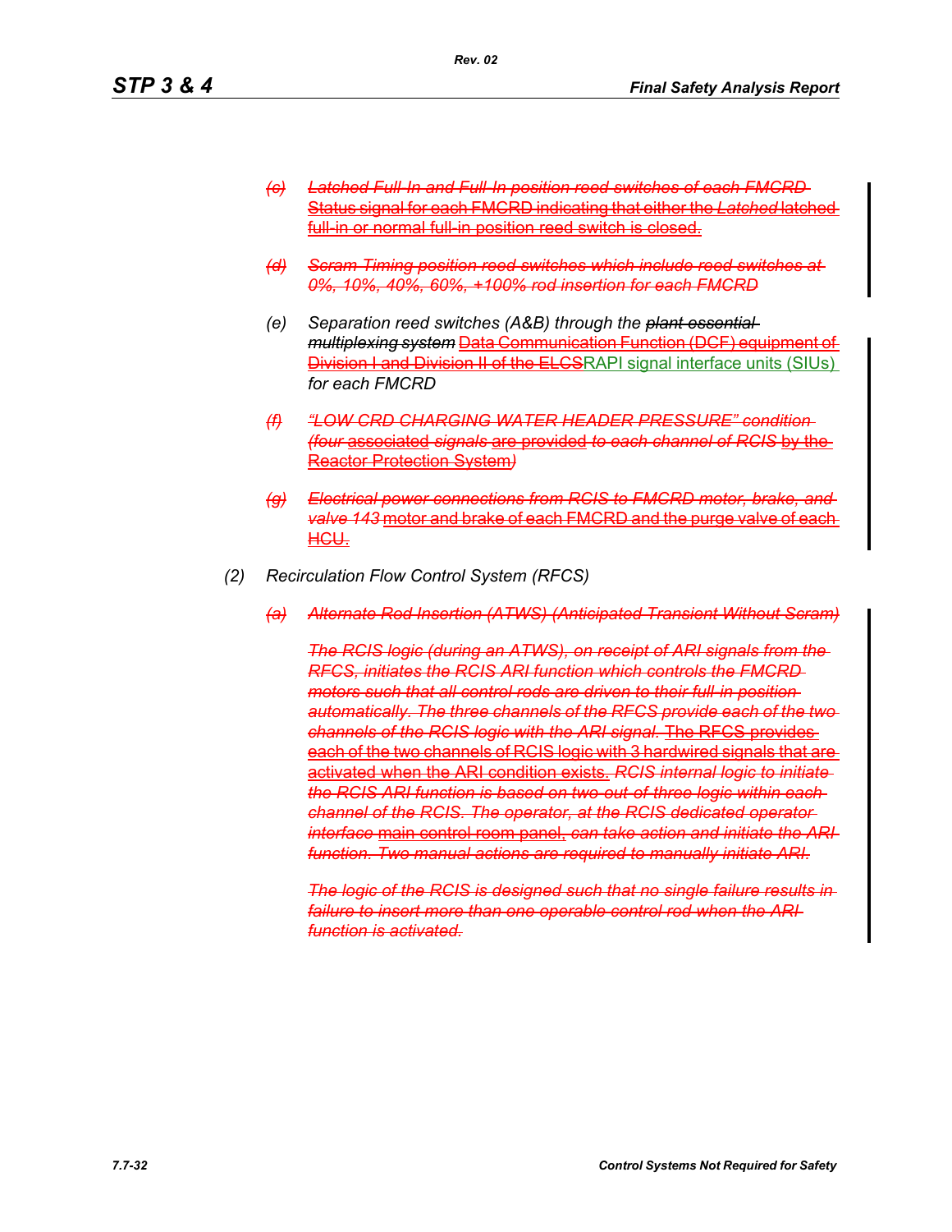- (c) ~~*Latched Full-In and Full-In position reed switches of each FMCRD*~~ ~~Status signal for each FMCRD indicating that either the *Latched* latched full-in or normal full-in position reed switch is closed.~~

- ~~(d)~~ ~~*Scram Timing position reed switches which include reed switches at 0%, 10%, 40%, 60%, +100% rod insertion for each FMCRD*~~

- *(e) Separation reed switches (A&B) through the* ~~*plant essential multiplexing system*~~ ~~Data Communication Function (DCF) equipment of Division I and Division II of the ELCS~~ RAPI signal interface units (SIUs) *for each FMCRD*

- ~~(f)~~ ~~*"LOW CRD CHARGING WATER HEADER PRESSURE" condition (four associated signals are provided to each channel of RCIS by the Reactor Protection System)*~~

- ~~(g)~~ ~~*Electrical power connections from RCIS to FMCRD motor, brake, and valve 143* motor and brake of each FMCRD and the purge valve of each HCU.~~

(2) *Recirculation Flow Control System (RFCS)*

- ~~(a)~~ ~~*Alternate Rod Insertion (ATWS) (Anticipated Transient Without Scram)*~~

  ~~*The RCIS logic (during an ATWS), on receipt of ARI signals from the RFCS, initiates the RCIS ARI function which controls the FMCRD motors such that all control rods are driven to their full-in position automatically. The three channels of the RFCS provide each of the two channels of the RCIS logic with the ARI signal.* The RFCS provides each of the two channels of RCIS logic with 3 hardwired signals that are activated when the ARI condition exists. *RCIS internal logic to initiate the RCIS ARI function is based on two-out-of-three logic within each channel of the RCIS. The operator, at the RCIS dedicated operator interface* main control room panel, *can take action and initiate the ARI function. Two manual actions are required to manually initiate ARI.*~~

  ~~*The logic of the RCIS is designed such that no single failure results in failure to insert more than one operable control rod when the ARI function is activated.*~~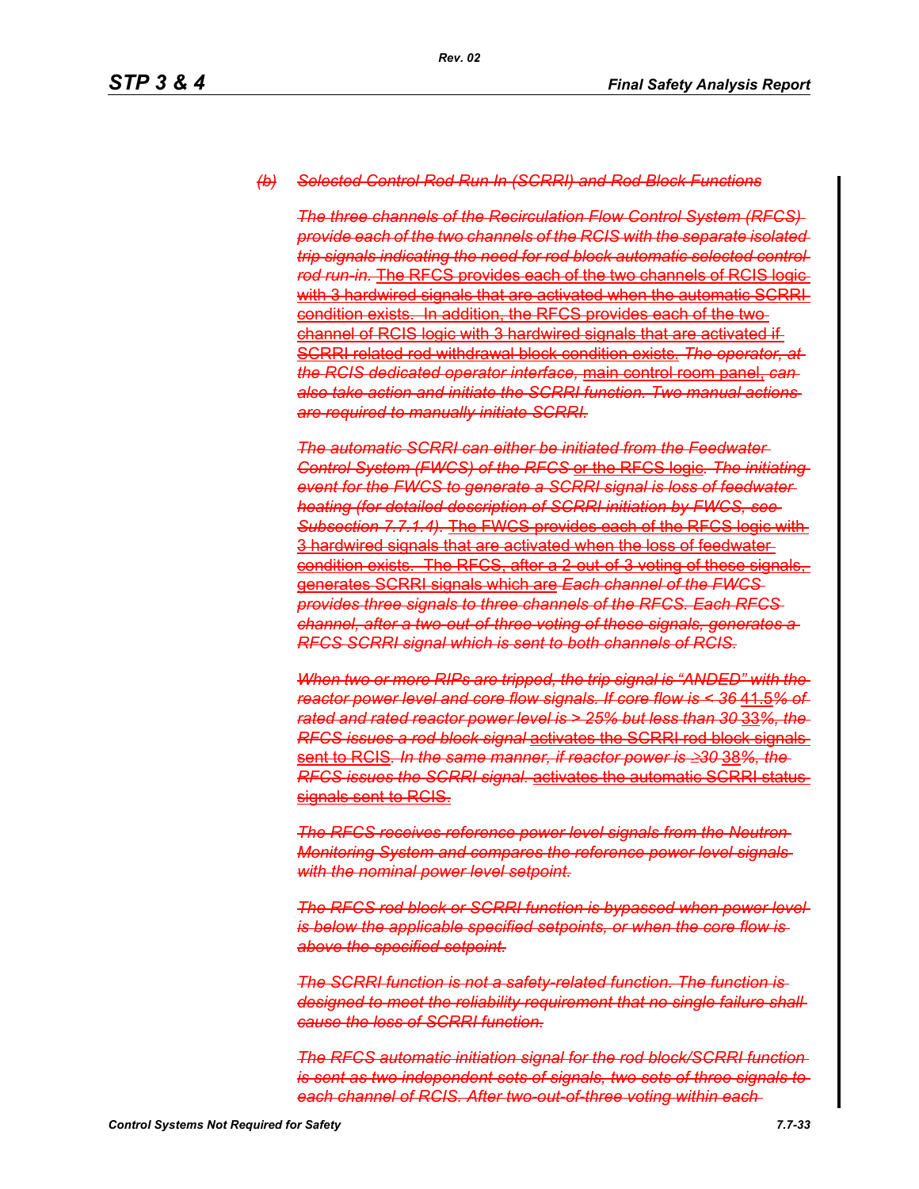*(b) Selected Control Rod Run In (SCRRI) and Rod Block Functions*

*The three channels of the Recirculation Flow Control System (RFCS) provide each of the two channels of the RCIS with the separate isolated trip signals indicating the need for rod block automatic selected control rod run-in.* The RFCS provides each of the two channels of RCIS logic with 3 hardwired signals that are activated when the automatic SCRRI condition exists. In addition, the RFCS provides each of the two channel of RCIS logic with 3 hardwired signals that are activated if SCRRI related rod withdrawal block condition exists. *The operator, at the RCIS dedicated operator interface,* main control room panel, *can also take action and initiate the SCRRI function. Two manual actions are required to manually initiate SCRRI.*

*The automatic SCRRI can either be initiated from the Feedwater Control System (FWCS) of the RFCS* or the RFCS logic*. The initiating event for the FWCS to generate a SCRRI signal is loss of feedwater heating (for detailed description of SCRRI initiation by FWCS, see Subsection 7.7.1.4).* The FWCS provides each of the RFCS logic with 3 hardwired signals that are activated when the loss of feedwater condition exists. The RFCS, after a 2-out-of-3 voting of these signals, generates SCRRI signals which are *Each channel of the FWCS provides three signals to three channels of the RFCS. Each RFCS channel, after a two-out-of-three voting of these signals, generates a RFCS SCRRI signal which is sent to both channels of RCIS.*

*When two or more RIPs are tripped, the trip signal is "ANDED" with the reactor power level and core flow signals. If core flow is < 36* 41.5*% of rated and rated reactor power level is > 25% but less than 30* 33*%, the RFCS issues a rod block signal* activates the SCRRI rod block signals sent to RCIS*. In the same manner, if reactor power is ≥30* 38*%, the RFCS issues the SCRRI signal.* activates the automatic SCRRI status signals sent to RCIS.

*The RFCS receives reference power level signals from the Neutron Monitoring System and compares the reference power level signals with the nominal power level setpoint.*

*The RFCS rod block or SCRRI function is bypassed when power level is below the applicable specified setpoints, or when the core flow is above the specified setpoint.*

*The SCRRI function is not a safety-related function. The function is designed to meet the reliability requirement that no single failure shall cause the loss of SCRRI function.*

*The RFCS automatic initiation signal for the rod block/SCRRI function is sent as two independent sets of signals, two sets of three signals to each channel of RCIS. After two-out-of-three voting within each*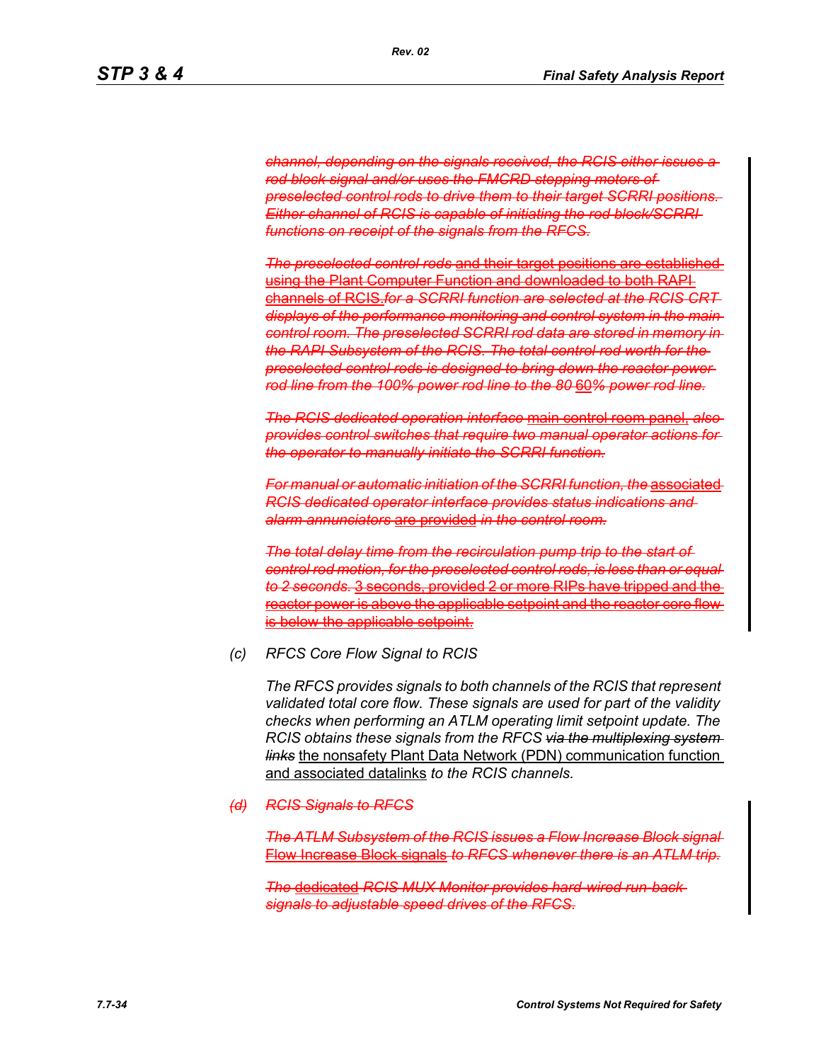*channel, depending on the signals received, the RCIS either issues a rod block signal and/or uses the FMCRD stepping motors of preselected control rods to drive them to their target SCRRI positions. Either channel of RCIS is capable of initiating the rod block/SCRRI functions on receipt of the signals from the RFCS.*

*The preselected control rods* and their target positions are established using the Plant Computer Function and downloaded to both RAPI channels of RCIS.*for a SCRRI function are selected at the RCIS CRT displays of the performance monitoring and control system in the main control room. The preselected SCRRI rod data are stored in memory in the RAPI Subsystem of the RCIS. The total control rod worth for the preselected control rods is designed to bring down the reactor power rod line from the 100% power rod line to the 80* 60*% power rod line.*

*The RCIS dedicated operation interface* main control room panel, *also provides control switches that require two manual operator actions for the operator to manually initiate the SCRRI function.*

*For manual or automatic initiation of the SCRRI function, the* associated *RCIS dedicated operator interface provides status indications and alarm annunciators* are provided *in the control room.*

*The total delay time from the recirculation pump trip to the start of control rod motion, for the preselected control rods, is less than or equal to 2 seconds.* 3 seconds, provided 2 or more RIPs have tripped and the reactor power is above the applicable setpoint and the reactor core flow is below the applicable setpoint.

*(c)* *RFCS Core Flow Signal to RCIS*

*The RFCS provides signals to both channels of the RCIS that represent validated total core flow. These signals are used for part of the validity checks when performing an ATLM operating limit setpoint update. The RCIS obtains these signals from the RFCS via the multiplexing system links* the nonsafety Plant Data Network (PDN) communication function and associated datalinks *to the RCIS channels.*

*(d)* *RCIS Signals to RFCS*

*The ATLM Subsystem of the RCIS issues a Flow Increase Block signal* Flow Increase Block signals *to RFCS whenever there is an ATLM trip.*

*The* dedicated *RCIS MUX Monitor provides hard-wired run-back signals to adjustable speed drives of the RFCS.*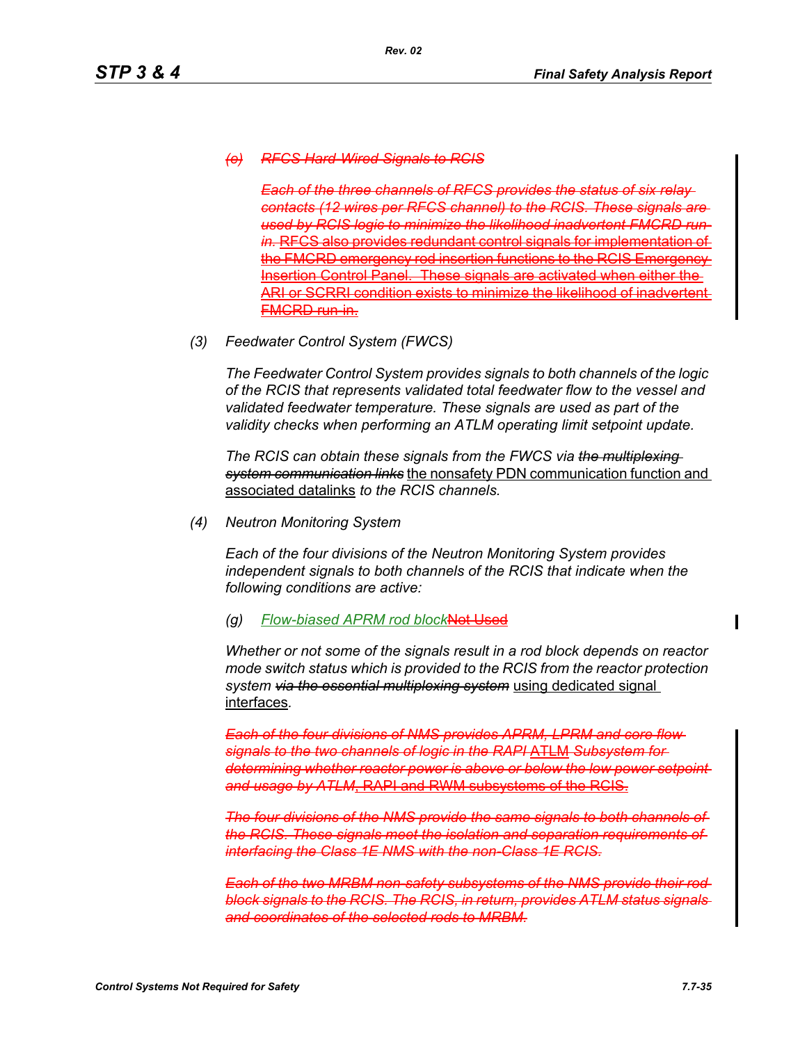*(c) ~~RFCS Hard-Wired Signals to RCIS~~*

*~~Each of the three channels of RFCS provides the status of six relay contacts (12 wires per RFCS channel) to the RCIS. These signals are used by RCIS logic to minimize the likelihood inadvertent FMCRD run-in.~~* ~~RFCS also provides redundant control signals for implementation of the FMCRD emergency rod insertion functions to the RCIS Emergency Insertion Control Panel. These signals are activated when either the ARI or SCRRI condition exists to minimize the likelihood of inadvertent FMCRD run-in.~~

*(3) Feedwater Control System (FWCS)*

*The Feedwater Control System provides signals to both channels of the logic of the RCIS that represents validated total feedwater flow to the vessel and validated feedwater temperature. These signals are used as part of the validity checks when performing an ATLM operating limit setpoint update.*

*The RCIS can obtain these signals from the FWCS via ~~the multiplexing system communication links~~* the nonsafety PDN communication function and associated datalinks *to the RCIS channels.*

*(4) Neutron Monitoring System*

*Each of the four divisions of the Neutron Monitoring System provides independent signals to both channels of the RCIS that indicate when the following conditions are active:*

*(g) Flow-biased APRM rod block*~~Not Used~~

*Whether or not some of the signals result in a rod block depends on reactor mode switch status which is provided to the RCIS from the reactor protection system ~~via the essential multiplexing system~~* using dedicated signal interfaces.

*~~Each of the four divisions of NMS provides APRM, LPRM and core flow signals to the two channels of logic in the RAPI~~* ATLM *~~Subsystem for determining whether reactor power is above or below the low power setpoint and usage by ATLM~~*~~, RAPI and RWM subsystems of the RCIS.~~

*~~The four divisions of the NMS provide the same signals to both channels of the RCIS. These signals meet the isolation and separation requirements of interfacing the Class 1E NMS with the non-Class 1E RCIS.~~*

*~~Each of the two MRBM non-safety subsystems of the NMS provide their rod block signals to the RCIS. The RCIS, in return, provides ATLM status signals and coordinates of the selected rods to MRBM.~~*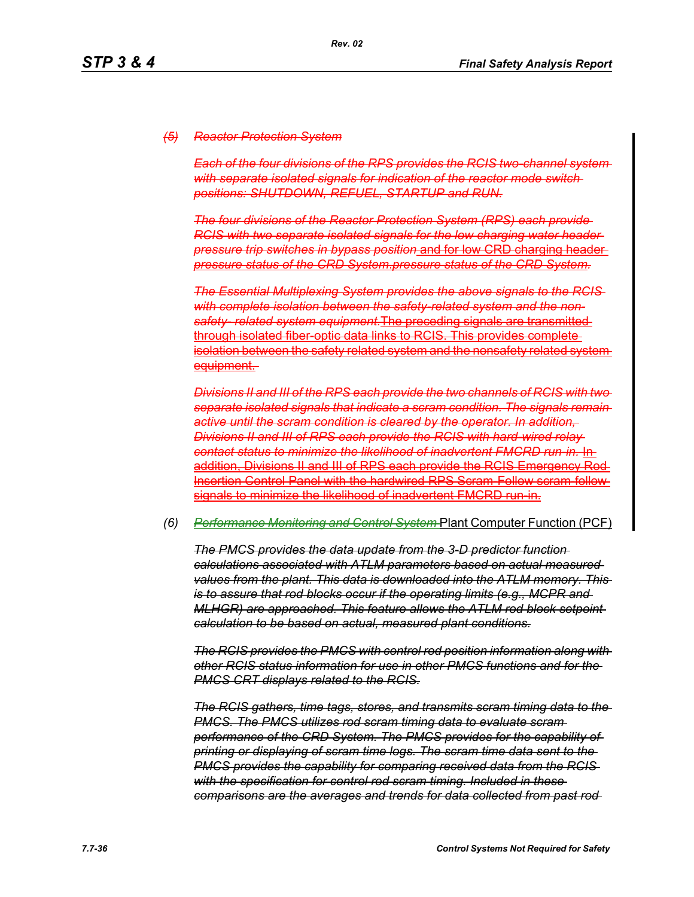*(5) Reactor Protection System*

*Each of the four divisions of the RPS provides the RCIS two-channel system with separate isolated signals for indication of the reactor mode switch positions: SHUTDOWN, REFUEL, STARTUP and RUN.*

*The four divisions of the Reactor Protection System (RPS) each provide RCIS with two separate isolated signals for the low charging water header pressure trip switches in bypass position* and for low CRD charging header *pressure status of the CRD System.pressure status of the CRD System.*

*The Essential Multiplexing System provides the above signals to the RCIS with complete isolation between the safety-related system and the non-safety- related system equipment.*The preceding signals are transmitted through isolated fiber-optic data links to RCIS. This provides complete isolation between the safety related system and the nonsafety related system equipment.

*Divisions II and III of the RPS each provide the two channels of RCIS with two separate isolated signals that indicate a scram condition. The signals remain active until the scram condition is cleared by the operator. In addition, Divisions II and III of RPS each provide the RCIS with hard-wired relay contact status to minimize the likelihood of inadvertent FMCRD run-in.* In addition, Divisions II and III of RPS each provide the RCIS Emergency Rod Insertion Control Panel with the hardwired RPS Scram-Follow scram-follow signals to minimize the likelihood of inadvertent FMCRD run-in.

(6) *Performance Monitoring and Control System* Plant Computer Function (PCF)

*The PMCS provides the data update from the 3-D predictor function calculations associated with ATLM parameters based on actual measured values from the plant. This data is downloaded into the ATLM memory. This is to assure that rod blocks occur if the operating limits (e.g., MCPR and MLHGR) are approached. This feature allows the ATLM rod block setpoint calculation to be based on actual, measured plant conditions.*

*The RCIS provides the PMCS with control rod position information along with other RCIS status information for use in other PMCS functions and for the PMCS CRT displays related to the RCIS.*

*The RCIS gathers, time tags, stores, and transmits scram timing data to the PMCS. The PMCS utilizes rod scram timing data to evaluate scram performance of the CRD System. The PMCS provides for the capability of printing or displaying of scram time logs. The scram time data sent to the PMCS provides the capability for comparing received data from the RCIS with the specification for control rod scram timing. Included in these comparisons are the averages and trends for data collected from past rod*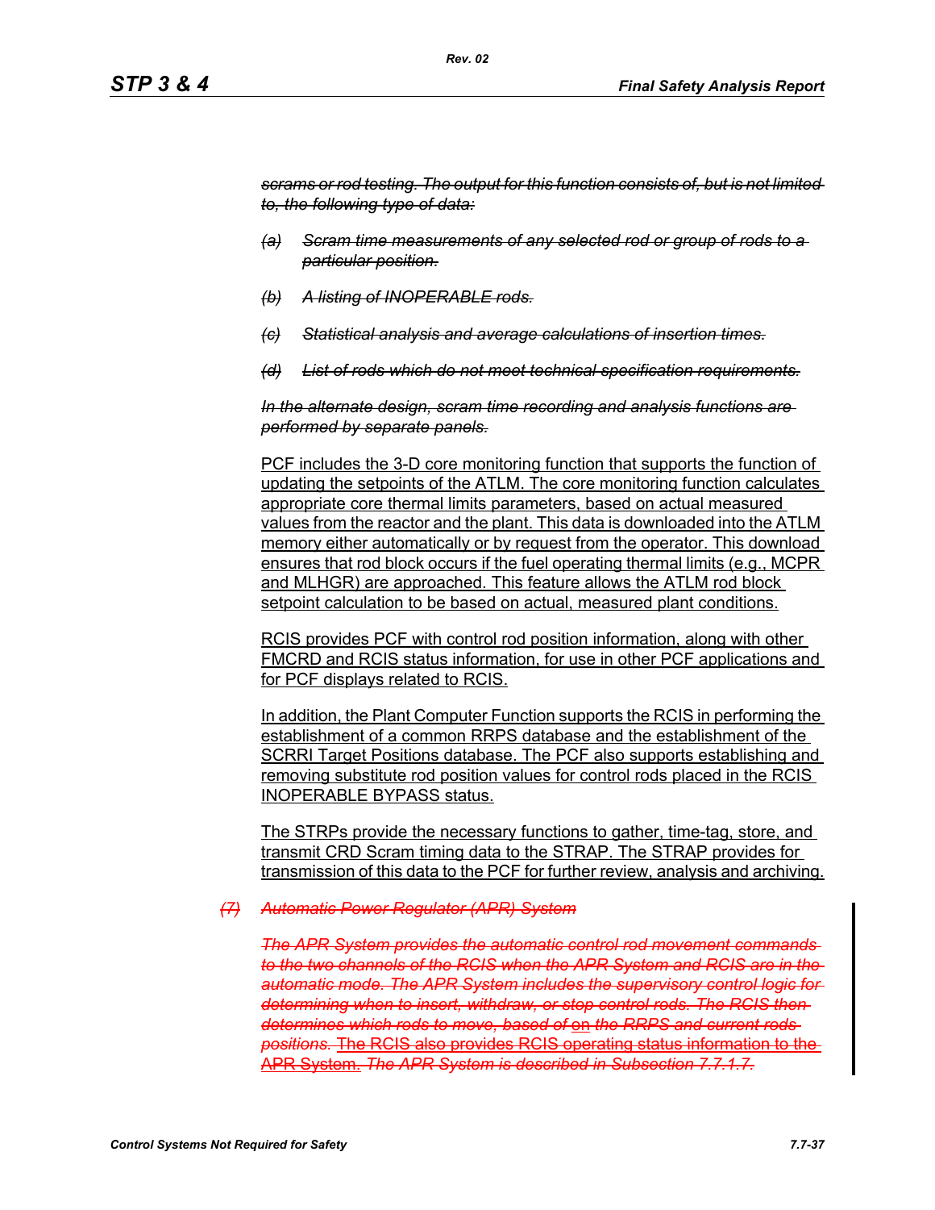~~*scrams or rod testing. The output for this function consists of, but is not limited to, the following type of data:*~~

~~*(a) Scram time measurements of any selected rod or group of rods to a particular position.*~~

~~*(b) A listing of INOPERABLE rods.*~~

~~*(c) Statistical analysis and average calculations of insertion times.*~~

~~*(d) List of rods which do not meet technical specification requirements.*~~

~~*In the alternate design, scram time recording and analysis functions are performed by separate panels.*~~

PCF includes the 3-D core monitoring function that supports the function of updating the setpoints of the ATLM. The core monitoring function calculates appropriate core thermal limits parameters, based on actual measured values from the reactor and the plant. This data is downloaded into the ATLM memory either automatically or by request from the operator. This download ensures that rod block occurs if the fuel operating thermal limits (e.g., MCPR and MLHGR) are approached. This feature allows the ATLM rod block setpoint calculation to be based on actual, measured plant conditions.

RCIS provides PCF with control rod position information, along with other FMCRD and RCIS status information, for use in other PCF applications and for PCF displays related to RCIS.

In addition, the Plant Computer Function supports the RCIS in performing the establishment of a common RRPS database and the establishment of the SCRRI Target Positions database. The PCF also supports establishing and removing substitute rod position values for control rods placed in the RCIS INOPERABLE BYPASS status.

The STRPs provide the necessary functions to gather, time-tag, store, and transmit CRD Scram timing data to the STRAP. The STRAP provides for transmission of this data to the PCF for further review, analysis and archiving.

~~*(7) Automatic Power Regulator (APR) System*~~

~~*The APR System provides the automatic control rod movement commands to the two channels of the RCIS when the APR System and RCIS are in the automatic mode. The APR System includes the supervisory control logic for determining when to insert, withdraw, or stop control rods. The RCIS then determines which rods to move, based of on the RRPS and current rods positions.*~~ ~~The RCIS also provides RCIS operating status information to the APR System.~~ ~~*The APR System is described in Subsection 7.7.1.7.*~~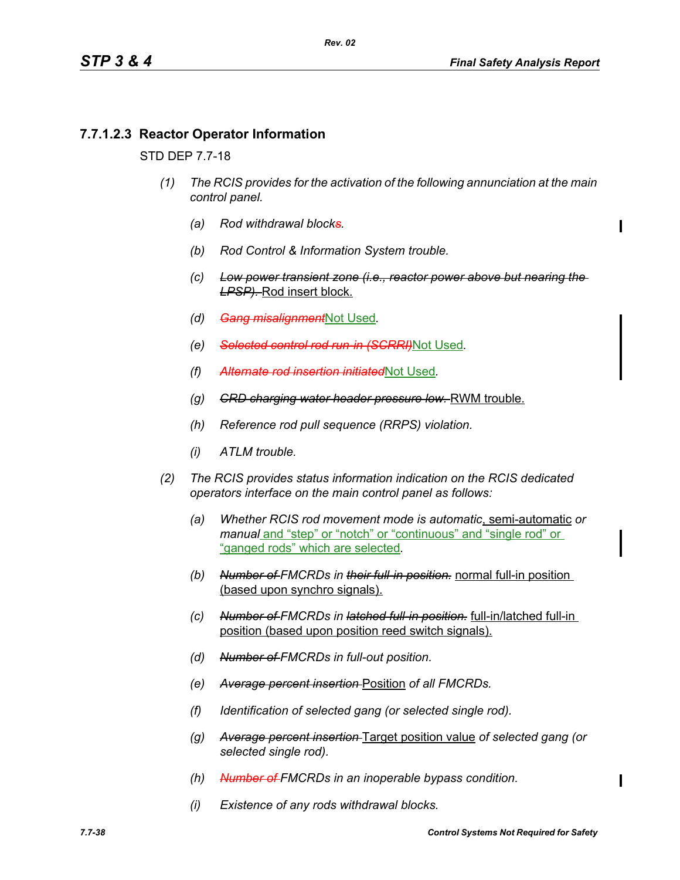### 7.7.1.2.3 Reactor Operator Information

STD DEP 7.7-18

*(1) The RCIS provides for the activation of the following annunciation at the main control panel.*

*(a) Rod withdrawal block~~s~~.*

*(b) Rod Control & Information System trouble.*

*(c) ~~Low power transient zone (i.e., reactor power above but nearing the LPSP).~~* Rod insert block.

*(d) ~~Gang misalignment~~*Not Used.

*(e) ~~Selected control rod run-in (SCRRI)~~*Not Used.

*(f) ~~Alternate rod insertion initiated~~*Not Used.

*(g) ~~CRD charging water header pressure low.~~* RWM trouble.

*(h) Reference rod pull sequence (RRPS) violation.*

*(i) ATLM trouble.*

*(2) The RCIS provides status information indication on the RCIS dedicated operators interface on the main control panel as follows:*

*(a) Whether RCIS rod movement mode is automatic*, semi-automatic *or manual* and "step" or "notch" or "continuous" and "single rod" or "ganged rods" which are selected.

*(b) ~~Number of~~ FMCRDs in ~~their full-in position.~~* normal full-in position (based upon synchro signals).

*(c) ~~Number of~~ FMCRDs in ~~latched full-in position.~~* full-in/latched full-in position (based upon position reed switch signals).

*(d) ~~Number of~~ FMCRDs in full-out position.*

*(e) ~~Average percent insertion~~* Position *of all FMCRDs.*

*(f) Identification of selected gang (or selected single rod).*

*(g) ~~Average percent insertion~~* Target position value *of selected gang (or selected single rod).*

*(h) ~~Number of~~ FMCRDs in an inoperable bypass condition.*

*(i) Existence of any rods withdrawal blocks.*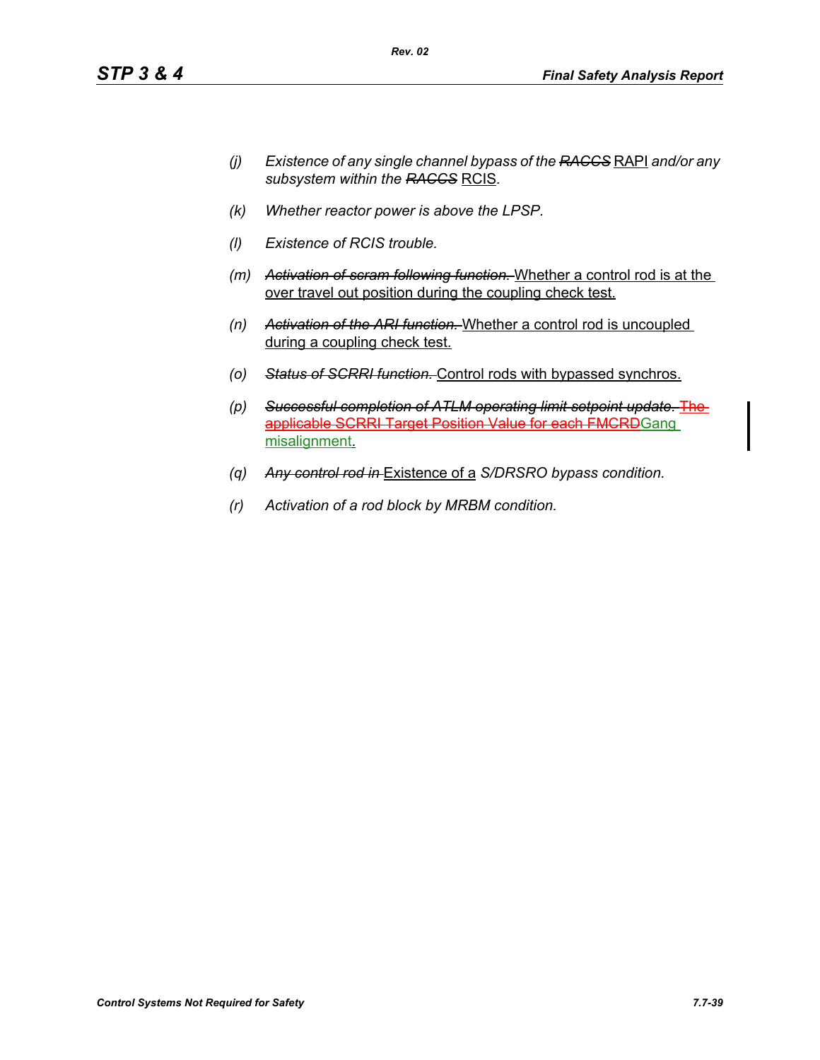(j) *Existence of any single channel bypass of the ~~RACCS~~* RAPI *and/or any subsystem within the ~~RACCS~~* RCIS.

(k) *Whether reactor power is above the LPSP.*

(l) *Existence of RCIS trouble.*

(m) ~~*Activation of scram following function.*~~ Whether a control rod is at the over travel out position during the coupling check test.

(n) ~~*Activation of the ARI function.*~~ Whether a control rod is uncoupled during a coupling check test.

(o) ~~*Status of SCRRI function.*~~ Control rods with bypassed synchros.

(p) ~~*Successful completion of ATLM operating limit setpoint update.*~~ ~~The applicable SCRRI Target Position Value for each FMCRD~~Gang misalignment.

(q) ~~*Any control rod in*~~ Existence of a *S/DRSRO bypass condition.*

(r) *Activation of a rod block by MRBM condition.*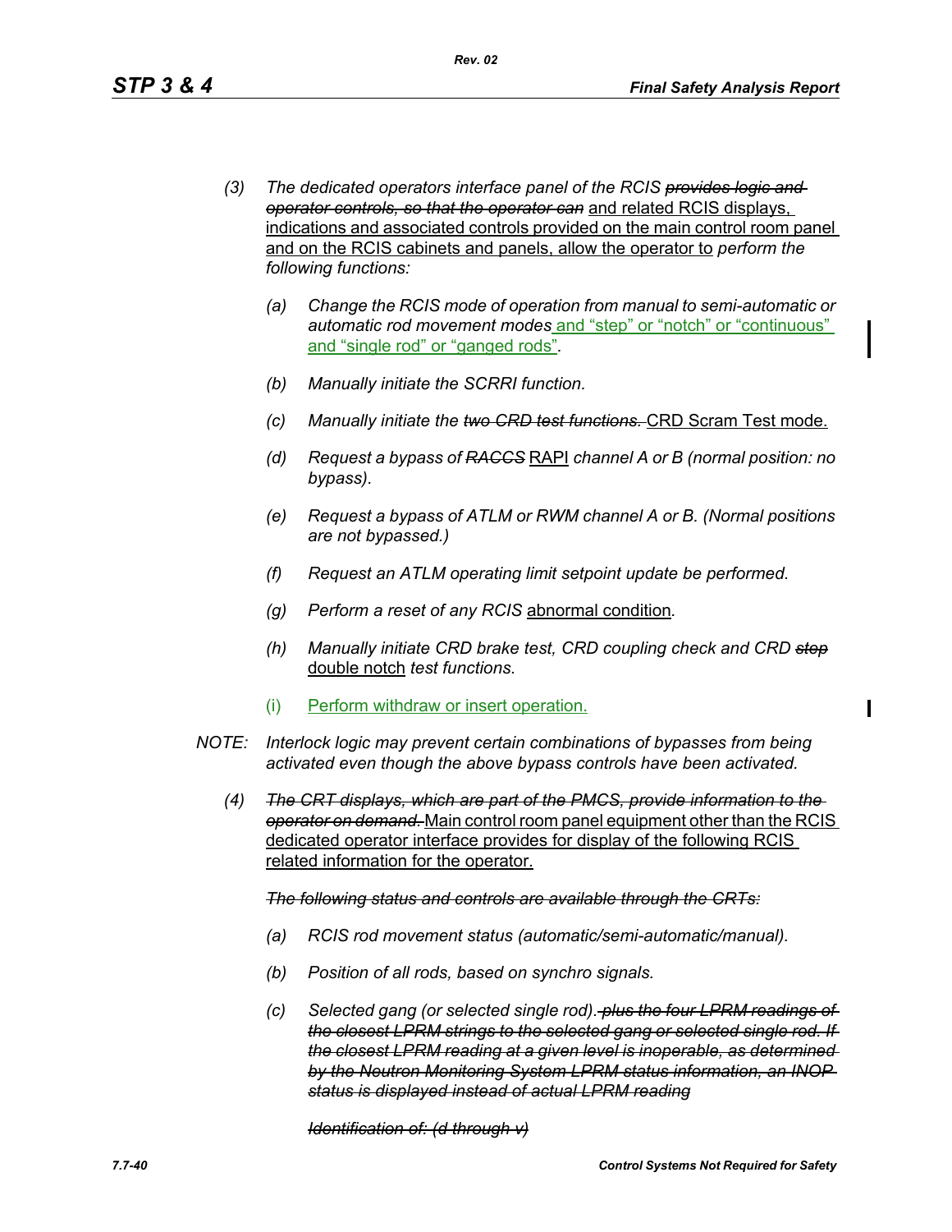(3) *The dedicated operators interface panel of the RCIS* ~~*provides logic and operator controls, so that the operator can*~~ and related RCIS displays, indications and associated controls provided on the main control room panel and on the RCIS cabinets and panels, allow the operator to *perform the following functions:*

   (a) *Change the RCIS mode of operation from manual to semi-automatic or automatic rod movement modes* and "step" or "notch" or "continuous" and "single rod" or "ganged rods".

   (b) *Manually initiate the SCRRI function.*

   (c) *Manually initiate the* ~~*two CRD test functions.*~~ CRD Scram Test mode.

   (d) *Request a bypass of* ~~*RACCS*~~ RAPI *channel A or B (normal position: no bypass).*

   (e) *Request a bypass of ATLM or RWM channel A or B. (Normal positions are not bypassed.)*

   (f) *Request an ATLM operating limit setpoint update be performed.*

   (g) *Perform a reset of any RCIS* abnormal condition*.*

   (h) *Manually initiate CRD brake test, CRD coupling check and CRD* ~~*step*~~ double notch *test functions.*

   (i) Perform withdraw or insert operation.

NOTE: *Interlock logic may prevent certain combinations of bypasses from being activated even though the above bypass controls have been activated.*

(4) ~~*The CRT displays, which are part of the PMCS, provide information to the operator on demand.*~~ Main control room panel equipment other than the RCIS dedicated operator interface provides for display of the following RCIS related information for the operator.

   ~~*The following status and controls are available through the CRTs:*~~

   (a) *RCIS rod movement status (automatic/semi-automatic/manual).*

   (b) *Position of all rods, based on synchro signals.*

   (c) *Selected gang (or selected single rod).* ~~*plus the four LPRM readings of the closest LPRM strings to the selected gang or selected single rod. If the closest LPRM reading at a given level is inoperable, as determined by the Neutron Monitoring System LPRM status information, an INOP status is displayed instead of actual LPRM reading*~~

   ~~*Identification of: (d through v)*~~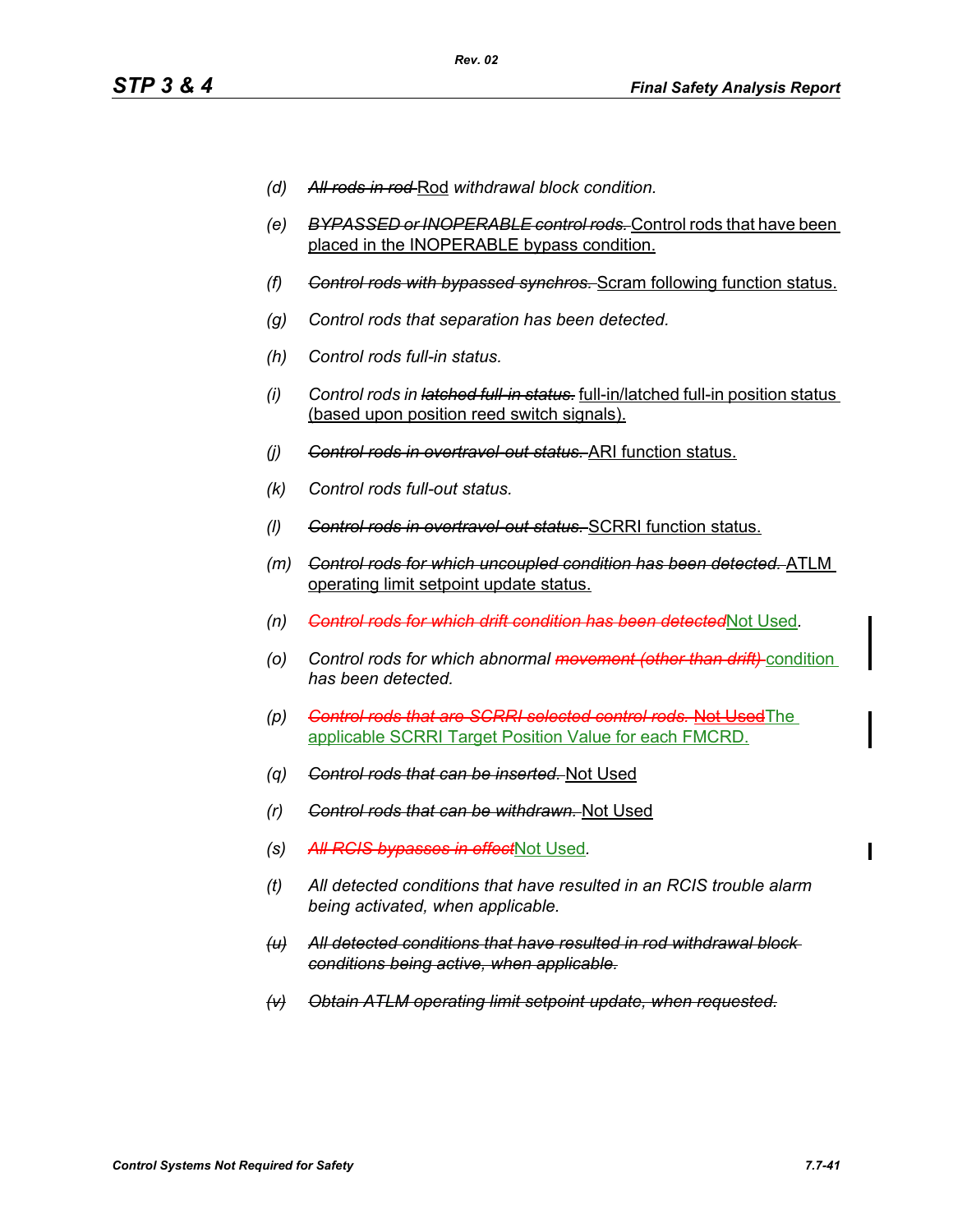- *(d)* ~~*All rods in rod*~~ Rod *withdrawal block condition.*
- *(e)* ~~*BYPASSED or INOPERABLE control rods.*~~ Control rods that have been placed in the INOPERABLE bypass condition.
- *(f)* ~~*Control rods with bypassed synchros.*~~ Scram following function status.
- *(g)* *Control rods that separation has been detected.*
- *(h)* *Control rods full-in status.*
- *(i)* *Control rods in* ~~*latched full-in status.*~~ full-in/latched full-in position status (based upon position reed switch signals).
- *(j)* ~~*Control rods in overtravel-out status.*~~ ARI function status.
- *(k)* *Control rods full-out status.*
- *(l)* ~~*Control rods in overtravel-out status.*~~ SCRRI function status.
- *(m)* ~~*Control rods for which uncoupled condition has been detected.*~~ ATLM operating limit setpoint update status.
- *(n)* ~~*Control rods for which drift condition has been detected*~~ Not Used*.*
- *(o)* *Control rods for which abnormal* ~~*movement (other than drift)*~~ condition *has been detected.*
- *(p)* ~~*Control rods that are SCRRI selected control rods.*~~ ~~Not Used~~ The applicable SCRRI Target Position Value for each FMCRD.
- *(q)* ~~*Control rods that can be inserted.*~~ Not Used
- *(r)* ~~*Control rods that can be withdrawn.*~~ Not Used
- *(s)* ~~*All RCIS bypasses in effect*~~ Not Used*.*
- *(t)* *All detected conditions that have resulted in an RCIS trouble alarm being activated, when applicable.*
- ~~*(u)*~~ ~~*All detected conditions that have resulted in rod withdrawal block conditions being active, when applicable.*~~
- ~~*(v)*~~ ~~*Obtain ATLM operating limit setpoint update, when requested.*~~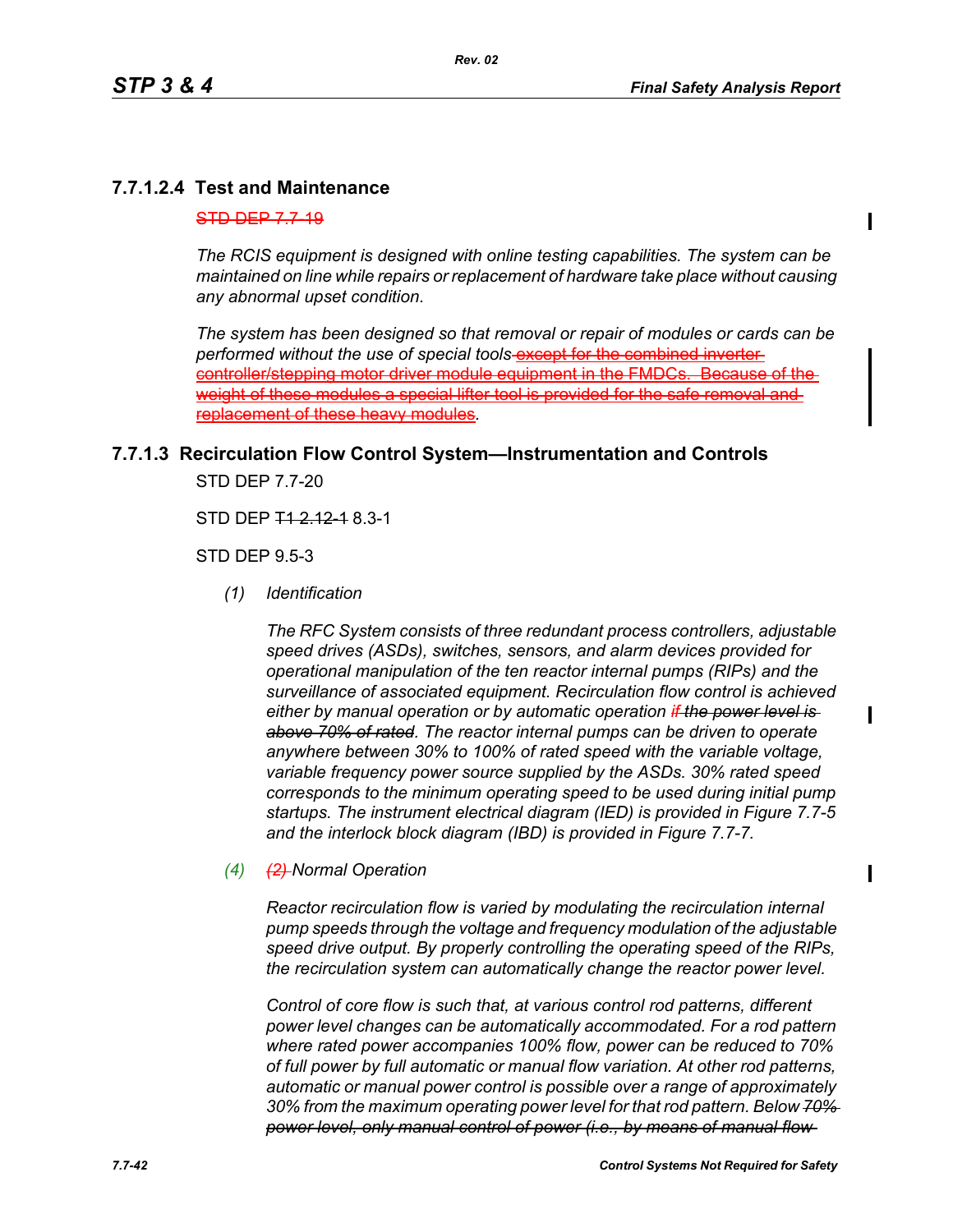### 7.7.1.2.4 Test and Maintenance

~~STD DEP 7.7-19~~

*The RCIS equipment is designed with online testing capabilities. The system can be maintained on line while repairs or replacement of hardware take place without causing any abnormal upset condition.*

*The system has been designed so that removal or repair of modules or cards can be performed without the use of special tools* ~~except for the combined inverter controller/stepping motor driver module equipment in the FMDCs. Because of the weight of these modules a special lifter tool is provided for the safe removal and replacement of these heavy modules~~.

## 7.7.1.3 Recirculation Flow Control System—Instrumentation and Controls

STD DEP 7.7-20

STD DEP ~~T1 2.12-1~~ 8.3-1

STD DEP 9.5-3

*(1) Identification*

*The RFC System consists of three redundant process controllers, adjustable speed drives (ASDs), switches, sensors, and alarm devices provided for operational manipulation of the ten reactor internal pumps (RIPs) and the surveillance of associated equipment. Recirculation flow control is achieved either by manual operation or by automatic operation* ~~*if the power level is above 70% of rated*~~*. The reactor internal pumps can be driven to operate anywhere between 30% to 100% of rated speed with the variable voltage, variable frequency power source supplied by the ASDs. 30% rated speed corresponds to the minimum operating speed to be used during initial pump startups. The instrument electrical diagram (IED) is provided in Figure 7.7-5 and the interlock block diagram (IBD) is provided in Figure 7.7-7.*

*(4)* ~~*(2)*~~ *Normal Operation*

*Reactor recirculation flow is varied by modulating the recirculation internal pump speeds through the voltage and frequency modulation of the adjustable speed drive output. By properly controlling the operating speed of the RIPs, the recirculation system can automatically change the reactor power level.*

*Control of core flow is such that, at various control rod patterns, different power level changes can be automatically accommodated. For a rod pattern where rated power accompanies 100% flow, power can be reduced to 70% of full power by full automatic or manual flow variation. At other rod patterns, automatic or manual power control is possible over a range of approximately 30% from the maximum operating power level for that rod pattern. Below* ~~*70% power level, only manual control of power (i.e., by means of manual flow*~~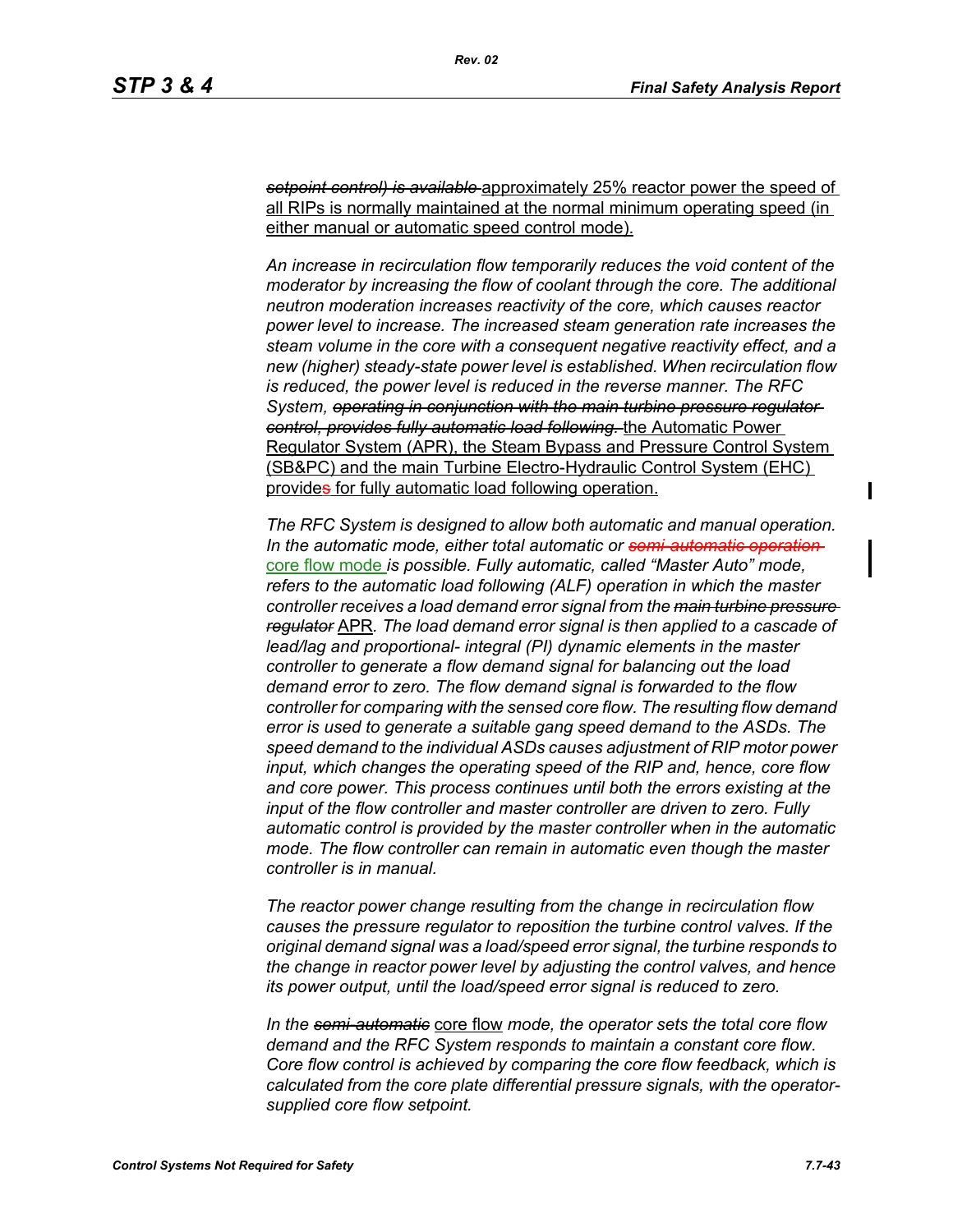*~~setpoint control) is available~~* approximately 25% reactor power the speed of all RIPs is normally maintained at the normal minimum operating speed (in either manual or automatic speed control mode).

*An increase in recirculation flow temporarily reduces the void content of the moderator by increasing the flow of coolant through the core. The additional neutron moderation increases reactivity of the core, which causes reactor power level to increase. The increased steam generation rate increases the steam volume in the core with a consequent negative reactivity effect, and a new (higher) steady-state power level is established. When recirculation flow is reduced, the power level is reduced in the reverse manner. The RFC System, ~~operating in conjunction with the main turbine pressure regulator control, provides fully automatic load following.~~* the Automatic Power Regulator System (APR), the Steam Bypass and Pressure Control System (SB&PC) and the main Turbine Electro-Hydraulic Control System (EHC) provide~~s~~ for fully automatic load following operation.

*The RFC System is designed to allow both automatic and manual operation. In the automatic mode, either total automatic or ~~semi-automatic operation~~* core flow mode *is possible. Fully automatic, called "Master Auto" mode, refers to the automatic load following (ALF) operation in which the master controller receives a load demand error signal from the ~~main turbine pressure regulator~~* APR*. The load demand error signal is then applied to a cascade of lead/lag and proportional- integral (PI) dynamic elements in the master controller to generate a flow demand signal for balancing out the load demand error to zero. The flow demand signal is forwarded to the flow controller for comparing with the sensed core flow. The resulting flow demand error is used to generate a suitable gang speed demand to the ASDs. The speed demand to the individual ASDs causes adjustment of RIP motor power input, which changes the operating speed of the RIP and, hence, core flow and core power. This process continues until both the errors existing at the input of the flow controller and master controller are driven to zero. Fully automatic control is provided by the master controller when in the automatic mode. The flow controller can remain in automatic even though the master controller is in manual.*

*The reactor power change resulting from the change in recirculation flow causes the pressure regulator to reposition the turbine control valves. If the original demand signal was a load/speed error signal, the turbine responds to the change in reactor power level by adjusting the control valves, and hence its power output, until the load/speed error signal is reduced to zero.*

*In the ~~semi-automatic~~* core flow *mode, the operator sets the total core flow demand and the RFC System responds to maintain a constant core flow. Core flow control is achieved by comparing the core flow feedback, which is calculated from the core plate differential pressure signals, with the operator-supplied core flow setpoint.*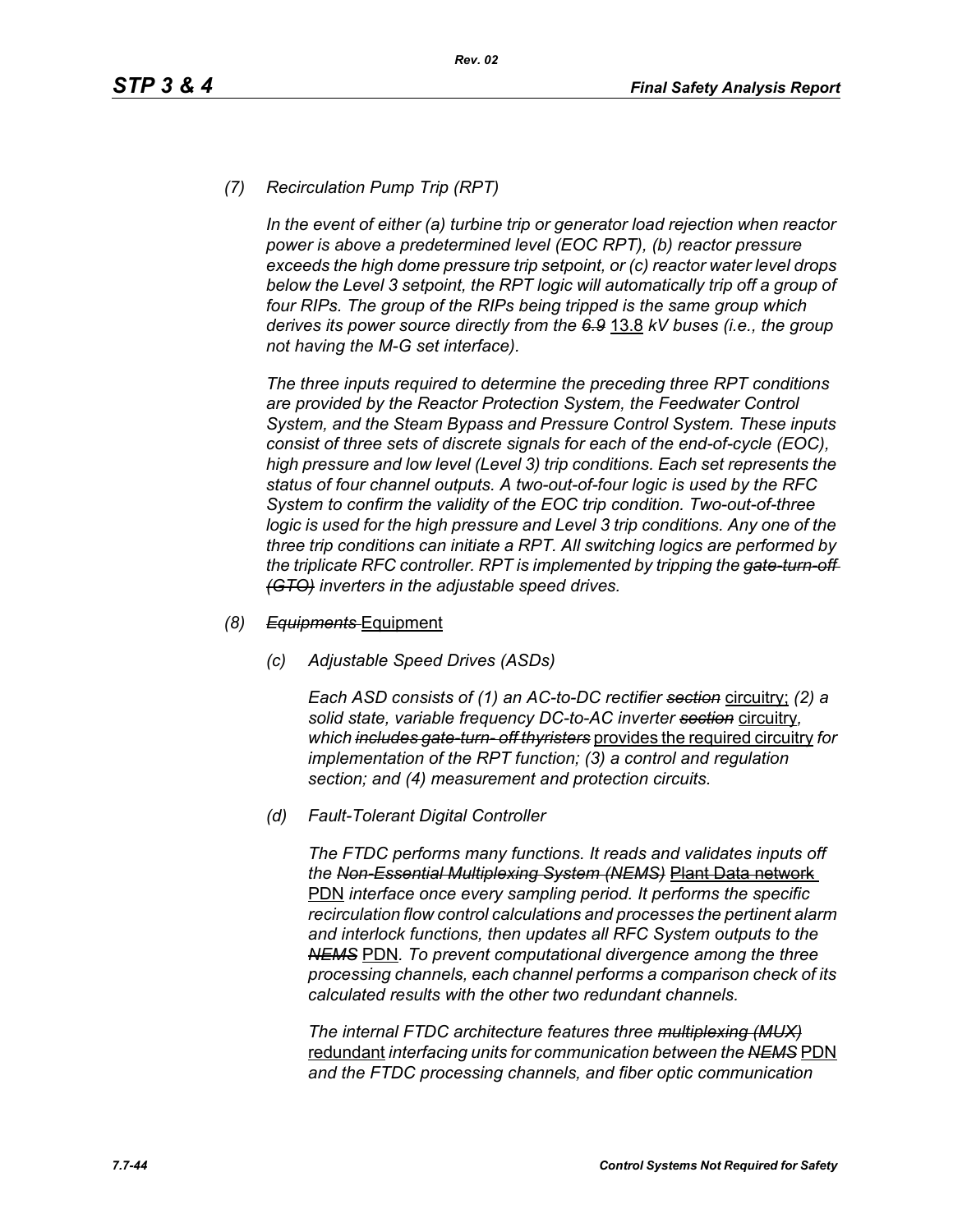*(7) Recirculation Pump Trip (RPT)*

*In the event of either (a) turbine trip or generator load rejection when reactor power is above a predetermined level (EOC RPT), (b) reactor pressure exceeds the high dome pressure trip setpoint, or (c) reactor water level drops below the Level 3 setpoint, the RPT logic will automatically trip off a group of four RIPs. The group of the RIPs being tripped is the same group which derives its power source directly from the* ~~*6.9*~~ <u>13.8</u> *kV buses (i.e., the group not having the M-G set interface).*

*The three inputs required to determine the preceding three RPT conditions are provided by the Reactor Protection System, the Feedwater Control System, and the Steam Bypass and Pressure Control System. These inputs consist of three sets of discrete signals for each of the end-of-cycle (EOC), high pressure and low level (Level 3) trip conditions. Each set represents the status of four channel outputs. A two-out-of-four logic is used by the RFC System to confirm the validity of the EOC trip condition. Two-out-of-three logic is used for the high pressure and Level 3 trip conditions. Any one of the three trip conditions can initiate a RPT. All switching logics are performed by the triplicate RFC controller. RPT is implemented by tripping the* ~~*gate-turn-off (GTO)*~~ *inverters in the adjustable speed drives.*

*(8)* ~~*Equipments*~~ <u>Equipment</u>

*(c) Adjustable Speed Drives (ASDs)*

*Each ASD consists of (1) an AC-to-DC rectifier* ~~*section*~~ <u>circuitry;</u> *(2) a solid state, variable frequency DC-to-AC inverter* ~~*section*~~ <u>circuitry</u>*, which* ~~*includes gate-turn- off thyristers*~~ <u>provides the required circuitry</u> *for implementation of the RPT function; (3) a control and regulation section; and (4) measurement and protection circuits.*

*(d) Fault-Tolerant Digital Controller*

*The FTDC performs many functions. It reads and validates inputs off the* ~~*Non-Essential Multiplexing System (NEMS)*~~ <u>Plant Data network PDN</u> *interface once every sampling period. It performs the specific recirculation flow control calculations and processes the pertinent alarm and interlock functions, then updates all RFC System outputs to the* ~~*NEMS*~~ <u>PDN</u>*. To prevent computational divergence among the three processing channels, each channel performs a comparison check of its calculated results with the other two redundant channels.*

*The internal FTDC architecture features three* ~~*multiplexing (MUX)*~~ <u>redundant</u> *interfacing units for communication between the* ~~*NEMS*~~ <u>PDN</u> *and the FTDC processing channels, and fiber optic communication*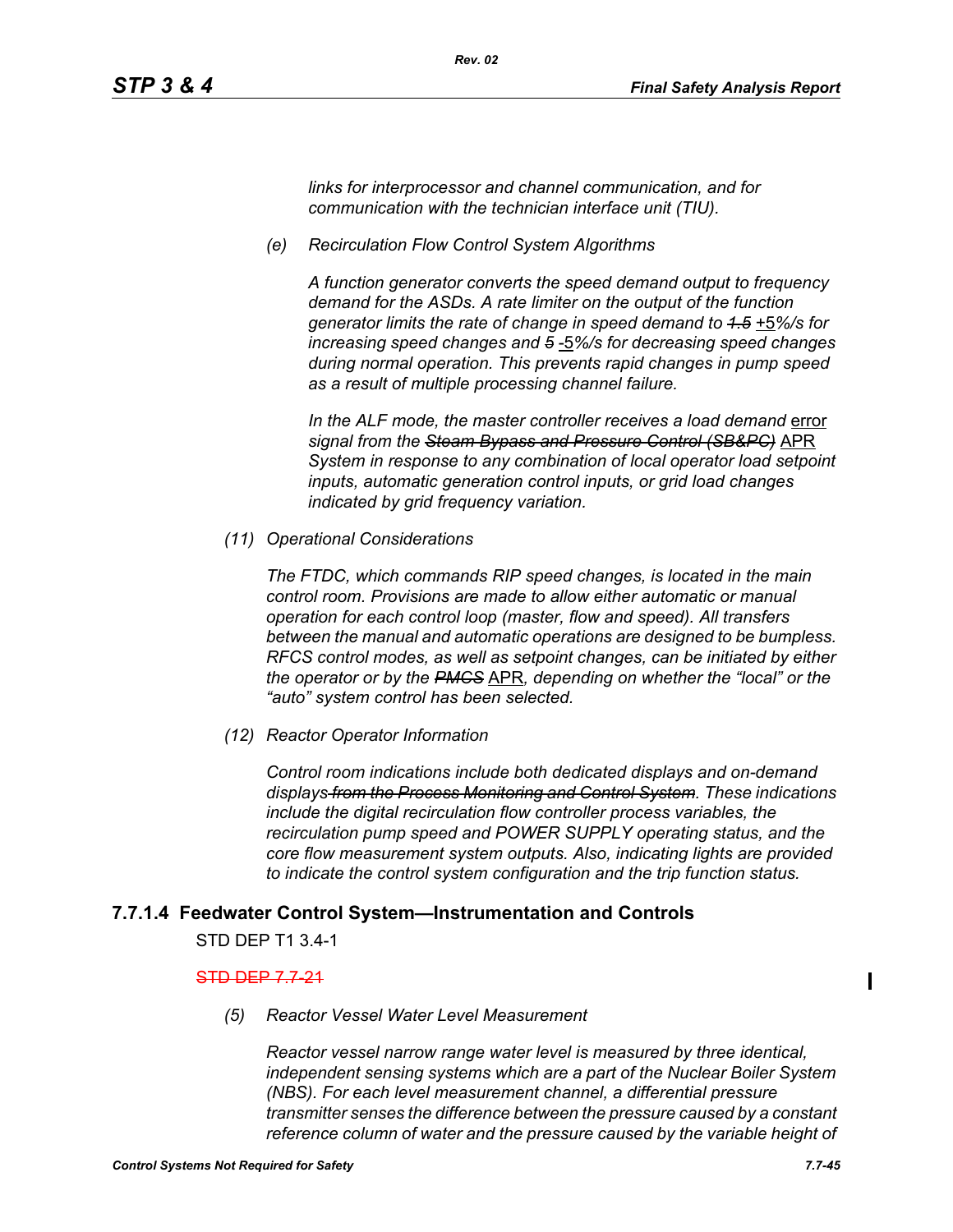*links for interprocessor and channel communication, and for communication with the technician interface unit (TIU).*

*(e) Recirculation Flow Control System Algorithms*

*A function generator converts the speed demand output to frequency demand for the ASDs. A rate limiter on the output of the function generator limits the rate of change in speed demand to ~~1.5~~* +5*%/s for increasing speed changes and ~~5~~* -5*%/s for decreasing speed changes during normal operation. This prevents rapid changes in pump speed as a result of multiple processing channel failure.*

*In the ALF mode, the master controller receives a load demand* error *signal from the ~~Steam Bypass and Pressure Control (SB&PC)~~* APR *System in response to any combination of local operator load setpoint inputs, automatic generation control inputs, or grid load changes indicated by grid frequency variation.*

*(11) Operational Considerations*

*The FTDC, which commands RIP speed changes, is located in the main control room. Provisions are made to allow either automatic or manual operation for each control loop (master, flow and speed). All transfers between the manual and automatic operations are designed to be bumpless. RFCS control modes, as well as setpoint changes, can be initiated by either the operator or by the ~~PMCS~~* APR*, depending on whether the "local" or the "auto" system control has been selected.*

*(12) Reactor Operator Information*

*Control room indications include both dedicated displays and on-demand displays ~~from the Process Monitoring and Control System~~. These indications include the digital recirculation flow controller process variables, the recirculation pump speed and POWER SUPPLY operating status, and the core flow measurement system outputs. Also, indicating lights are provided to indicate the control system configuration and the trip function status.*

### 7.7.1.4 Feedwater Control System—Instrumentation and Controls

STD DEP T1 3.4-1

~~STD DEP 7.7-21~~

*(5) Reactor Vessel Water Level Measurement*

*Reactor vessel narrow range water level is measured by three identical, independent sensing systems which are a part of the Nuclear Boiler System (NBS). For each level measurement channel, a differential pressure transmitter senses the difference between the pressure caused by a constant reference column of water and the pressure caused by the variable height of*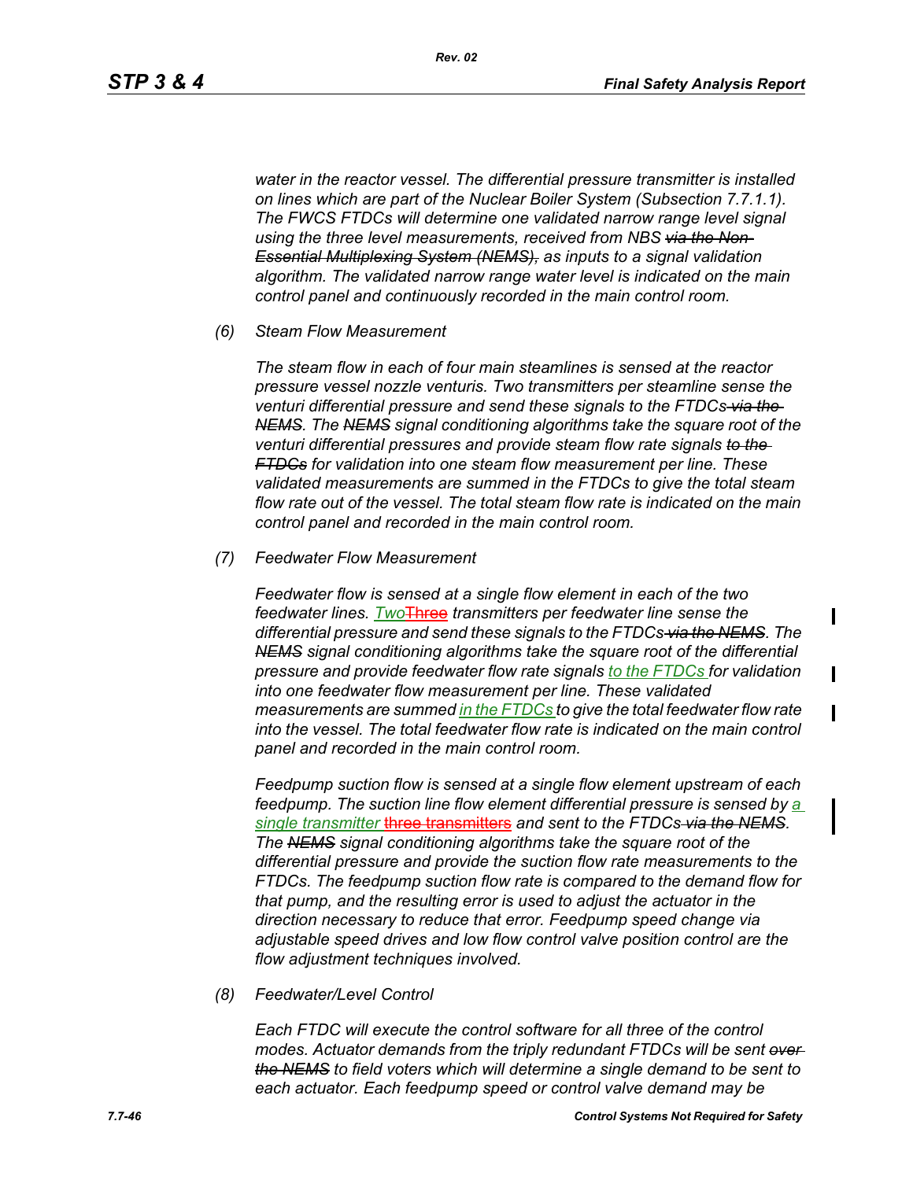*water in the reactor vessel. The differential pressure transmitter is installed on lines which are part of the Nuclear Boiler System (Subsection 7.7.1.1). The FWCS FTDCs will determine one validated narrow range level signal using the three level measurements, received from NBS ~~via the Non-Essential Multiplexing System (NEMS),~~ as inputs to a signal validation algorithm. The validated narrow range water level is indicated on the main control panel and continuously recorded in the main control room.*

*(6) Steam Flow Measurement*

*The steam flow in each of four main steamlines is sensed at the reactor pressure vessel nozzle venturis. Two transmitters per steamline sense the venturi differential pressure and send these signals to the FTDCs ~~via the NEMS~~. The ~~NEMS~~ signal conditioning algorithms take the square root of the venturi differential pressures and provide steam flow rate signals ~~to the FTDCs~~ for validation into one steam flow measurement per line. These validated measurements are summed in the FTDCs to give the total steam flow rate out of the vessel. The total steam flow rate is indicated on the main control panel and recorded in the main control room.*

*(7) Feedwater Flow Measurement*

*Feedwater flow is sensed at a single flow element in each of the two feedwater lines. Two ~~Three~~ transmitters per feedwater line sense the differential pressure and send these signals to the FTDCs ~~via the NEMS~~. The ~~NEMS~~ signal conditioning algorithms take the square root of the differential pressure and provide feedwater flow rate signals to the FTDCs for validation into one feedwater flow measurement per line. These validated measurements are summed in the FTDCs to give the total feedwater flow rate into the vessel. The total feedwater flow rate is indicated on the main control panel and recorded in the main control room.*

*Feedpump suction flow is sensed at a single flow element upstream of each feedpump. The suction line flow element differential pressure is sensed by a single transmitter ~~three transmitters~~ and sent to the FTDCs ~~via the NEMS~~. The ~~NEMS~~ signal conditioning algorithms take the square root of the differential pressure and provide the suction flow rate measurements to the FTDCs. The feedpump suction flow rate is compared to the demand flow for that pump, and the resulting error is used to adjust the actuator in the direction necessary to reduce that error. Feedpump speed change via adjustable speed drives and low flow control valve position control are the flow adjustment techniques involved.*

*(8) Feedwater/Level Control*

*Each FTDC will execute the control software for all three of the control modes. Actuator demands from the triply redundant FTDCs will be sent ~~over the NEMS~~ to field voters which will determine a single demand to be sent to each actuator. Each feedpump speed or control valve demand may be*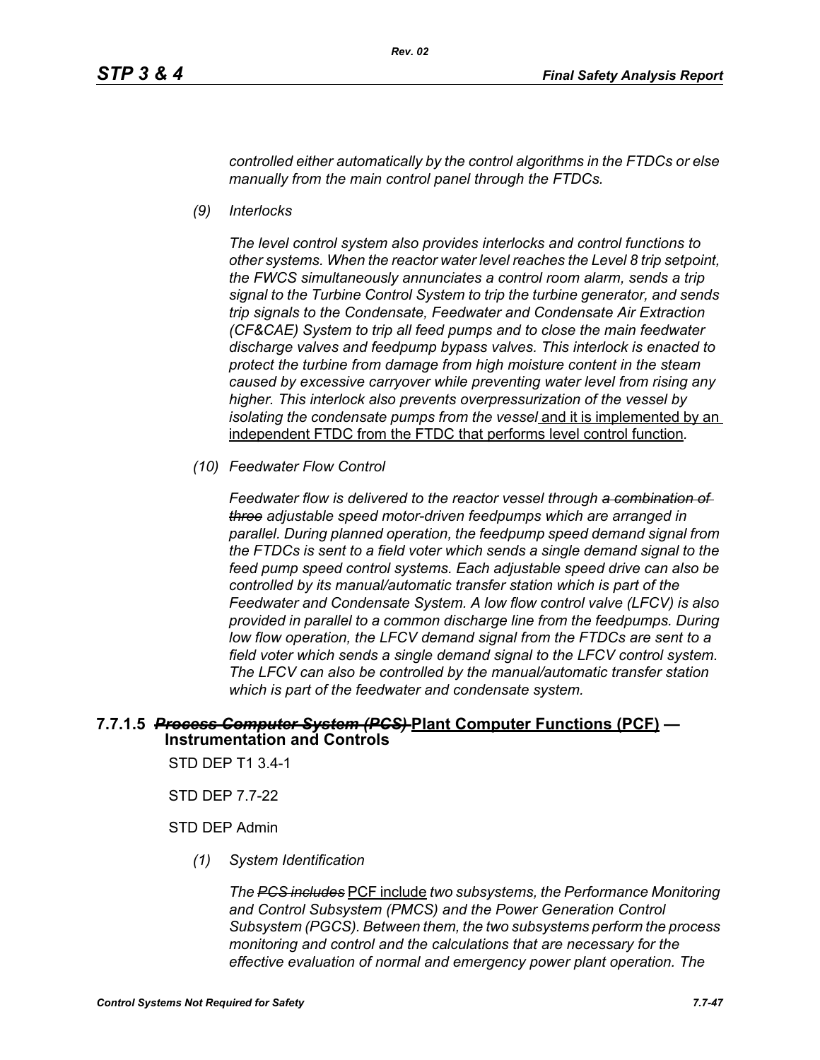*controlled either automatically by the control algorithms in the FTDCs or else manually from the main control panel through the FTDCs.*

*(9) Interlocks*

*The level control system also provides interlocks and control functions to other systems. When the reactor water level reaches the Level 8 trip setpoint, the FWCS simultaneously annunciates a control room alarm, sends a trip signal to the Turbine Control System to trip the turbine generator, and sends trip signals to the Condensate, Feedwater and Condensate Air Extraction (CF&CAE) System to trip all feed pumps and to close the main feedwater discharge valves and feedpump bypass valves. This interlock is enacted to protect the turbine from damage from high moisture content in the steam caused by excessive carryover while preventing water level from rising any higher. This interlock also prevents overpressurization of the vessel by isolating the condensate pumps from the vessel* <u>and it is implemented by an independent FTDC from the FTDC that performs level control function</u>.

*(10) Feedwater Flow Control*

*Feedwater flow is delivered to the reactor vessel through ~~a combination of three~~ adjustable speed motor-driven feedpumps which are arranged in parallel. During planned operation, the feedpump speed demand signal from the FTDCs is sent to a field voter which sends a single demand signal to the feed pump speed control systems. Each adjustable speed drive can also be controlled by its manual/automatic transfer station which is part of the Feedwater and Condensate System. A low flow control valve (LFCV) is also provided in parallel to a common discharge line from the feedpumps. During low flow operation, the LFCV demand signal from the FTDCs are sent to a field voter which sends a single demand signal to the LFCV control system. The LFCV can also be controlled by the manual/automatic transfer station which is part of the feedwater and condensate system.*

### 7.7.1.5 ~~*Process Computer System (PCS)*~~ <u>Plant Computer Functions (PCF)</u> — Instrumentation and Controls

STD DEP T1 3.4-1

STD DEP 7.7-22

STD DEP Admin

*(1) System Identification*

*The ~~PCS includes~~* <u>PCF include</u> *two subsystems, the Performance Monitoring and Control Subsystem (PMCS) and the Power Generation Control Subsystem (PGCS). Between them, the two subsystems perform the process monitoring and control and the calculations that are necessary for the effective evaluation of normal and emergency power plant operation. The*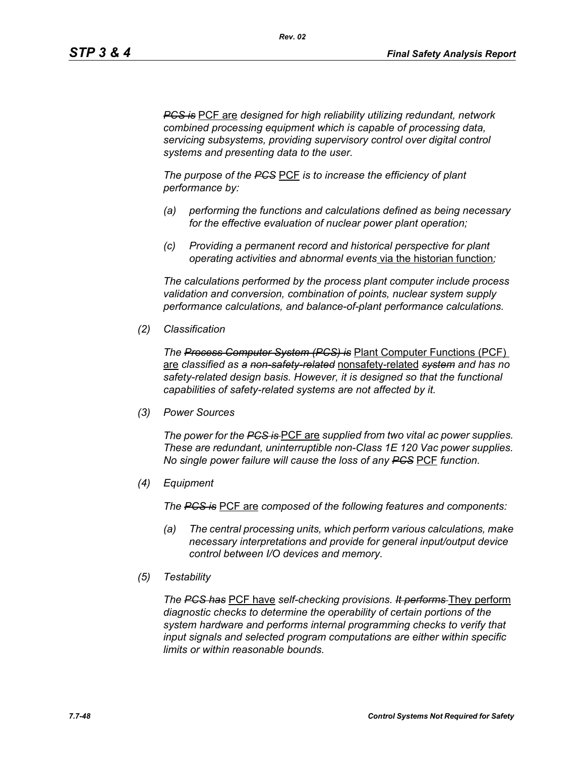~~*PCS is*~~ PCF are *designed for high reliability utilizing redundant, network combined processing equipment which is capable of processing data, servicing subsystems, providing supervisory control over digital control systems and presenting data to the user.*

*The purpose of the* ~~*PCS*~~ PCF *is to increase the efficiency of plant performance by:*

*(a) performing the functions and calculations defined as being necessary for the effective evaluation of nuclear power plant operation;*

*(c) Providing a permanent record and historical perspective for plant operating activities and abnormal events* via the historian function*;*

*The calculations performed by the process plant computer include process validation and conversion, combination of points, nuclear system supply performance calculations, and balance-of-plant performance calculations.*

*(2) Classification*

*The* ~~*Process Computer System (PCS) is*~~ Plant Computer Functions (PCF) are *classified as* ~~*a non-safety-related*~~ nonsafety-related ~~*system*~~ *and has no safety-related design basis. However, it is designed so that the functional capabilities of safety-related systems are not affected by it.*

*(3) Power Sources*

*The power for the* ~~*PCS is*~~ PCF are *supplied from two vital ac power supplies. These are redundant, uninterruptible non-Class 1E 120 Vac power supplies. No single power failure will cause the loss of any* ~~*PCS*~~ PCF *function.*

*(4) Equipment*

*The* ~~*PCS is*~~ PCF are *composed of the following features and components:*

*(a) The central processing units, which perform various calculations, make necessary interpretations and provide for general input/output device control between I/O devices and memory.*

*(5) Testability*

*The* ~~*PCS has*~~ PCF have *self-checking provisions.* ~~*It performs*~~ They perform *diagnostic checks to determine the operability of certain portions of the system hardware and performs internal programming checks to verify that input signals and selected program computations are either within specific limits or within reasonable bounds.*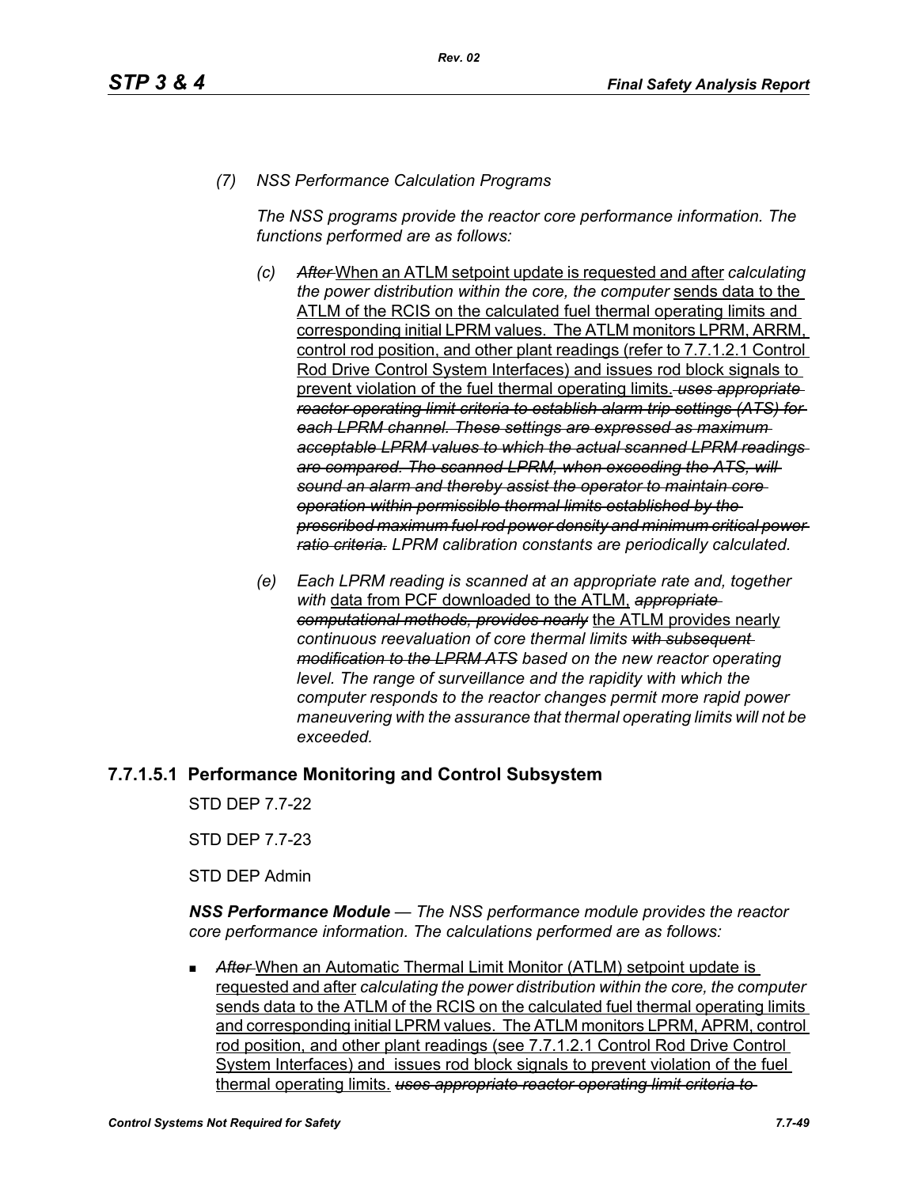*(7) NSS Performance Calculation Programs*

*The NSS programs provide the reactor core performance information. The functions performed are as follows:*

*(c)* ~~*After*~~ <u>When an ATLM setpoint update is requested and after</u> *calculating the power distribution within the core, the computer* <u>sends data to the ATLM of the RCIS on the calculated fuel thermal operating limits and corresponding initial LPRM values. The ATLM monitors LPRM, ARRM, control rod position, and other plant readings (refer to 7.7.1.2.1 Control Rod Drive Control System Interfaces) and issues rod block signals to prevent violation of the fuel thermal operating limits.</u> ~~*uses appropriate reactor operating limit criteria to establish alarm trip settings (ATS) for each LPRM channel. These settings are expressed as maximum acceptable LPRM values to which the actual scanned LPRM readings are compared. The scanned LPRM, when exceeding the ATS, will sound an alarm and thereby assist the operator to maintain core operation within permissible thermal limits established by the prescribed maximum fuel rod power density and minimum critical power ratio criteria.*~~ *LPRM calibration constants are periodically calculated.*

*(e) Each LPRM reading is scanned at an appropriate rate and, together with* <u>data from PCF downloaded to the ATLM,</u> ~~*appropriate computational methods, provides nearly*~~ <u>the ATLM provides nearly</u> *continuous reevaluation of core thermal limits* ~~*with subsequent modification to the LPRM ATS*~~ *based on the new reactor operating level. The range of surveillance and the rapidity with which the computer responds to the reactor changes permit more rapid power maneuvering with the assurance that thermal operating limits will not be exceeded.*

### 7.7.1.5.1 Performance Monitoring and Control Subsystem

STD DEP 7.7-22

STD DEP 7.7-23

STD DEP Admin

***NSS Performance Module*** *— The NSS performance module provides the reactor core performance information. The calculations performed are as follows:*

- ~~*After*~~ <u>When an Automatic Thermal Limit Monitor (ATLM) setpoint update is requested and after</u> *calculating the power distribution within the core, the computer* <u>sends data to the ATLM of the RCIS on the calculated fuel thermal operating limits and corresponding initial LPRM values. The ATLM monitors LPRM, APRM, control rod position, and other plant readings (see 7.7.1.2.1 Control Rod Drive Control System Interfaces) and issues rod block signals to prevent violation of the fuel thermal operating limits.</u> ~~*uses appropriate reactor operating limit criteria to*~~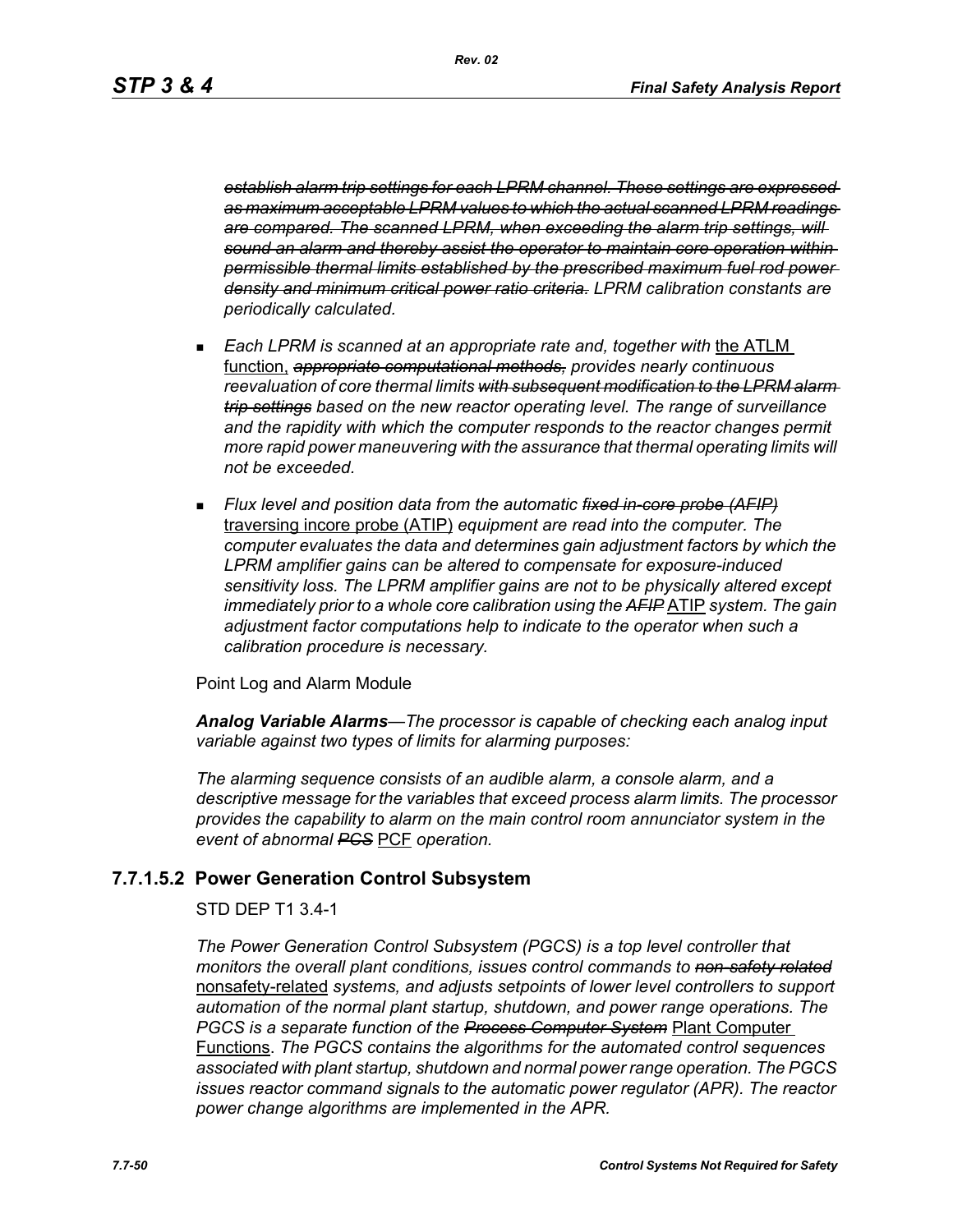*~~establish alarm trip settings for each LPRM channel. These settings are expressed as maximum acceptable LPRM values to which the actual scanned LPRM readings are compared. The scanned LPRM, when exceeding the alarm trip settings, will sound an alarm and thereby assist the operator to maintain core operation within permissible thermal limits established by the prescribed maximum fuel rod power density and minimum critical power ratio criteria.~~ LPRM calibration constants are periodically calculated.*

- *Each LPRM is scanned at an appropriate rate and, together with* <u>the ATLM function,</u> *~~appropriate computational methods,~~ provides nearly continuous reevaluation of core thermal limits ~~with subsequent modification to the LPRM alarm trip settings~~ based on the new reactor operating level. The range of surveillance and the rapidity with which the computer responds to the reactor changes permit more rapid power maneuvering with the assurance that thermal operating limits will not be exceeded.*

- *Flux level and position data from the automatic ~~fixed in-core probe (AFIP)~~* <u>traversing incore probe (ATIP)</u> *equipment are read into the computer. The computer evaluates the data and determines gain adjustment factors by which the LPRM amplifier gains can be altered to compensate for exposure-induced sensitivity loss. The LPRM amplifier gains are not to be physically altered except immediately prior to a whole core calibration using the ~~AFIP~~* <u>ATIP</u> *system. The gain adjustment factor computations help to indicate to the operator when such a calibration procedure is necessary.*

Point Log and Alarm Module

***Analog Variable Alarms****—The processor is capable of checking each analog input variable against two types of limits for alarming purposes:*

*The alarming sequence consists of an audible alarm, a console alarm, and a descriptive message for the variables that exceed process alarm limits. The processor provides the capability to alarm on the main control room annunciator system in the event of abnormal ~~PCS~~* <u>PCF</u> *operation.*

### 7.7.1.5.2 Power Generation Control Subsystem

STD DEP T1 3.4-1

*The Power Generation Control Subsystem (PGCS) is a top level controller that monitors the overall plant conditions, issues control commands to ~~non-safety related~~* <u>nonsafety-related</u> *systems, and adjusts setpoints of lower level controllers to support automation of the normal plant startup, shutdown, and power range operations. The PGCS is a separate function of the ~~Process Computer System~~* <u>Plant Computer Functions</u>*. The PGCS contains the algorithms for the automated control sequences associated with plant startup, shutdown and normal power range operation. The PGCS issues reactor command signals to the automatic power regulator (APR). The reactor power change algorithms are implemented in the APR.*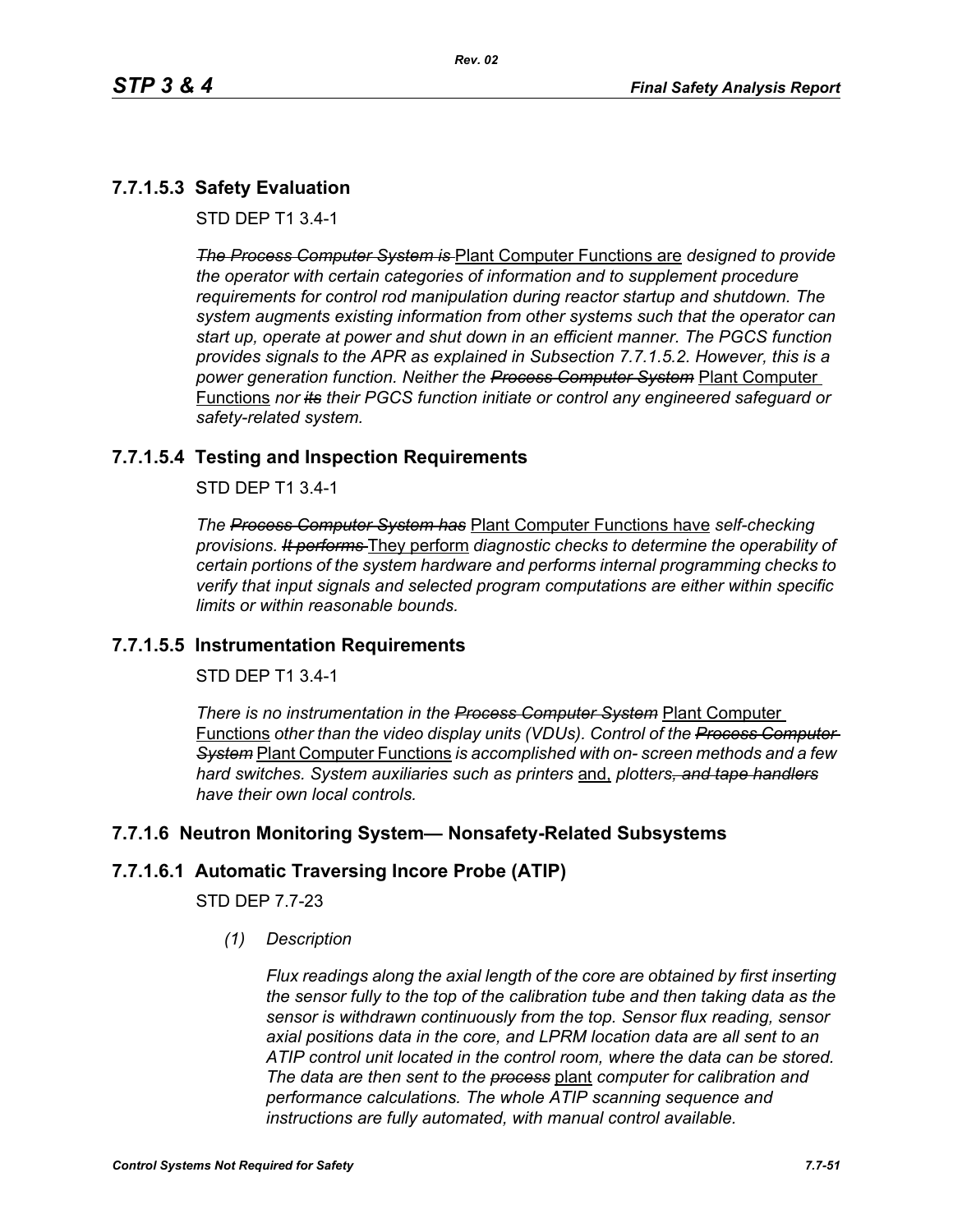### 7.7.1.5.3 Safety Evaluation

STD DEP T1 3.4-1

*~~The Process Computer System is~~* Plant Computer Functions are *designed to provide the operator with certain categories of information and to supplement procedure requirements for control rod manipulation during reactor startup and shutdown. The system augments existing information from other systems such that the operator can start up, operate at power and shut down in an efficient manner. The PGCS function provides signals to the APR as explained in Subsection 7.7.1.5.2. However, this is a power generation function. Neither the ~~Process Computer System~~* Plant Computer Functions *nor ~~its~~ their PGCS function initiate or control any engineered safeguard or safety-related system.*

### 7.7.1.5.4 Testing and Inspection Requirements

STD DEP T1 3.4-1

*The ~~Process Computer System has~~* Plant Computer Functions have *self-checking provisions. ~~It performs~~* They perform *diagnostic checks to determine the operability of certain portions of the system hardware and performs internal programming checks to verify that input signals and selected program computations are either within specific limits or within reasonable bounds.*

### 7.7.1.5.5 Instrumentation Requirements

STD DEP T1 3.4-1

*There is no instrumentation in the ~~Process Computer System~~* Plant Computer Functions *other than the video display units (VDUs). Control of the ~~Process Computer System~~* Plant Computer Functions *is accomplished with on- screen methods and a few hard switches. System auxiliaries such as printers* and, *plotters~~, and tape handlers~~ have their own local controls.*

## 7.7.1.6 Neutron Monitoring System— Nonsafety-Related Subsystems

### 7.7.1.6.1 Automatic Traversing Incore Probe (ATIP)

STD DEP 7.7-23

*(1) Description*

*Flux readings along the axial length of the core are obtained by first inserting the sensor fully to the top of the calibration tube and then taking data as the sensor is withdrawn continuously from the top. Sensor flux reading, sensor axial positions data in the core, and LPRM location data are all sent to an ATIP control unit located in the control room, where the data can be stored. The data are then sent to the ~~process~~* plant *computer for calibration and performance calculations. The whole ATIP scanning sequence and instructions are fully automated, with manual control available.*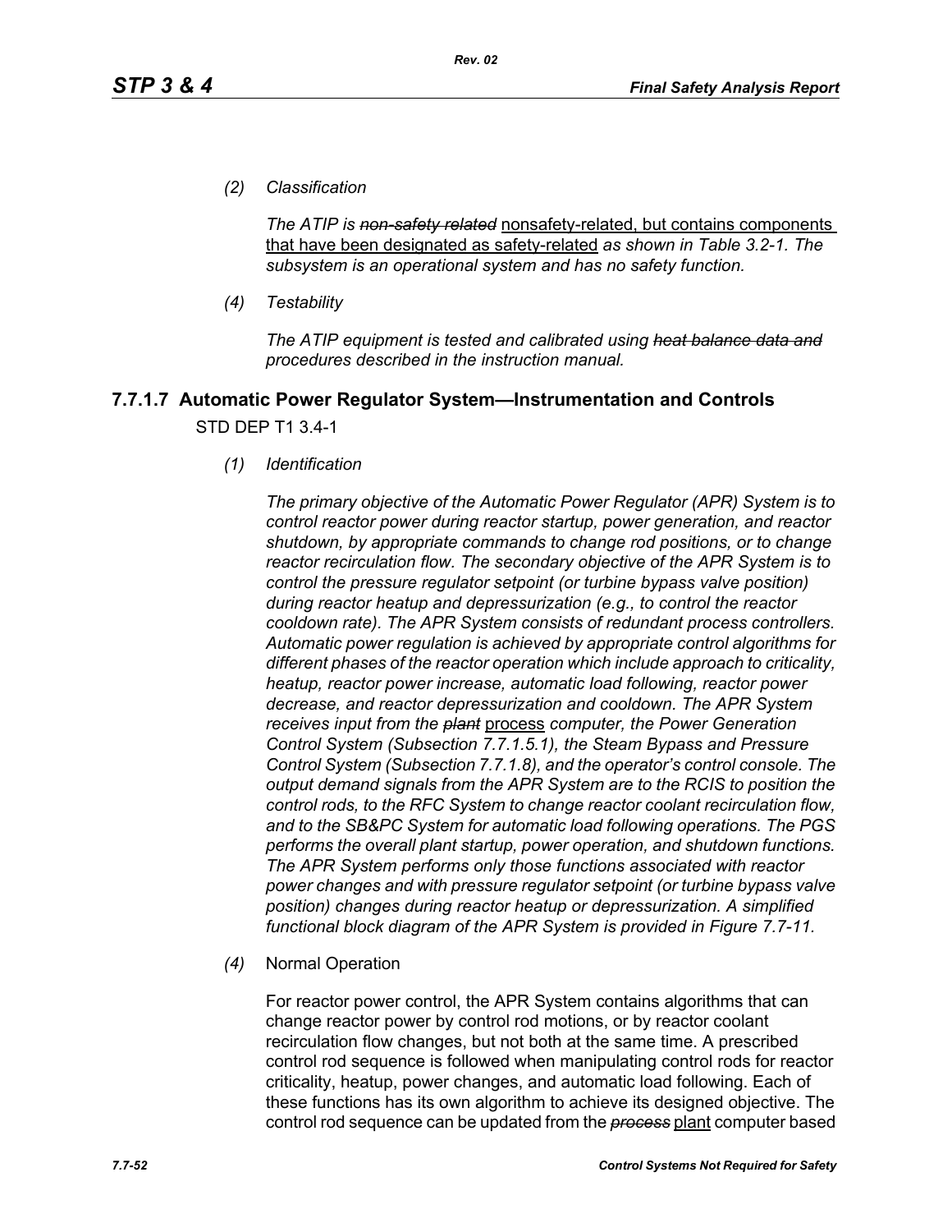*(2) Classification*

*The ATIP is ~~non-safety related~~* nonsafety-related, but contains components that have been designated as safety-related *as shown in Table 3.2-1. The subsystem is an operational system and has no safety function.*

*(4) Testability*

*The ATIP equipment is tested and calibrated using ~~heat balance data and~~ procedures described in the instruction manual.*

## 7.7.1.7 Automatic Power Regulator System—Instrumentation and Controls

STD DEP T1 3.4-1

*(1) Identification*

*The primary objective of the Automatic Power Regulator (APR) System is to control reactor power during reactor startup, power generation, and reactor shutdown, by appropriate commands to change rod positions, or to change reactor recirculation flow. The secondary objective of the APR System is to control the pressure regulator setpoint (or turbine bypass valve position) during reactor heatup and depressurization (e.g., to control the reactor cooldown rate). The APR System consists of redundant process controllers. Automatic power regulation is achieved by appropriate control algorithms for different phases of the reactor operation which include approach to criticality, heatup, reactor power increase, automatic load following, reactor power decrease, and reactor depressurization and cooldown. The APR System receives input from the ~~plant~~* process *computer, the Power Generation Control System (Subsection 7.7.1.5.1), the Steam Bypass and Pressure Control System (Subsection 7.7.1.8), and the operator's control console. The output demand signals from the APR System are to the RCIS to position the control rods, to the RFC System to change reactor coolant recirculation flow, and to the SB&PC System for automatic load following operations. The PGS performs the overall plant startup, power operation, and shutdown functions. The APR System performs only those functions associated with reactor power changes and with pressure regulator setpoint (or turbine bypass valve position) changes during reactor heatup or depressurization. A simplified functional block diagram of the APR System is provided in Figure 7.7-11.*

*(4)* Normal Operation

For reactor power control, the APR System contains algorithms that can change reactor power by control rod motions, or by reactor coolant recirculation flow changes, but not both at the same time. A prescribed control rod sequence is followed when manipulating control rods for reactor criticality, heatup, power changes, and automatic load following. Each of these functions has its own algorithm to achieve its designed objective. The control rod sequence can be updated from the ~~*process*~~ plant computer based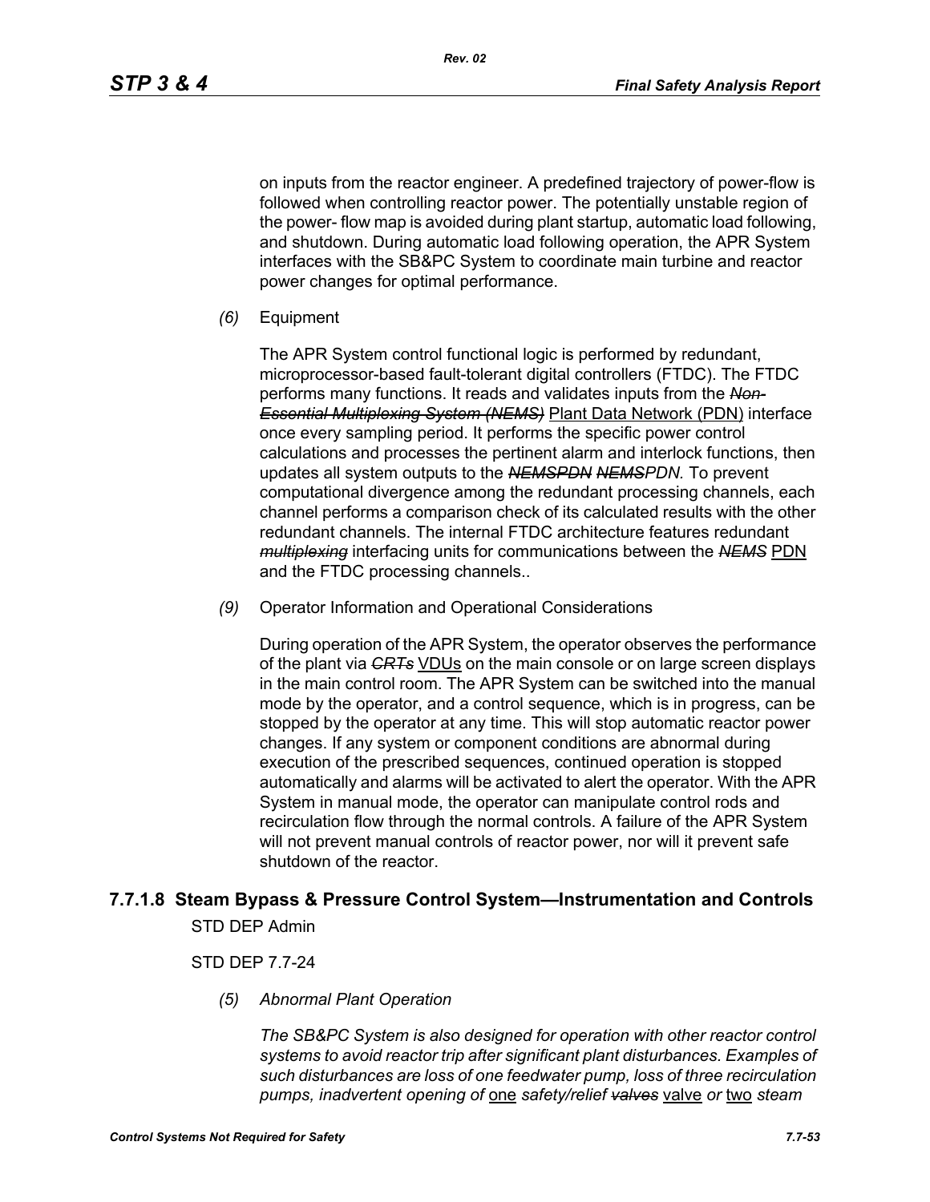on inputs from the reactor engineer. A predefined trajectory of power-flow is followed when controlling reactor power. The potentially unstable region of the power- flow map is avoided during plant startup, automatic load following, and shutdown. During automatic load following operation, the APR System interfaces with the SB&PC System to coordinate main turbine and reactor power changes for optimal performance.

*(6)* Equipment

The APR System control functional logic is performed by redundant, microprocessor-based fault-tolerant digital controllers (FTDC). The FTDC performs many functions. It reads and validates inputs from the ~~*Non-Essential Multiplexing System (NEMS)*~~ Plant Data Network (PDN) interface once every sampling period. It performs the specific power control calculations and processes the pertinent alarm and interlock functions, then updates all system outputs to the ~~*NEMSPDN*~~ ~~*NEMS*~~*PDN.* To prevent computational divergence among the redundant processing channels, each channel performs a comparison check of its calculated results with the other redundant channels. The internal FTDC architecture features redundant ~~*multiplexing*~~ interfacing units for communications between the ~~*NEMS*~~ PDN and the FTDC processing channels..

*(9)* Operator Information and Operational Considerations

During operation of the APR System, the operator observes the performance of the plant via ~~*CRTs*~~ VDUs on the main console or on large screen displays in the main control room. The APR System can be switched into the manual mode by the operator, and a control sequence, which is in progress, can be stopped by the operator at any time. This will stop automatic reactor power changes. If any system or component conditions are abnormal during execution of the prescribed sequences, continued operation is stopped automatically and alarms will be activated to alert the operator. With the APR System in manual mode, the operator can manipulate control rods and recirculation flow through the normal controls. A failure of the APR System will not prevent manual controls of reactor power, nor will it prevent safe shutdown of the reactor.

### 7.7.1.8 Steam Bypass & Pressure Control System—Instrumentation and Controls

STD DEP Admin

STD DEP 7.7-24

*(5) Abnormal Plant Operation*

*The SB&PC System is also designed for operation with other reactor control systems to avoid reactor trip after significant plant disturbances. Examples of such disturbances are loss of one feedwater pump, loss of three recirculation pumps, inadvertent opening of* one *safety/relief* ~~*valves*~~ valve *or* two *steam*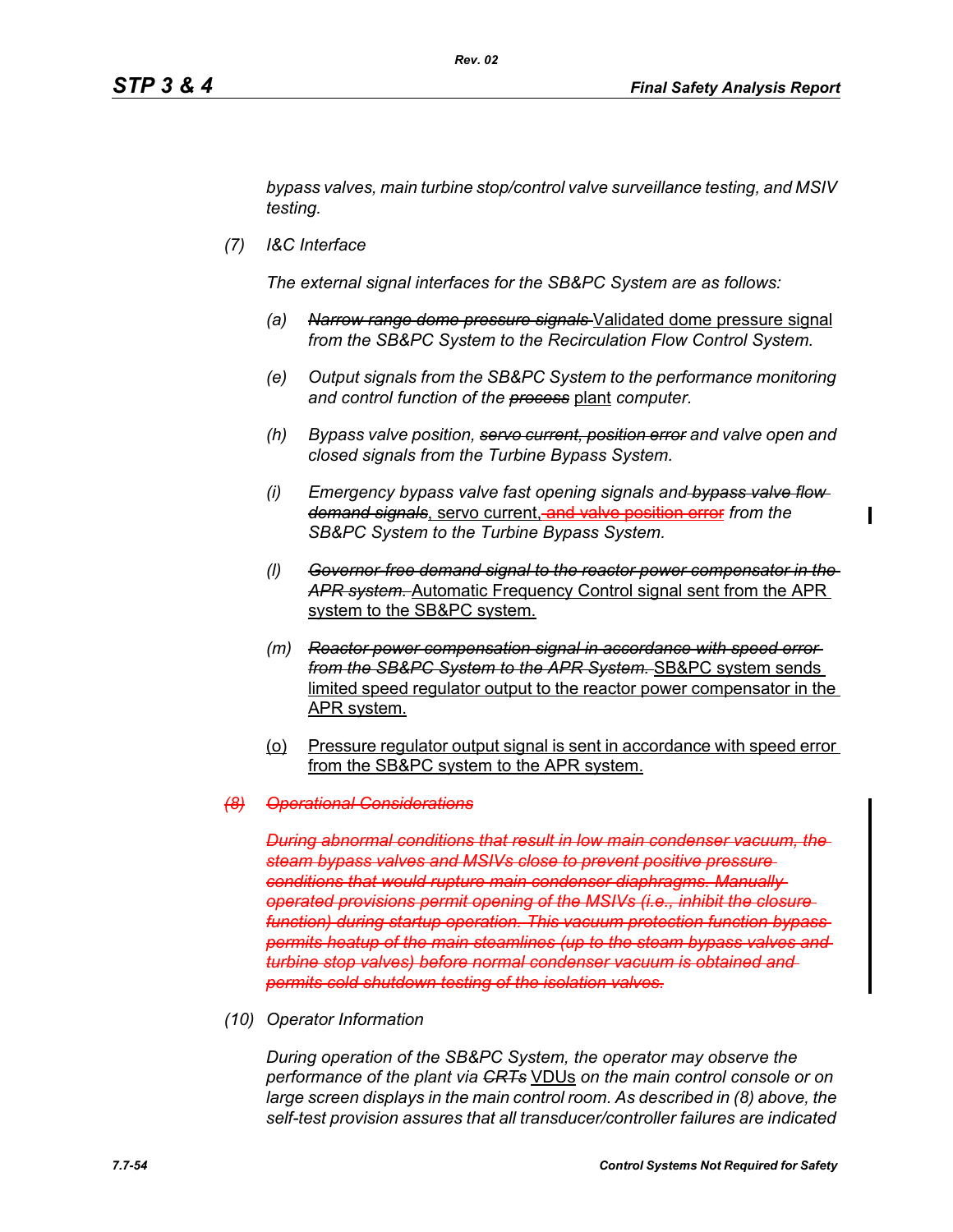*bypass valves, main turbine stop/control valve surveillance testing, and MSIV testing.*

*(7) I&C Interface*

*The external signal interfaces for the SB&PC System are as follows:*

*(a)* ~~*Narrow range dome pressure signals*~~ Validated dome pressure signal *from the SB&PC System to the Recirculation Flow Control System.*

*(e) Output signals from the SB&PC System to the performance monitoring and control function of the* ~~*process*~~ plant *computer.*

*(h) Bypass valve position,* ~~*servo current, position error*~~ *and valve open and closed signals from the Turbine Bypass System.*

*(i) Emergency bypass valve fast opening signals and* ~~*bypass valve flow demand signals*~~, servo current, ~~and valve position error~~ *from the SB&PC System to the Turbine Bypass System.*

*(l)* ~~*Governor-free demand signal to the reactor power compensator in the APR system.*~~ Automatic Frequency Control signal sent from the APR system to the SB&PC system.

*(m)* ~~*Reactor power compensation signal in accordance with speed error from the SB&PC System to the APR System.*~~ SB&PC system sends limited speed regulator output to the reactor power compensator in the APR system.

(o) Pressure regulator output signal is sent in accordance with speed error from the SB&PC system to the APR system.

~~*(8) Operational Considerations*~~

~~*During abnormal conditions that result in low main condenser vacuum, the steam bypass valves and MSIVs close to prevent positive pressure conditions that would rupture main condenser diaphragms. Manually operated provisions permit opening of the MSIVs (i.e., inhibit the closure function) during startup operation. This vacuum protection function bypass permits heatup of the main steamlines (up to the steam bypass valves and turbine stop valves) before normal condenser vacuum is obtained and permits cold shutdown testing of the isolation valves.*~~

*(10) Operator Information*

*During operation of the SB&PC System, the operator may observe the performance of the plant via* ~~*CRTs*~~ VDUs *on the main control console or on large screen displays in the main control room. As described in (8) above, the self-test provision assures that all transducer/controller failures are indicated*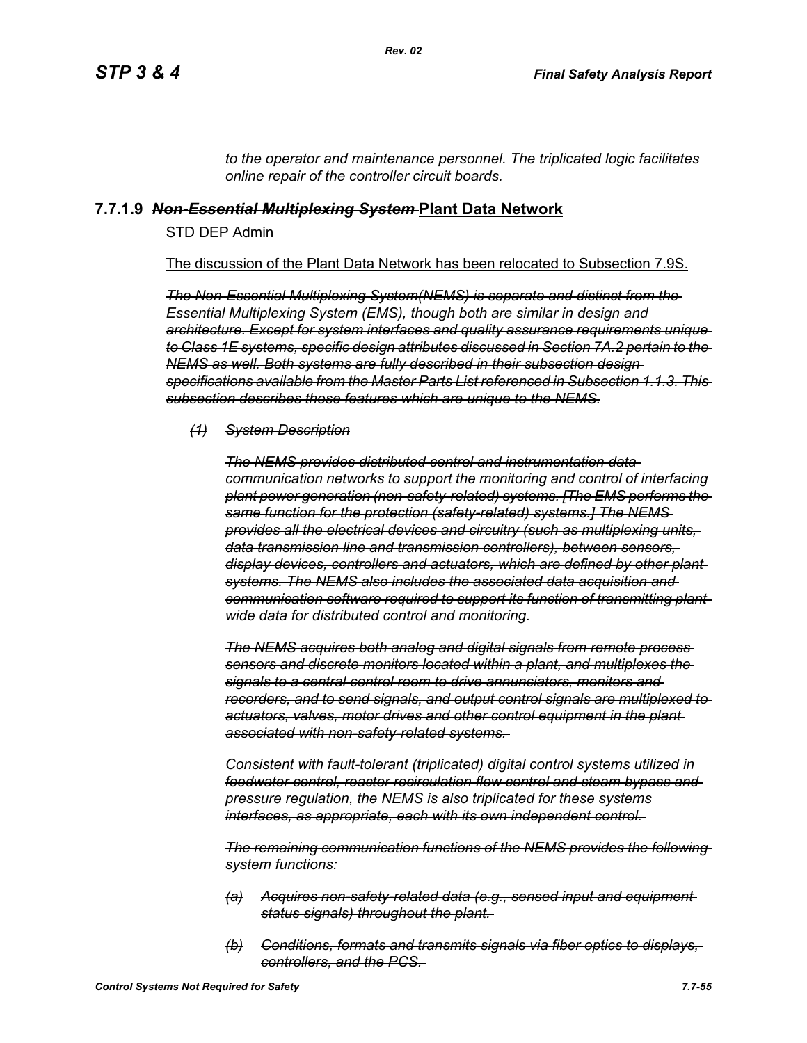*to the operator and maintenance personnel. The triplicated logic facilitates online repair of the controller circuit boards.*

### 7.7.1.9 ~~*Non-Essential Multiplexing System*~~ <u>Plant Data Network</u>

STD DEP Admin

<u>The discussion of the Plant Data Network has been relocated to Subsection 7.9S.</u>

~~*The Non-Essential Multiplexing System(NEMS) is separate and distinct from the Essential Multiplexing System (EMS), though both are similar in design and architecture. Except for system interfaces and quality assurance requirements unique to Class 1E systems, specific design attributes discussed in Section 7A.2 pertain to the NEMS as well. Both systems are fully described in their subsection design specifications available from the Master Parts List referenced in Subsection 1.1.3. This subsection describes those features which are unique to the NEMS.*~~

~~*(1) System Description*~~

~~*The NEMS provides distributed control and instrumentation data communication networks to support the monitoring and control of interfacing plant power generation (non-safety-related) systems. [The EMS performs the same function for the protection (safety-related) systems.] The NEMS provides all the electrical devices and circuitry (such as multiplexing units, data transmission line and transmission controllers), between sensors, display devices, controllers and actuators, which are defined by other plant systems. The NEMS also includes the associated data acquisition and communication software required to support its function of transmitting plant-wide data for distributed control and monitoring.*~~

~~*The NEMS acquires both analog and digital signals from remote process sensors and discrete monitors located within a plant, and multiplexes the signals to a central control room to drive annunciators, monitors and recorders, and to send signals, and output control signals are multiplexed to actuators, valves, motor drives and other control equipment in the plant associated with non-safety-related systems.*~~

~~*Consistent with fault-tolerant (triplicated) digital control systems utilized in feedwater control, reactor recirculation flow control and steam bypass and pressure regulation, the NEMS is also triplicated for these systems interfaces, as appropriate, each with its own independent control.*~~

~~*The remaining communication functions of the NEMS provides the following system functions:*~~

~~*(a) Acquires non-safety-related data (e.g., sensed input and equipment status signals) throughout the plant.*~~

~~*(b) Conditions, formats and transmits signals via fiber optics to displays, controllers, and the PCS.*~~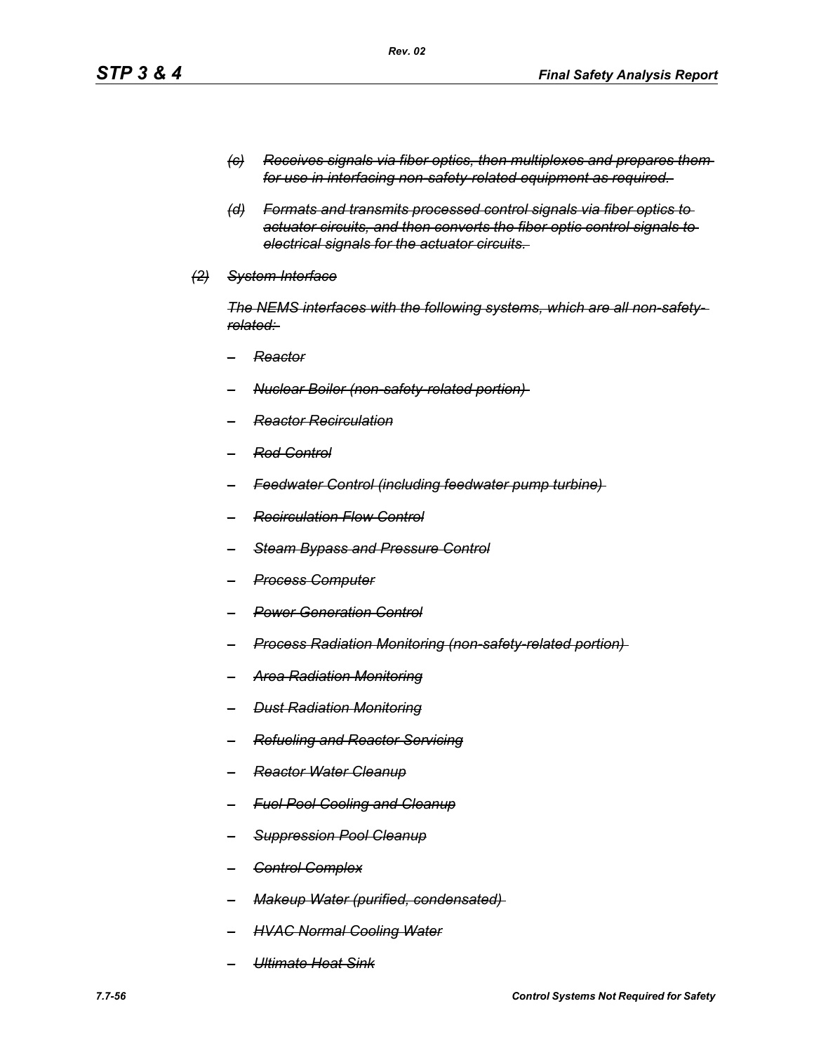*~~(c) Receives signals via fiber optics, then multiplexes and prepares them for use in interfacing non-safety-related equipment as required.~~*

*~~(d) Formats and transmits processed control signals via fiber optics to actuator circuits, and then converts the fiber optic control signals to electrical signals for the actuator circuits.~~*

*~~(2) System Interface~~*

*~~The NEMS interfaces with the following systems, which are all non-safety-related:~~*

- *~~Reactor~~*
- *~~Nuclear Boiler (non-safety-related portion)~~*
- *~~Reactor Recirculation~~*
- *~~Rod Control~~*
- *~~Feedwater Control (including feedwater pump turbine)~~*
- *~~Recirculation Flow Control~~*
- *~~Steam Bypass and Pressure Control~~*
- *~~Process Computer~~*
- *~~Power Generation Control~~*
- *~~Process Radiation Monitoring (non-safety-related portion)~~*
- *~~Area Radiation Monitoring~~*
- *~~Dust Radiation Monitoring~~*
- *~~Refueling and Reactor Servicing~~*
- *~~Reactor Water Cleanup~~*
- *~~Fuel Pool Cooling and Cleanup~~*
- *~~Suppression Pool Cleanup~~*
- *~~Control Complex~~*
- *~~Makeup Water (purified, condensated)~~*
- *~~HVAC Normal Cooling Water~~*
- *~~Ultimate Heat Sink~~*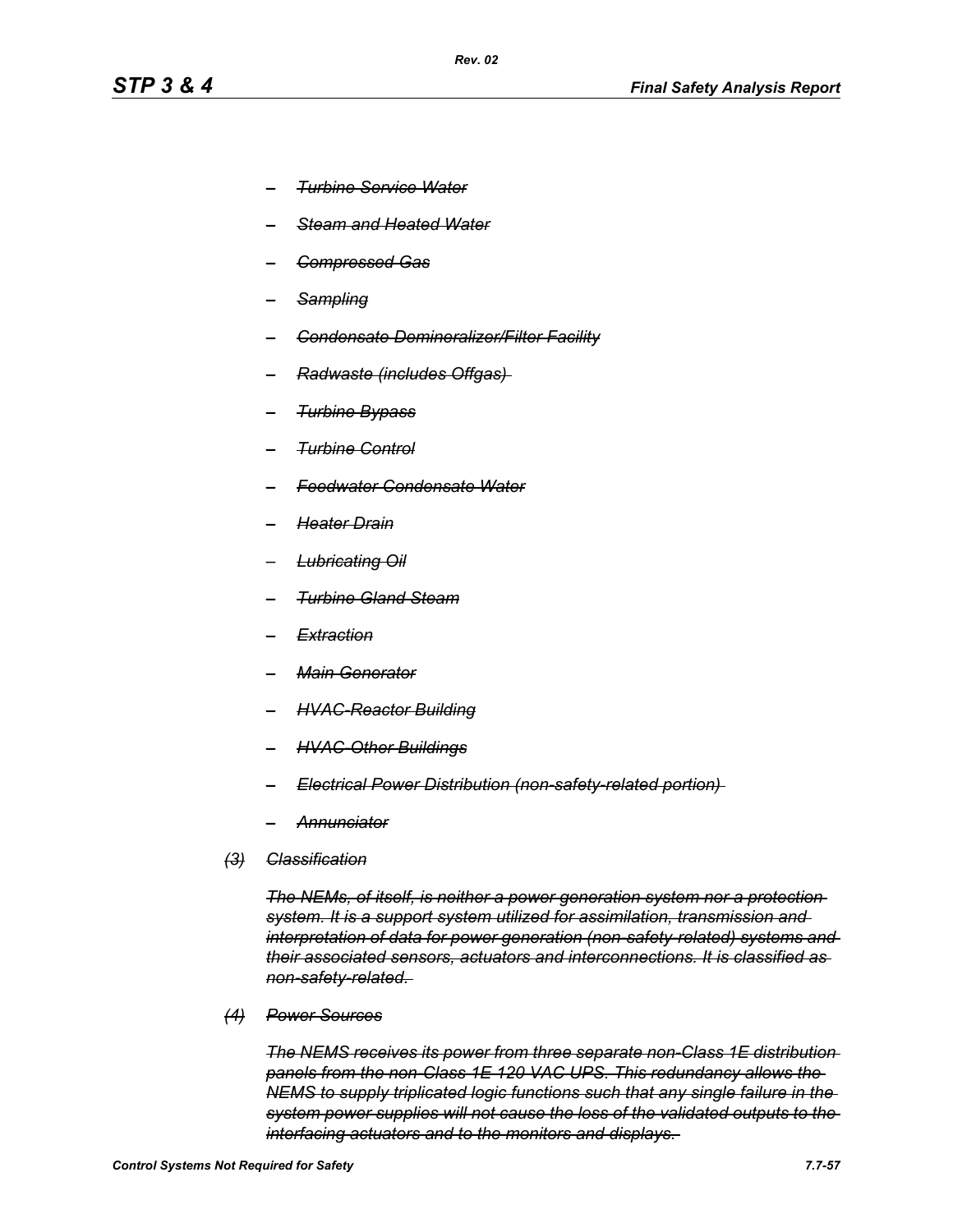- ~~*Turbine Service Water*~~
- ~~*Steam and Heated Water*~~
- ~~*Compressed Gas*~~
- ~~*Sampling*~~
- ~~*Condensate Demineralizer/Filter Facility*~~
- ~~*Radwaste (includes Offgas)*~~
- ~~*Turbine Bypass*~~
- ~~*Turbine Control*~~
- ~~*Feedwater Condensate Water*~~
- ~~*Heater Drain*~~
- ~~*Lubricating Oil*~~
- ~~*Turbine Gland Steam*~~
- ~~*Extraction*~~
- ~~*Main Generator*~~
- ~~*HVAC-Reactor Building*~~
- ~~*HVAC-Other Buildings*~~
- ~~*Electrical Power Distribution (non-safety-related portion)*~~
- ~~*Annunciator*~~

~~*(3) Classification*~~

~~*The NEMs, of itself, is neither a power generation system nor a protection system. It is a support system utilized for assimilation, transmission and interpretation of data for power generation (non-safety-related) systems and their associated sensors, actuators and interconnections. It is classified as non-safety-related.*~~

~~*(4) Power Sources*~~

~~*The NEMS receives its power from three separate non-Class 1E distribution panels from the non-Class 1E 120 VAC UPS. This redundancy allows the NEMS to supply triplicated logic functions such that any single failure in the system power supplies will not cause the loss of the validated outputs to the interfacing actuators and to the monitors and displays.*~~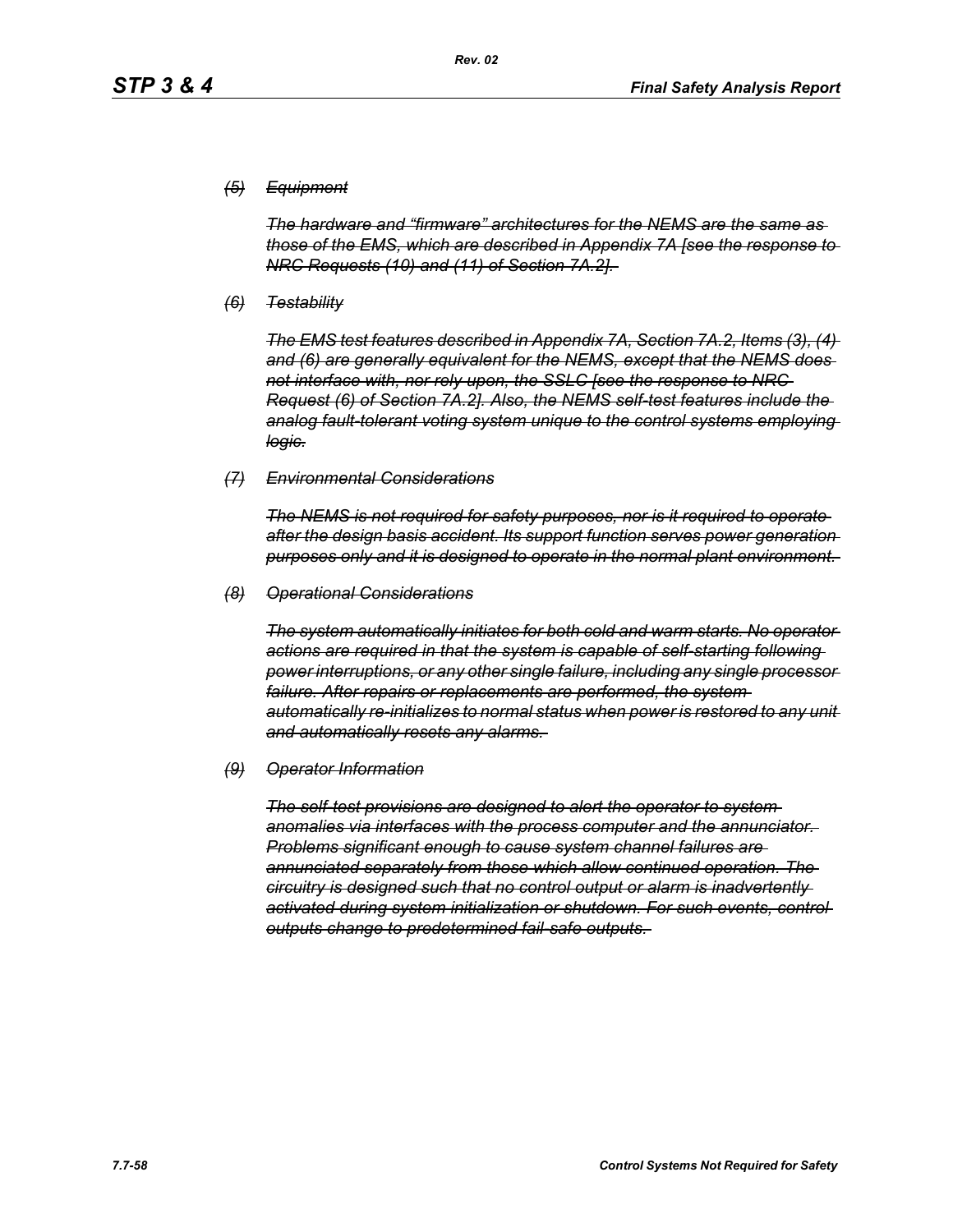*~~(5) Equipment~~*

*~~The hardware and "firmware" architectures for the NEMS are the same as those of the EMS, which are described in Appendix 7A [see the response to NRC Requests (10) and (11) of Section 7A.2].~~*

*~~(6) Testability~~*

*~~The EMS test features described in Appendix 7A, Section 7A.2, Items (3), (4) and (6) are generally equivalent for the NEMS, except that the NEMS does not interface with, nor rely upon, the SSLC [see the response to NRC Request (6) of Section 7A.2]. Also, the NEMS self-test features include the analog fault-tolerant voting system unique to the control systems employing logic.~~*

*~~(7) Environmental Considerations~~*

*~~The NEMS is not required for safety purposes, nor is it required to operate after the design basis accident. Its support function serves power generation purposes only and it is designed to operate in the normal plant environment.~~*

*~~(8) Operational Considerations~~*

*~~The system automatically initiates for both cold and warm starts. No operator actions are required in that the system is capable of self-starting following power interruptions, or any other single failure, including any single processor failure. After repairs or replacements are performed, the system automatically re-initializes to normal status when power is restored to any unit and automatically resets any alarms.~~*

*~~(9) Operator Information~~*

*~~The self-test provisions are designed to alert the operator to system anomalies via interfaces with the process computer and the annunciator. Problems significant enough to cause system channel failures are annunciated separately from those which allow continued operation. The circuitry is designed such that no control output or alarm is inadvertently activated during system initialization or shutdown. For such events, control outputs change to predetermined fail-safe outputs.~~*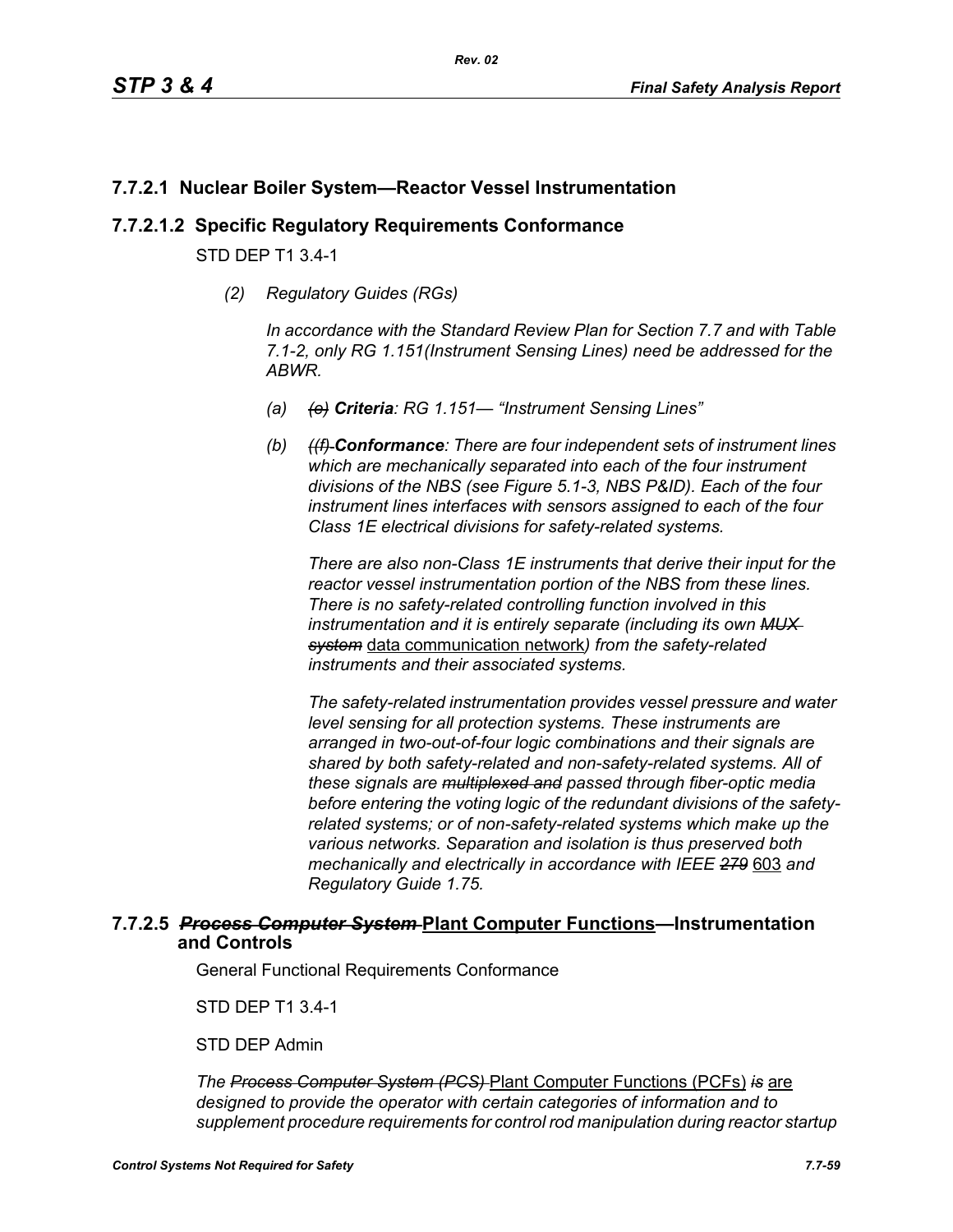## 7.7.2.1 Nuclear Boiler System—Reactor Vessel Instrumentation

### 7.7.2.1.2 Specific Regulatory Requirements Conformance

STD DEP T1 3.4-1

*(2) Regulatory Guides (RGs)*

*In accordance with the Standard Review Plan for Section 7.7 and with Table 7.1-2, only RG 1.151(Instrument Sensing Lines) need be addressed for the ABWR.*

*(a) ~~(e)~~ **Criteria**: RG 1.151— "Instrument Sensing Lines"*

*(b) ~~((f)~~ **Conformance**: There are four independent sets of instrument lines which are mechanically separated into each of the four instrument divisions of the NBS (see Figure 5.1-3, NBS P&ID). Each of the four instrument lines interfaces with sensors assigned to each of the four Class 1E electrical divisions for safety-related systems.*

*There are also non-Class 1E instruments that derive their input for the reactor vessel instrumentation portion of the NBS from these lines. There is no safety-related controlling function involved in this instrumentation and it is entirely separate (including its own ~~MUX system~~* data communication network*) from the safety-related instruments and their associated systems.*

*The safety-related instrumentation provides vessel pressure and water level sensing for all protection systems. These instruments are arranged in two-out-of-four logic combinations and their signals are shared by both safety-related and non-safety-related systems. All of these signals are ~~multiplexed and~~ passed through fiber-optic media before entering the voting logic of the redundant divisions of the safety-related systems; or of non-safety-related systems which make up the various networks. Separation and isolation is thus preserved both mechanically and electrically in accordance with IEEE ~~279~~* 603 *and Regulatory Guide 1.75.*

### 7.7.2.5 ~~*Process Computer System*~~ Plant Computer Functions—Instrumentation and Controls

General Functional Requirements Conformance

STD DEP T1 3.4-1

STD DEP Admin

*The ~~Process Computer System (PCS)~~* Plant Computer Functions (PCFs) *~~is~~* are *designed to provide the operator with certain categories of information and to supplement procedure requirements for control rod manipulation during reactor startup*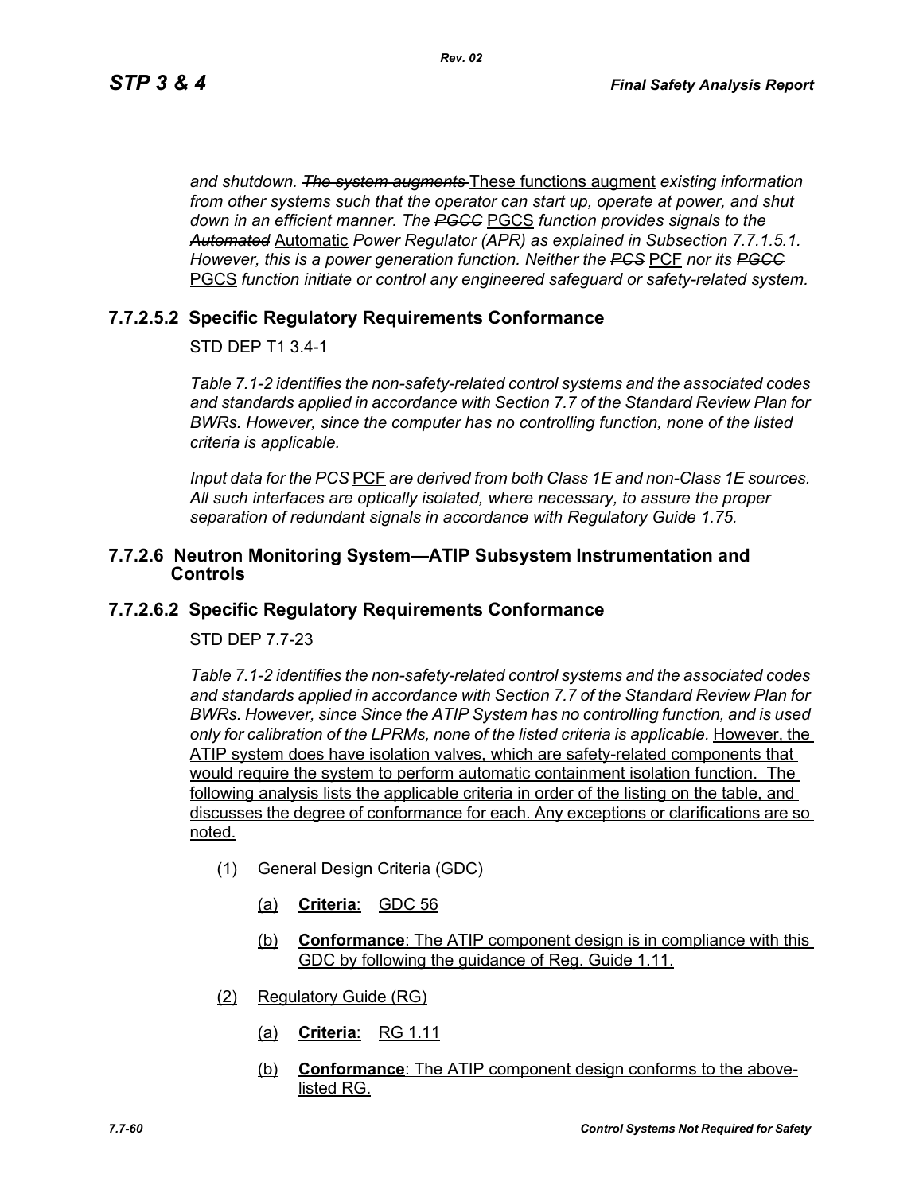*and shutdown. ~~The system augments~~* These functions augment *existing information from other systems such that the operator can start up, operate at power, and shut down in an efficient manner. The ~~PGCC~~* PGCS *function provides signals to the ~~Automated~~* Automatic *Power Regulator (APR) as explained in Subsection 7.7.1.5.1. However, this is a power generation function. Neither the ~~PCS~~* PCF *nor its ~~PGCC~~* PGCS *function initiate or control any engineered safeguard or safety-related system.*

### 7.7.2.5.2 Specific Regulatory Requirements Conformance

STD DEP T1 3.4-1

*Table 7.1-2 identifies the non-safety-related control systems and the associated codes and standards applied in accordance with Section 7.7 of the Standard Review Plan for BWRs. However, since the computer has no controlling function, none of the listed criteria is applicable.*

*Input data for the ~~PCS~~* PCF *are derived from both Class 1E and non-Class 1E sources. All such interfaces are optically isolated, where necessary, to assure the proper separation of redundant signals in accordance with Regulatory Guide 1.75.*

## 7.7.2.6 Neutron Monitoring System—ATIP Subsystem Instrumentation and Controls

### 7.7.2.6.2 Specific Regulatory Requirements Conformance

STD DEP 7.7-23

*Table 7.1-2 identifies the non-safety-related control systems and the associated codes and standards applied in accordance with Section 7.7 of the Standard Review Plan for BWRs. ~~However, since~~ Since the ATIP System has no controlling function, and is used only for calibration of the LPRMs, none of the listed criteria is applicable.* However, the ATIP system does have isolation valves, which are safety-related components that would require the system to perform automatic containment isolation function. The following analysis lists the applicable criteria in order of the listing on the table, and discusses the degree of conformance for each. Any exceptions or clarifications are so noted.

(1) General Design Criteria (GDC)

   (a) **Criteria**: GDC 56

   (b) **Conformance**: The ATIP component design is in compliance with this GDC by following the guidance of Reg. Guide 1.11.

(2) Regulatory Guide (RG)

   (a) **Criteria**: RG 1.11

   (b) **Conformance**: The ATIP component design conforms to the above-listed RG.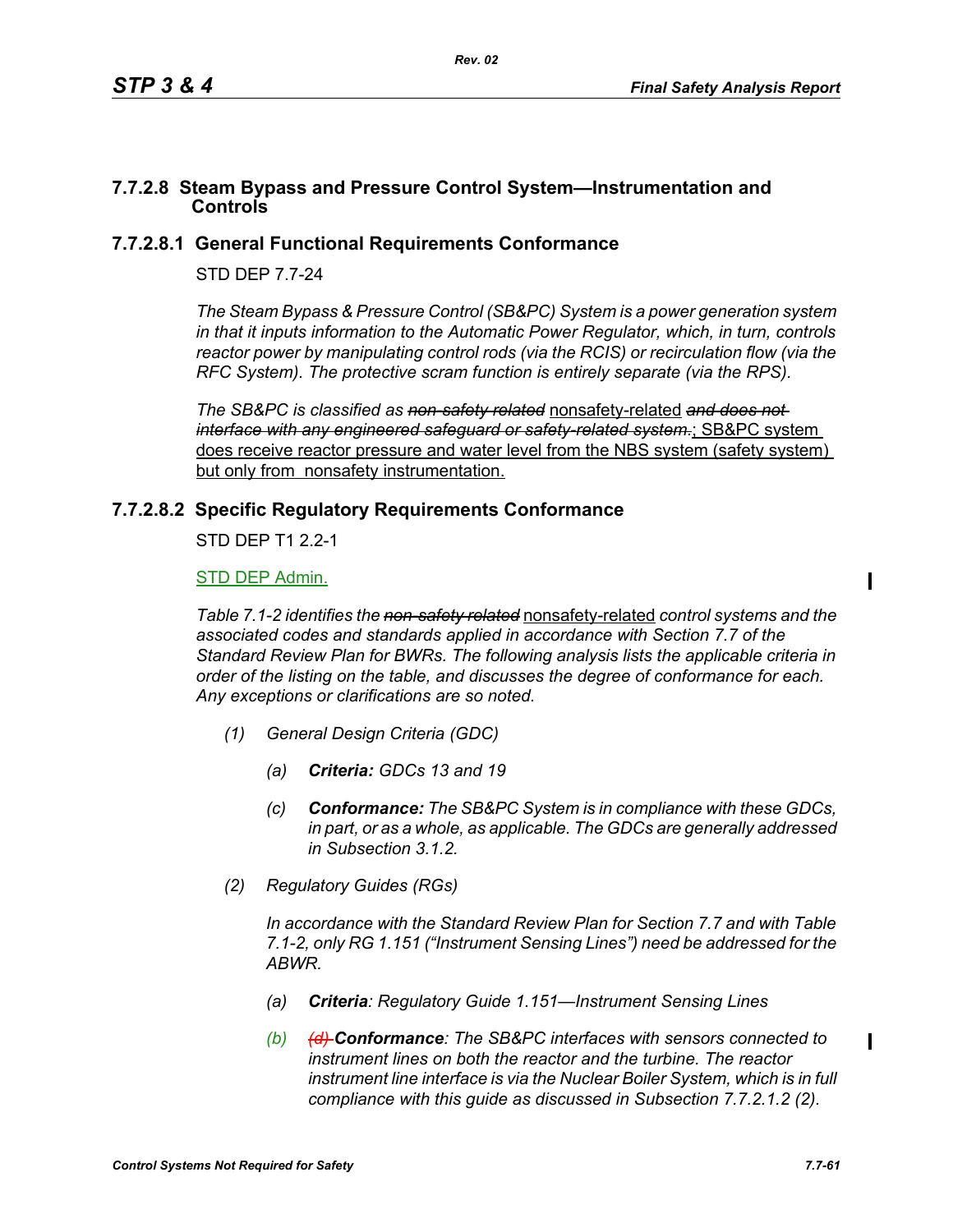## 7.7.2.8 Steam Bypass and Pressure Control System—Instrumentation and Controls

### 7.7.2.8.1 General Functional Requirements Conformance

STD DEP 7.7-24

*The Steam Bypass & Pressure Control (SB&PC) System is a power generation system in that it inputs information to the Automatic Power Regulator, which, in turn, controls reactor power by manipulating control rods (via the RCIS) or recirculation flow (via the RFC System). The protective scram function is entirely separate (via the RPS).*

*The SB&PC is classified as ~~non-safety related~~* nonsafety-related *~~and does not interface with any engineered safeguard or safety-related system.~~*; SB&PC system does receive reactor pressure and water level from the NBS system (safety system) but only from nonsafety instrumentation.

### 7.7.2.8.2 Specific Regulatory Requirements Conformance

STD DEP T1 2.2-1

STD DEP Admin.

*Table 7.1-2 identifies the ~~non-safety related~~* nonsafety-related *control systems and the associated codes and standards applied in accordance with Section 7.7 of the Standard Review Plan for BWRs. The following analysis lists the applicable criteria in order of the listing on the table, and discusses the degree of conformance for each. Any exceptions or clarifications are so noted.*

*(1) General Design Criteria (GDC)*

*(a) **Criteria:** GDCs 13 and 19*

*(c) **Conformance:** The SB&PC System is in compliance with these GDCs, in part, or as a whole, as applicable. The GDCs are generally addressed in Subsection 3.1.2.*

*(2) Regulatory Guides (RGs)*

*In accordance with the Standard Review Plan for Section 7.7 and with Table 7.1-2, only RG 1.151 ("Instrument Sensing Lines") need be addressed for the ABWR.*

*(a) **Criteria**: Regulatory Guide 1.151—Instrument Sensing Lines*

*(b) ~~(d)~~ **Conformance**: The SB&PC interfaces with sensors connected to instrument lines on both the reactor and the turbine. The reactor instrument line interface is via the Nuclear Boiler System, which is in full compliance with this guide as discussed in Subsection 7.7.2.1.2 (2).*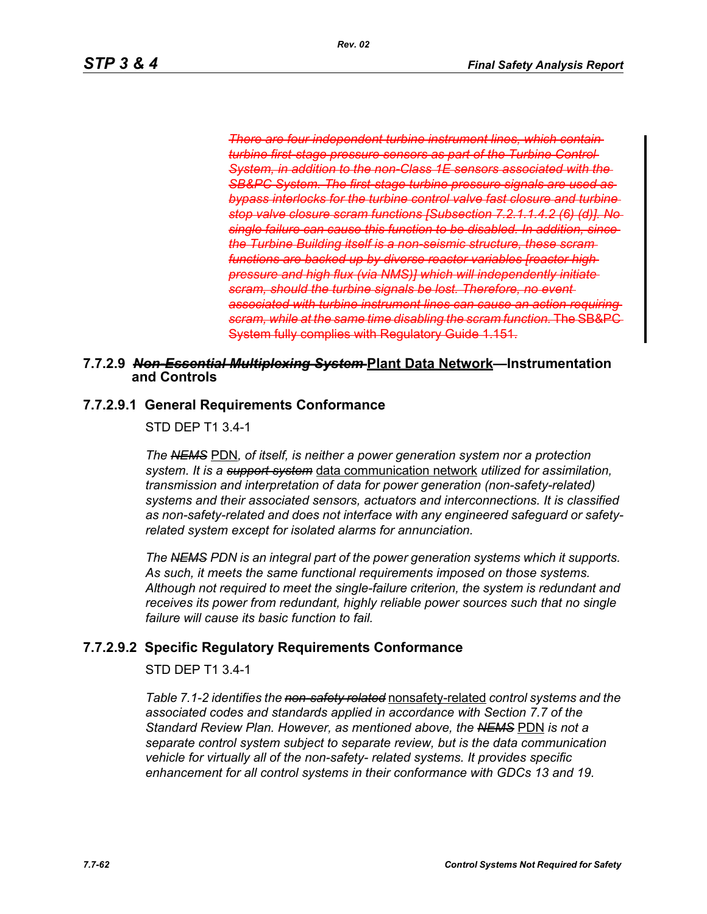~~*There are four independent turbine instrument lines, which contain turbine first-stage pressure sensors as part of the Turbine Control System, in addition to the non-Class 1E sensors associated with the SB&PC System. The first-stage turbine pressure signals are used as bypass interlocks for the turbine control valve fast closure and turbine stop valve closure scram functions [Subsection 7.2.1.1.4.2 (6) (d)]. No single failure can cause this function to be disabled. In addition, since the Turbine Building itself is a non-seismic structure, these scram functions are backed up by diverse reactor variables [reactor high pressure and high flux (via NMS)] which will independently initiate scram, should the turbine signals be lost. Therefore, no event associated with turbine instrument lines can cause an action requiring scram, while at the same time disabling the scram function.*~~ ~~The SB&PC System fully complies with Regulatory Guide 1.151.~~

### 7.7.2.9 ~~*Non-Essential Multiplexing System*~~ Plant Data Network—Instrumentation and Controls

#### 7.7.2.9.1 General Requirements Conformance

STD DEP T1 3.4-1

*The* ~~*NEMS*~~ PDN*, of itself, is neither a power generation system nor a protection system. It is a* ~~*support system*~~ data communication network *utilized for assimilation, transmission and interpretation of data for power generation (non-safety-related) systems and their associated sensors, actuators and interconnections. It is classified as non-safety-related and does not interface with any engineered safeguard or safety-related system except for isolated alarms for annunciation.*

*The* ~~*NEMS*~~ *PDN is an integral part of the power generation systems which it supports. As such, it meets the same functional requirements imposed on those systems. Although not required to meet the single-failure criterion, the system is redundant and receives its power from redundant, highly reliable power sources such that no single failure will cause its basic function to fail.*

#### 7.7.2.9.2 Specific Regulatory Requirements Conformance

STD DEP T1 3.4-1

*Table 7.1-2 identifies the* ~~*non-safety related*~~ nonsafety-related *control systems and the associated codes and standards applied in accordance with Section 7.7 of the Standard Review Plan. However, as mentioned above, the* ~~*NEMS*~~ PDN *is not a separate control system subject to separate review, but is the data communication vehicle for virtually all of the non-safety- related systems. It provides specific enhancement for all control systems in their conformance with GDCs 13 and 19.*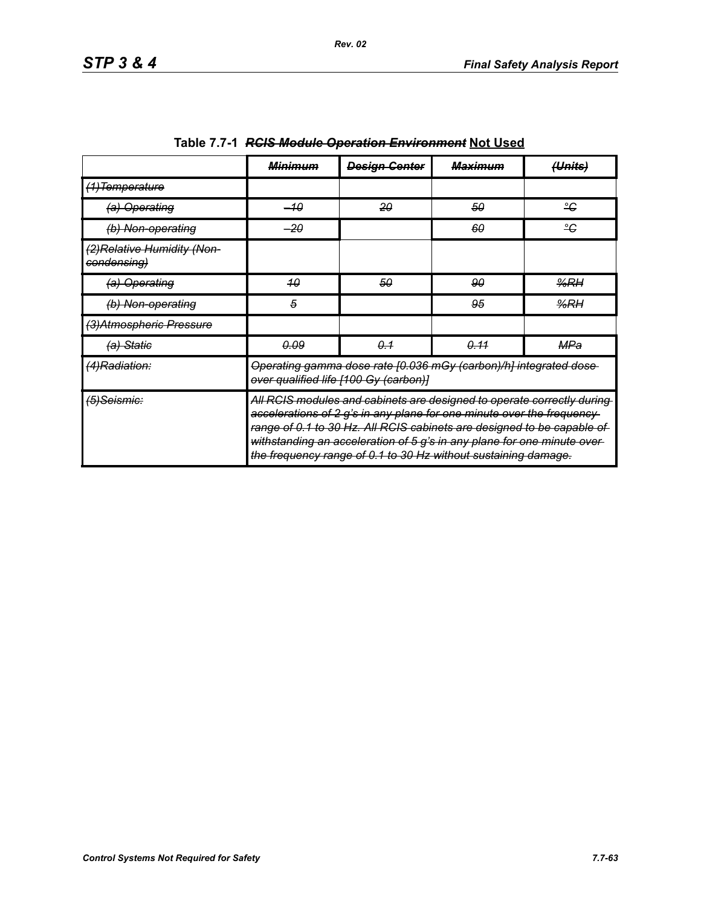**Table 7.7-1 ~~*RCIS Module Operation Environment*~~ Not Used**

| | ~~*Minimum*~~ | ~~*Design Center*~~ | ~~*Maximum*~~ | ~~*(Units)*~~ |
|---|---|---|---|---|
| ~~*(1)Temperature*~~ | | | | |
| ~~*(a) Operating*~~ | ~~*–10*~~ | ~~*20*~~ | ~~*50*~~ | ~~*°C*~~ |
| ~~*(b) Non-operating*~~ | ~~*–20*~~ | | ~~*60*~~ | ~~*°C*~~ |
| ~~*(2)Relative Humidity (Non-condensing)*~~ | | | | |
| ~~*(a) Operating*~~ | ~~*10*~~ | ~~*50*~~ | ~~*90*~~ | ~~*%RH*~~ |
| ~~*(b) Non-operating*~~ | ~~*5*~~ | | ~~*95*~~ | ~~*%RH*~~ |
| ~~*(3)Atmospheric Pressure*~~ | | | | |
| ~~*(a) Static*~~ | ~~*0.09*~~ | ~~*0.1*~~ | ~~*0.11*~~ | ~~*MPa*~~ |
| ~~*(4)Radiation:*~~ | ~~*Operating gamma dose rate [0.036 mGy (carbon)/h] integrated dose over qualified life [100 Gy (carbon)]*~~ | | | |
| ~~*(5)Seismic:*~~ | ~~*All RCIS modules and cabinets are designed to operate correctly during accelerations of 2 g's in any plane for one minute over the frequency range of 0.1 to 30 Hz. All RCIS cabinets are designed to be capable of withstanding an acceleration of 5 g's in any plane for one minute over the frequency range of 0.1 to 30 Hz without sustaining damage.*~~ | | | |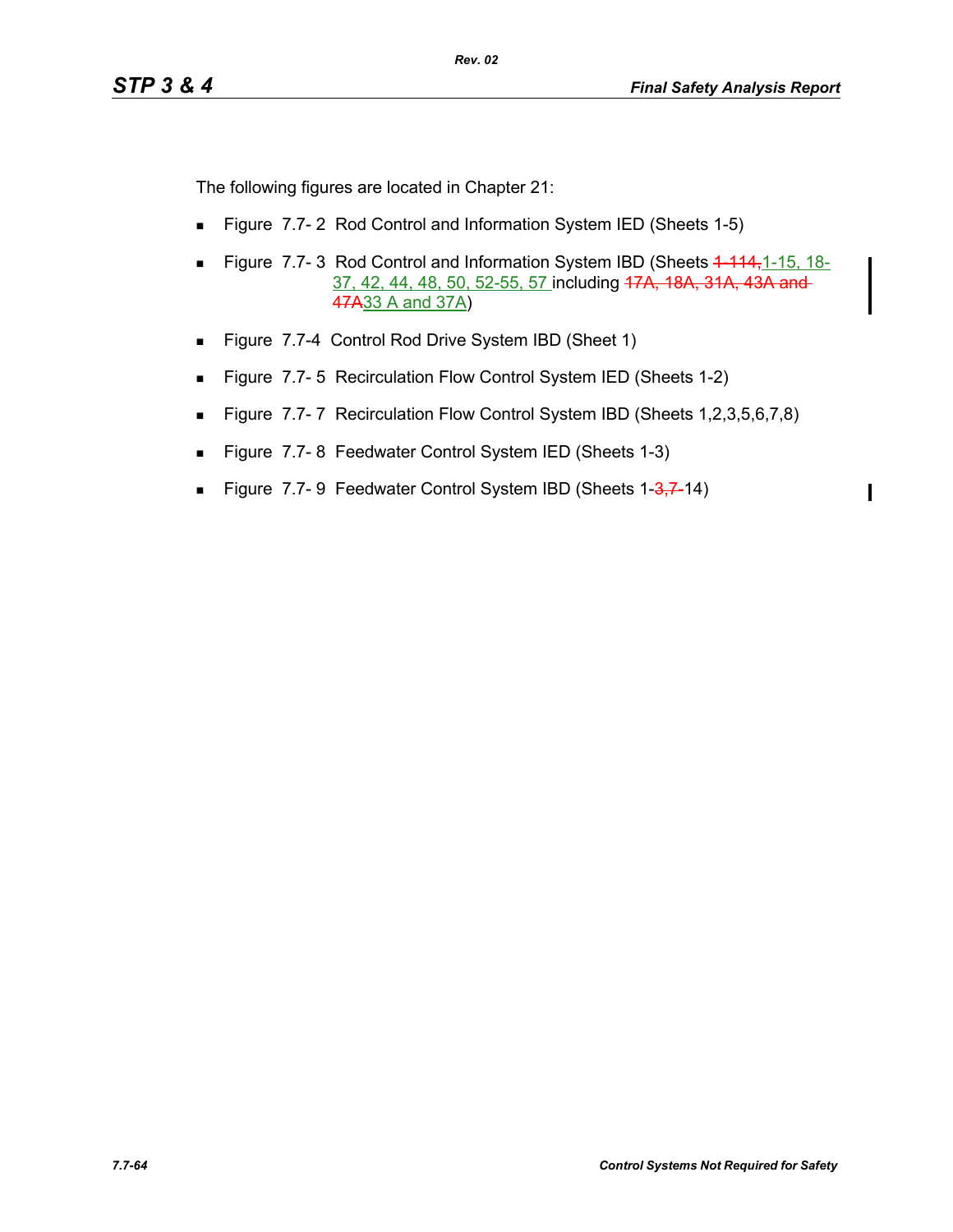The following figures are located in Chapter 21:

- Figure 7.7- 2 Rod Control and Information System IED (Sheets 1-5)
- Figure 7.7- 3 Rod Control and Information System IBD (Sheets ~~1-114,~~1-15, 18-37, 42, 44, 48, 50, 52-55, 57 including ~~17A, 18A, 31A, 43A and 47A~~33 A and 37A)
- Figure 7.7-4 Control Rod Drive System IBD (Sheet 1)
- Figure 7.7- 5 Recirculation Flow Control System IED (Sheets 1-2)
- Figure 7.7- 7 Recirculation Flow Control System IBD (Sheets 1,2,3,5,6,7,8)
- Figure 7.7- 8 Feedwater Control System IED (Sheets 1-3)
- Figure 7.7- 9 Feedwater Control System IBD (Sheets 1-~~3,7-~~14)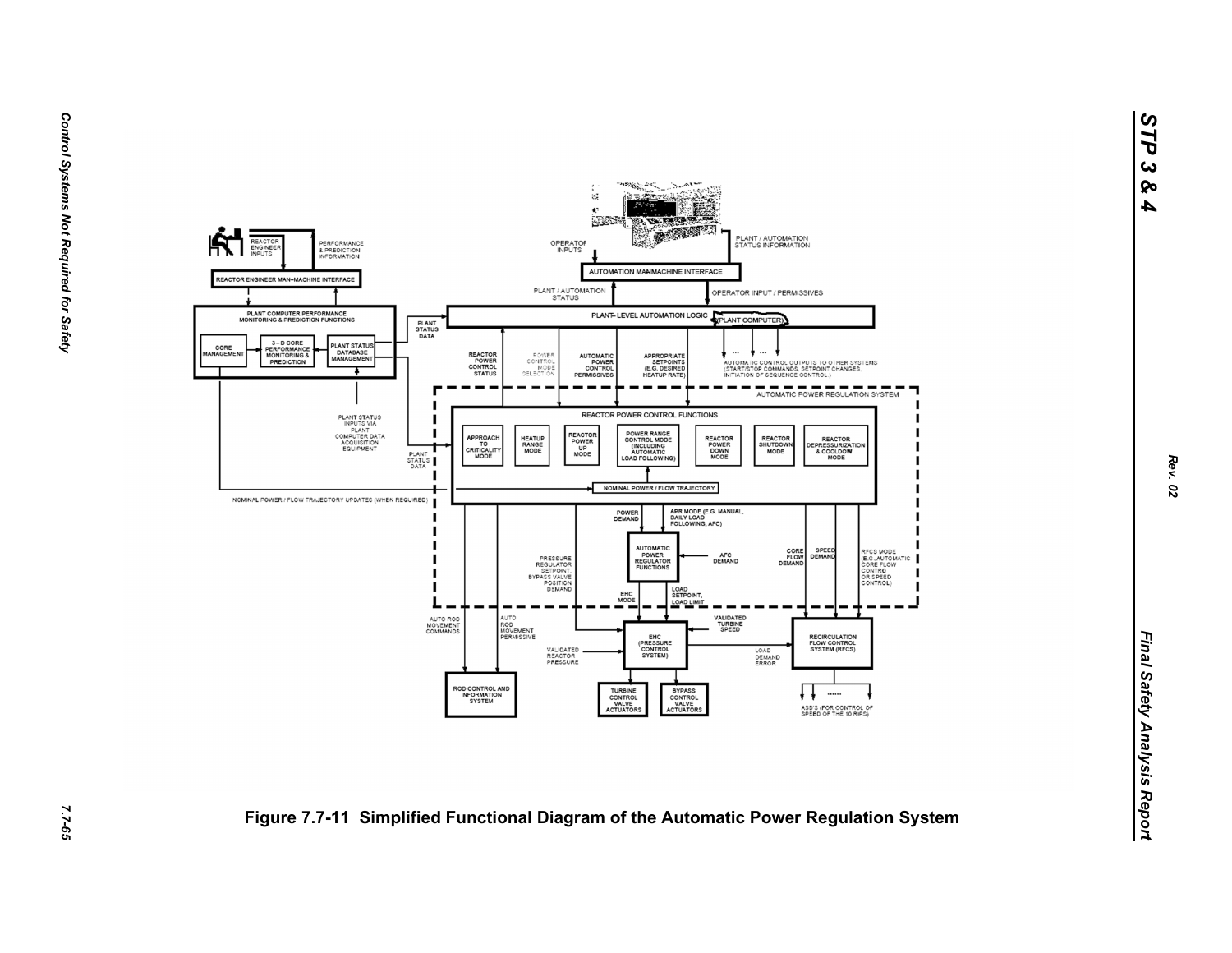**Figure 7.7-11 Simplified Functional Diagram of the Automatic Power Regulation System**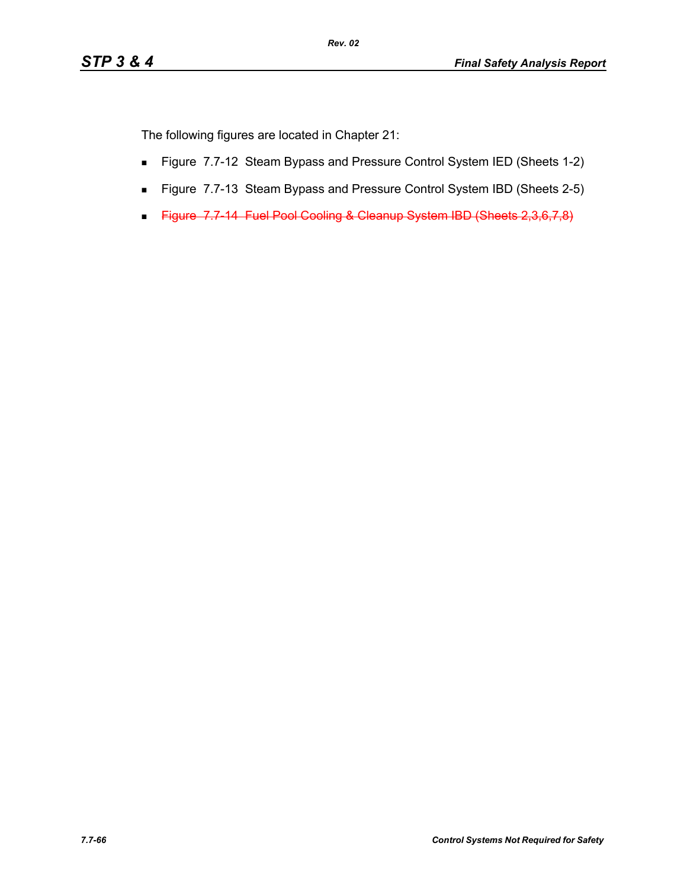The following figures are located in Chapter 21:

- Figure 7.7-12 Steam Bypass and Pressure Control System IED (Sheets 1-2)
- Figure 7.7-13 Steam Bypass and Pressure Control System IBD (Sheets 2-5)
- ~~Figure 7.7-14 Fuel Pool Cooling & Cleanup System IBD (Sheets 2,3,6,7,8)~~